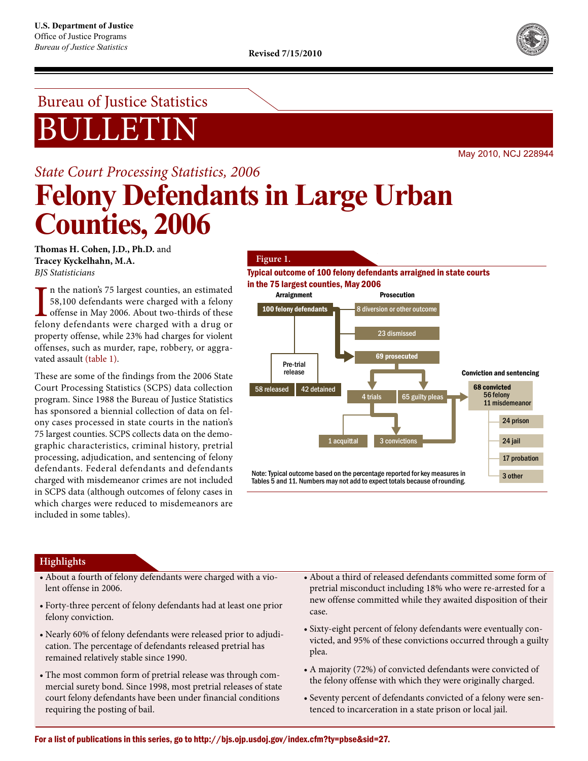U.S. Department of Justice
Office of Justice Programs
*Bureau of Justice Statistics*

**Revised 7/15/2010**

Bureau of Justice Statistics

# BULLETIN

May 2010, NCJ 228944

*State Court Processing Statistics, 2006*

# Felony Defendants in Large Urban Counties, 2006

**Thomas H. Cohen, J.D., Ph.D.** and
**Tracey Kyckelhahn, M.A.**
*BJS Statisticians*

In the nation's 75 largest counties, an estimated 58,100 defendants were charged with a felony offense in May 2006. About two-thirds of these felony defendants were charged with a drug or property offense, while 23% had charges for violent offenses, such as murder, rape, robbery, or aggravated assault (table 1).

These are some of the findings from the 2006 State Court Processing Statistics (SCPS) data collection program. Since 1988 the Bureau of Justice Statistics has sponsored a biennial collection of data on felony cases processed in state courts in the nation's 75 largest counties. SCPS collects data on the demographic characteristics, criminal history, pretrial processing, adjudication, and sentencing of felony defendants. Federal defendants and defendants charged with misdemeanor crimes are not included in SCPS data (although outcomes of felony cases in which charges were reduced to misdemeanors are included in some tables).

**Figure 1.**

**Typical outcome of 100 felony defendants arraigned in state courts in the 75 largest counties, May 2006**

Arraignment
Prosecution
100 felony defendants
8 diversion or other outcome
23 dismissed
69 prosecuted
Pre-trial release
58 released
42 detained
4 trials
65 guilty pleas
1 acquittal
3 convictions
Conviction and sentencing
68 convicted
56 felony
11 misdemeanor
24 prison
24 jail
17 probation
3 other

Note: Typical outcome based on the percentage reported for key measures in Tables 5 and 11. Numbers may not add to expect totals because of rounding.

## Highlights

- About a fourth of felony defendants were charged with a violent offense in 2006.
- Forty-three percent of felony defendants had at least one prior felony conviction.
- Nearly 60% of felony defendants were released prior to adjudication. The percentage of defendants released pretrial has remained relatively stable since 1990.
- The most common form of pretrial release was through commercial surety bond. Since 1998, most pretrial releases of state court felony defendants have been under financial conditions requiring the posting of bail.
- About a third of released defendants committed some form of pretrial misconduct including 18% who were re-arrested for a new offense committed while they awaited disposition of their case.
- Sixty-eight percent of felony defendants were eventually convicted, and 95% of these convictions occurred through a guilty plea.
- A majority (72%) of convicted defendants were convicted of the felony offense with which they were originally charged.
- Seventy percent of defendants convicted of a felony were sentenced to incarceration in a state prison or local jail.

**For a list of publications in this series, go to http://bjs.ojp.usdoj.gov/index.cfm?ty=pbse&sid=27.**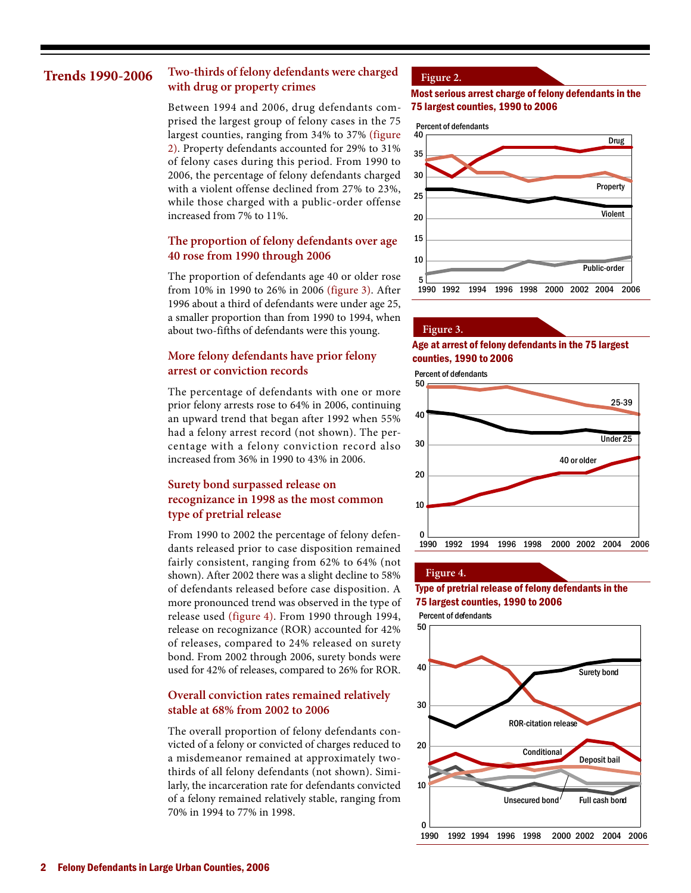## Trends 1990-2006

### Two-thirds of felony defendants were charged with drug or property crimes

Between 1994 and 2006, drug defendants comprised the largest group of felony cases in the 75 largest counties, ranging from 34% to 37% (figure 2). Property defendants accounted for 29% to 31% of felony cases during this period. From 1990 to 2006, the percentage of felony defendants charged with a violent offense declined from 27% to 23%, while those charged with a public-order offense increased from 7% to 11%.

### The proportion of felony defendants over age 40 rose from 1990 through 2006

The proportion of defendants age 40 or older rose from 10% in 1990 to 26% in 2006 (figure 3). After 1996 about a third of defendants were under age 25, a smaller proportion than from 1990 to 1994, when about two-fifths of defendants were this young.

### More felony defendants have prior felony arrest or conviction records

The percentage of defendants with one or more prior felony arrests rose to 64% in 2006, continuing an upward trend that began after 1992 when 55% had a felony arrest record (not shown). The percentage with a felony conviction record also increased from 36% in 1990 to 43% in 2006.

### Surety bond surpassed release on recognizance in 1998 as the most common type of pretrial release

From 1990 to 2002 the percentage of felony defendants released prior to case disposition remained fairly consistent, ranging from 62% to 64% (not shown). After 2002 there was a slight decline to 58% of defendants released before case disposition. A more pronounced trend was observed in the type of release used (figure 4). From 1990 through 1994, release on recognizance (ROR) accounted for 42% of releases, compared to 24% released on surety bond. From 2002 through 2006, surety bonds were used for 42% of releases, compared to 26% for ROR.

### Overall conviction rates remained relatively stable at 68% from 2002 to 2006

The overall proportion of felony defendants convicted of a felony or convicted of charges reduced to a misdemeanor remained at approximately two-thirds of all felony defendants (not shown). Similarly, the incarceration rate for defendants convicted of a felony remained relatively stable, ranging from 70% in 1994 to 77% in 1998.

**Figure 2.**

**Most serious arrest charge of felony defendants in the 75 largest counties, 1990 to 2006**

Percent of defendants
40
35
30
25
20
15
10
5
1990 1992 1994 1996 1998 2000 2002 2004 2006
Drug
Property
Violent
Public-order

**Figure 3.**

**Age at arrest of felony defendants in the 75 largest counties, 1990 to 2006**

Percent of defendants
50
40
30
20
10
0
1990 1992 1994 1996 1998 2000 2002 2004 2006
25-39
Under 25
40 or older

**Figure 4.**

**Type of pretrial release of felony defendants in the 75 largest counties, 1990 to 2006**

Percent of defendants
50
40
30
20
10
0
1990 1992 1994 1996 1998 2000 2002 2004 2006
Surety bond
ROR-citation release
Conditional
Deposit bail
Unsecured bond
Full cash bond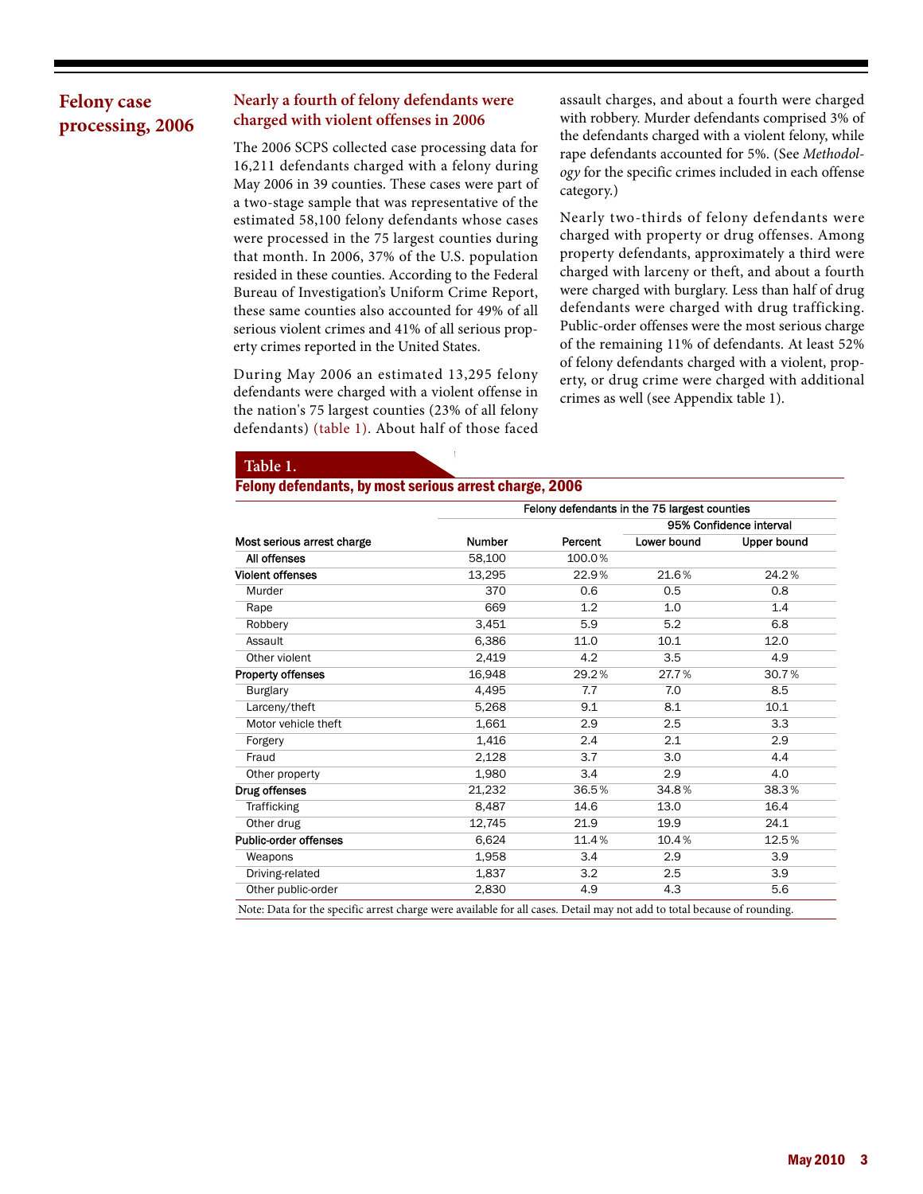## Felony case processing, 2006

### Nearly a fourth of felony defendants were charged with violent offenses in 2006

The 2006 SCPS collected case processing data for 16,211 defendants charged with a felony during May 2006 in 39 counties. These cases were part of a two-stage sample that was representative of the estimated 58,100 felony defendants whose cases were processed in the 75 largest counties during that month. In 2006, 37% of the U.S. population resided in these counties. According to the Federal Bureau of Investigation's Uniform Crime Report, these same counties also accounted for 49% of all serious violent crimes and 41% of all serious property crimes reported in the United States.

During May 2006 an estimated 13,295 felony defendants were charged with a violent offense in the nation's 75 largest counties (23% of all felony defendants) (table 1). About half of those faced assault charges, and about a fourth were charged with robbery. Murder defendants comprised 3% of the defendants charged with a violent felony, while rape defendants accounted for 5%. (See *Methodology* for the specific crimes included in each offense category.)

Nearly two-thirds of felony defendants were charged with property or drug offenses. Among property defendants, approximately a third were charged with larceny or theft, and about a fourth were charged with burglary. Less than half of drug defendants were charged with drug trafficking. Public-order offenses were the most serious charge of the remaining 11% of defendants. At least 52% of felony defendants charged with a violent, property, or drug crime were charged with additional crimes as well (see Appendix table 1).

**Table 1.**
**Felony defendants, by most serious arrest charge, 2006**

| | Felony defendants in the 75 largest counties | | | |
|---|---|---|---|---|
| | | | 95% Confidence interval | |
| Most serious arrest charge | Number | Percent | Lower bound | Upper bound |
| All offenses | 58,100 | 100.0% | | |
| Violent offenses | 13,295 | 22.9% | 21.6% | 24.2% |
| Murder | 370 | 0.6 | 0.5 | 0.8 |
| Rape | 669 | 1.2 | 1.0 | 1.4 |
| Robbery | 3,451 | 5.9 | 5.2 | 6.8 |
| Assault | 6,386 | 11.0 | 10.1 | 12.0 |
| Other violent | 2,419 | 4.2 | 3.5 | 4.9 |
| Property offenses | 16,948 | 29.2% | 27.7% | 30.7% |
| Burglary | 4,495 | 7.7 | 7.0 | 8.5 |
| Larceny/theft | 5,268 | 9.1 | 8.1 | 10.1 |
| Motor vehicle theft | 1,661 | 2.9 | 2.5 | 3.3 |
| Forgery | 1,416 | 2.4 | 2.1 | 2.9 |
| Fraud | 2,128 | 3.7 | 3.0 | 4.4 |
| Other property | 1,980 | 3.4 | 2.9 | 4.0 |
| Drug offenses | 21,232 | 36.5% | 34.8% | 38.3% |
| Trafficking | 8,487 | 14.6 | 13.0 | 16.4 |
| Other drug | 12,745 | 21.9 | 19.9 | 24.1 |
| Public-order offenses | 6,624 | 11.4% | 10.4% | 12.5% |
| Weapons | 1,958 | 3.4 | 2.9 | 3.9 |
| Driving-related | 1,837 | 3.2 | 2.5 | 3.9 |
| Other public-order | 2,830 | 4.9 | 4.3 | 5.6 |

Note: Data for the specific arrest charge were available for all cases. Detail may not add to total because of rounding.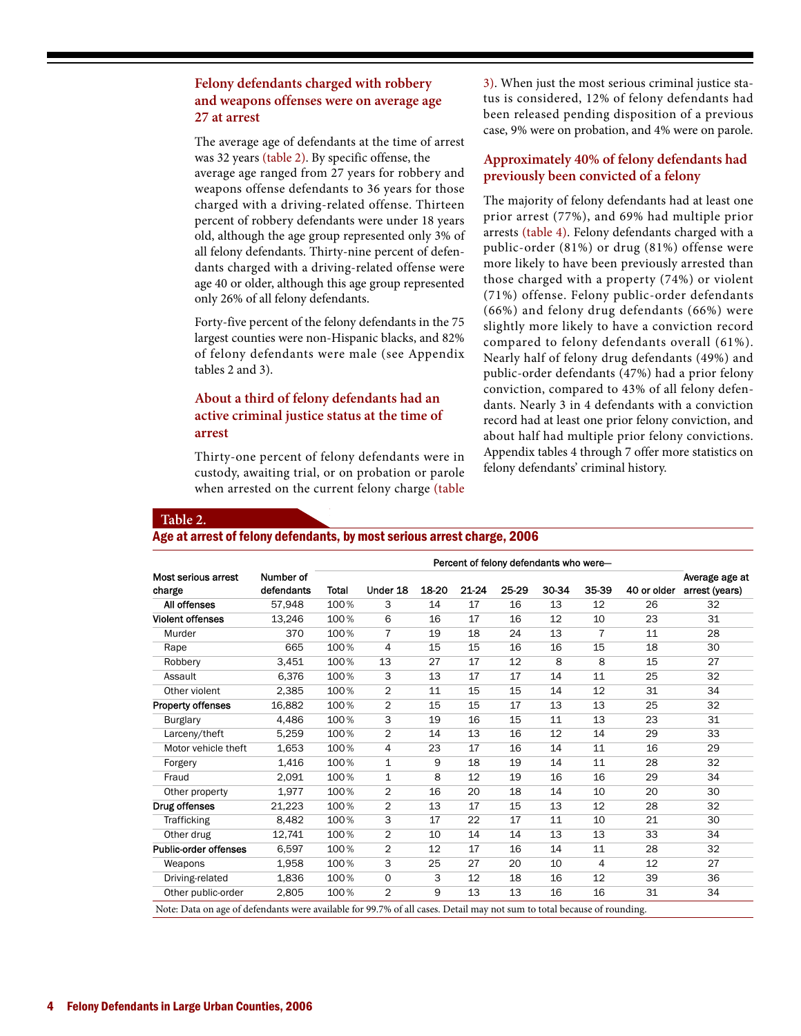### Felony defendants charged with robbery and weapons offenses were on average age 27 at arrest

The average age of defendants at the time of arrest was 32 years (table 2). By specific offense, the average age ranged from 27 years for robbery and weapons offense defendants to 36 years for those charged with a driving-related offense. Thirteen percent of robbery defendants were under 18 years old, although the age group represented only 3% of all felony defendants. Thirty-nine percent of defendants charged with a driving-related offense were age 40 or older, although this age group represented only 26% of all felony defendants.

Forty-five percent of the felony defendants in the 75 largest counties were non-Hispanic blacks, and 82% of felony defendants were male (see Appendix tables 2 and 3).

### About a third of felony defendants had an active criminal justice status at the time of arrest

Thirty-one percent of felony defendants were in custody, awaiting trial, or on probation or parole when arrested on the current felony charge (table 3). When just the most serious criminal justice status is considered, 12% of felony defendants had been released pending disposition of a previous case, 9% were on probation, and 4% were on parole.

### Approximately 40% of felony defendants had previously been convicted of a felony

The majority of felony defendants had at least one prior arrest (77%), and 69% had multiple prior arrests (table 4). Felony defendants charged with a public-order (81%) or drug (81%) offense were more likely to have been previously arrested than those charged with a property (74%) or violent (71%) offense. Felony public-order defendants (66%) and felony drug defendants (66%) were slightly more likely to have a conviction record compared to felony defendants overall (61%). Nearly half of felony drug defendants (49%) and public-order defendants (47%) had a prior felony conviction, compared to 43% of all felony defendants. Nearly 3 in 4 defendants with a conviction record had at least one prior felony conviction, and about half had multiple prior felony convictions. Appendix tables 4 through 7 offer more statistics on felony defendants' criminal history.

**Table 2.**
**Age at arrest of felony defendants, by most serious arrest charge, 2006**

| | | Percent of felony defendants who were— | | | | | | | | |
|---|---|---|---|---|---|---|---|---|---|---|
| Most serious arrest charge | Number of defendants | Total | Under 18 | 18-20 | 21-24 | 25-29 | 30-34 | 35-39 | 40 or older | Average age at arrest (years) |
| All offenses | 57,948 | 100% | 3 | 14 | 17 | 16 | 13 | 12 | 26 | 32 |
| Violent offenses | 13,246 | 100% | 6 | 16 | 17 | 16 | 12 | 10 | 23 | 31 |
| Murder | 370 | 100% | 7 | 19 | 18 | 24 | 13 | 7 | 11 | 28 |
| Rape | 665 | 100% | 4 | 15 | 15 | 16 | 16 | 15 | 18 | 30 |
| Robbery | 3,451 | 100% | 13 | 27 | 17 | 12 | 8 | 8 | 15 | 27 |
| Assault | 6,376 | 100% | 3 | 13 | 17 | 17 | 14 | 11 | 25 | 32 |
| Other violent | 2,385 | 100% | 2 | 11 | 15 | 15 | 14 | 12 | 31 | 34 |
| Property offenses | 16,882 | 100% | 2 | 15 | 15 | 17 | 13 | 13 | 25 | 32 |
| Burglary | 4,486 | 100% | 3 | 19 | 16 | 15 | 11 | 13 | 23 | 31 |
| Larceny/theft | 5,259 | 100% | 2 | 14 | 13 | 16 | 12 | 14 | 29 | 33 |
| Motor vehicle theft | 1,653 | 100% | 4 | 23 | 17 | 16 | 14 | 11 | 16 | 29 |
| Forgery | 1,416 | 100% | 1 | 9 | 18 | 19 | 14 | 11 | 28 | 32 |
| Fraud | 2,091 | 100% | 1 | 8 | 12 | 19 | 16 | 16 | 29 | 34 |
| Other property | 1,977 | 100% | 2 | 16 | 20 | 18 | 14 | 10 | 20 | 30 |
| Drug offenses | 21,223 | 100% | 2 | 13 | 17 | 15 | 13 | 12 | 28 | 32 |
| Trafficking | 8,482 | 100% | 3 | 17 | 22 | 17 | 11 | 10 | 21 | 30 |
| Other drug | 12,741 | 100% | 2 | 10 | 14 | 14 | 13 | 13 | 33 | 34 |
| Public-order offenses | 6,597 | 100% | 2 | 12 | 17 | 16 | 14 | 11 | 28 | 32 |
| Weapons | 1,958 | 100% | 3 | 25 | 27 | 20 | 10 | 4 | 12 | 27 |
| Driving-related | 1,836 | 100% | 0 | 3 | 12 | 18 | 16 | 12 | 39 | 36 |
| Other public-order | 2,805 | 100% | 2 | 9 | 13 | 13 | 16 | 16 | 31 | 34 |

Note: Data on age of defendants were available for 99.7% of all cases. Detail may not sum to total because of rounding.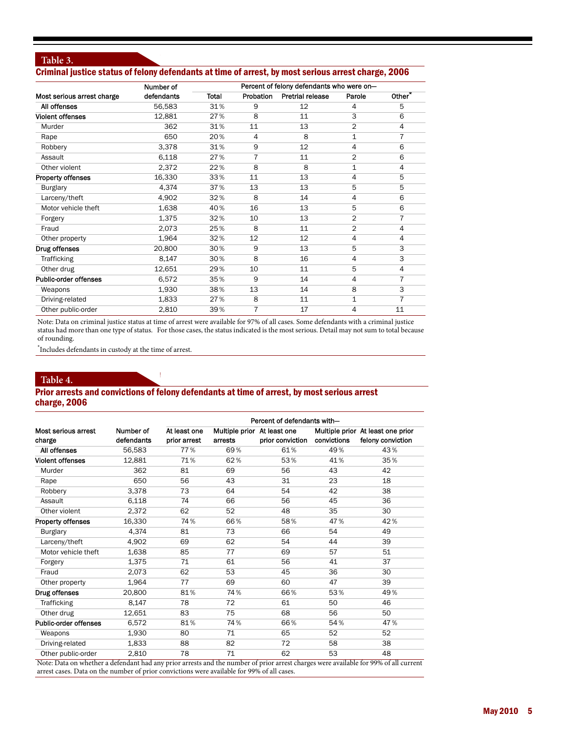## Table 3.

### Criminal justice status of felony defendants at time of arrest, by most serious arrest charge, 2006

| Most serious arrest charge | Number of defendants | Percent of felony defendants who were on— | | | | |
|---|---|---|---|---|---|---|
| | | Total | Probation | Pretrial release | Parole | Other* |
| All offenses | 56,583 | 31% | 9 | 12 | 4 | 5 |
| Violent offenses | 12,881 | 27% | 8 | 11 | 3 | 6 |
| Murder | 362 | 31% | 11 | 13 | 2 | 4 |
| Rape | 650 | 20% | 4 | 8 | 1 | 7 |
| Robbery | 3,378 | 31% | 9 | 12 | 4 | 6 |
| Assault | 6,118 | 27% | 7 | 11 | 2 | 6 |
| Other violent | 2,372 | 22% | 8 | 8 | 1 | 4 |
| Property offenses | 16,330 | 33% | 11 | 13 | 4 | 5 |
| Burglary | 4,374 | 37% | 13 | 13 | 5 | 5 |
| Larceny/theft | 4,902 | 32% | 8 | 14 | 4 | 6 |
| Motor vehicle theft | 1,638 | 40% | 16 | 13 | 5 | 6 |
| Forgery | 1,375 | 32% | 10 | 13 | 2 | 7 |
| Fraud | 2,073 | 25% | 8 | 11 | 2 | 4 |
| Other property | 1,964 | 32% | 12 | 12 | 4 | 4 |
| Drug offenses | 20,800 | 30% | 9 | 13 | 5 | 3 |
| Trafficking | 8,147 | 30% | 8 | 16 | 4 | 3 |
| Other drug | 12,651 | 29% | 10 | 11 | 5 | 4 |
| Public-order offenses | 6,572 | 35% | 9 | 14 | 4 | 7 |
| Weapons | 1,930 | 38% | 13 | 14 | 8 | 3 |
| Driving-related | 1,833 | 27% | 8 | 11 | 1 | 7 |
| Other public-order | 2,810 | 39% | 7 | 17 | 4 | 11 |

Note: Data on criminal justice status at time of arrest were available for 97% of all cases. Some defendants with a criminal justice status had more than one type of status. For those cases, the status indicated is the most serious. Detail may not sum to total because of rounding.

*Includes defendants in custody at the time of arrest.

## Table 4.

### Prior arrests and convictions of felony defendants at time of arrest, by most serious arrest charge, 2006

| Most serious arrest charge | Number of defendants | Percent of defendants with— | | | | |
|---|---|---|---|---|---|---|
| | | At least one prior arrest | Multiple prior arrests | At least one prior conviction | Multiple prior convictions | At least one prior felony conviction |
| All offenses | 56,583 | 77% | 69% | 61% | 49% | 43% |
| Violent offenses | 12,881 | 71% | 62% | 53% | 41% | 35% |
| Murder | 362 | 81 | 69 | 56 | 43 | 42 |
| Rape | 650 | 56 | 43 | 31 | 23 | 18 |
| Robbery | 3,378 | 73 | 64 | 54 | 42 | 38 |
| Assault | 6,118 | 74 | 66 | 56 | 45 | 36 |
| Other violent | 2,372 | 62 | 52 | 48 | 35 | 30 |
| Property offenses | 16,330 | 74% | 66% | 58% | 47% | 42% |
| Burglary | 4,374 | 81 | 73 | 66 | 54 | 49 |
| Larceny/theft | 4,902 | 69 | 62 | 54 | 44 | 39 |
| Motor vehicle theft | 1,638 | 85 | 77 | 69 | 57 | 51 |
| Forgery | 1,375 | 71 | 61 | 56 | 41 | 37 |
| Fraud | 2,073 | 62 | 53 | 45 | 36 | 30 |
| Other property | 1,964 | 77 | 69 | 60 | 47 | 39 |
| Drug offenses | 20,800 | 81% | 74% | 66% | 53% | 49% |
| Trafficking | 8,147 | 78 | 72 | 61 | 50 | 46 |
| Other drug | 12,651 | 83 | 75 | 68 | 56 | 50 |
| Public-order offenses | 6,572 | 81% | 74% | 66% | 54% | 47% |
| Weapons | 1,930 | 80 | 71 | 65 | 52 | 52 |
| Driving-related | 1,833 | 88 | 82 | 72 | 58 | 38 |
| Other public-order | 2,810 | 78 | 71 | 62 | 53 | 48 |

Note: Data on whether a defendant had any prior arrests and the number of prior arrest charges were available for 99% of all current arrest cases. Data on the number of prior convictions were available for 99% of all cases.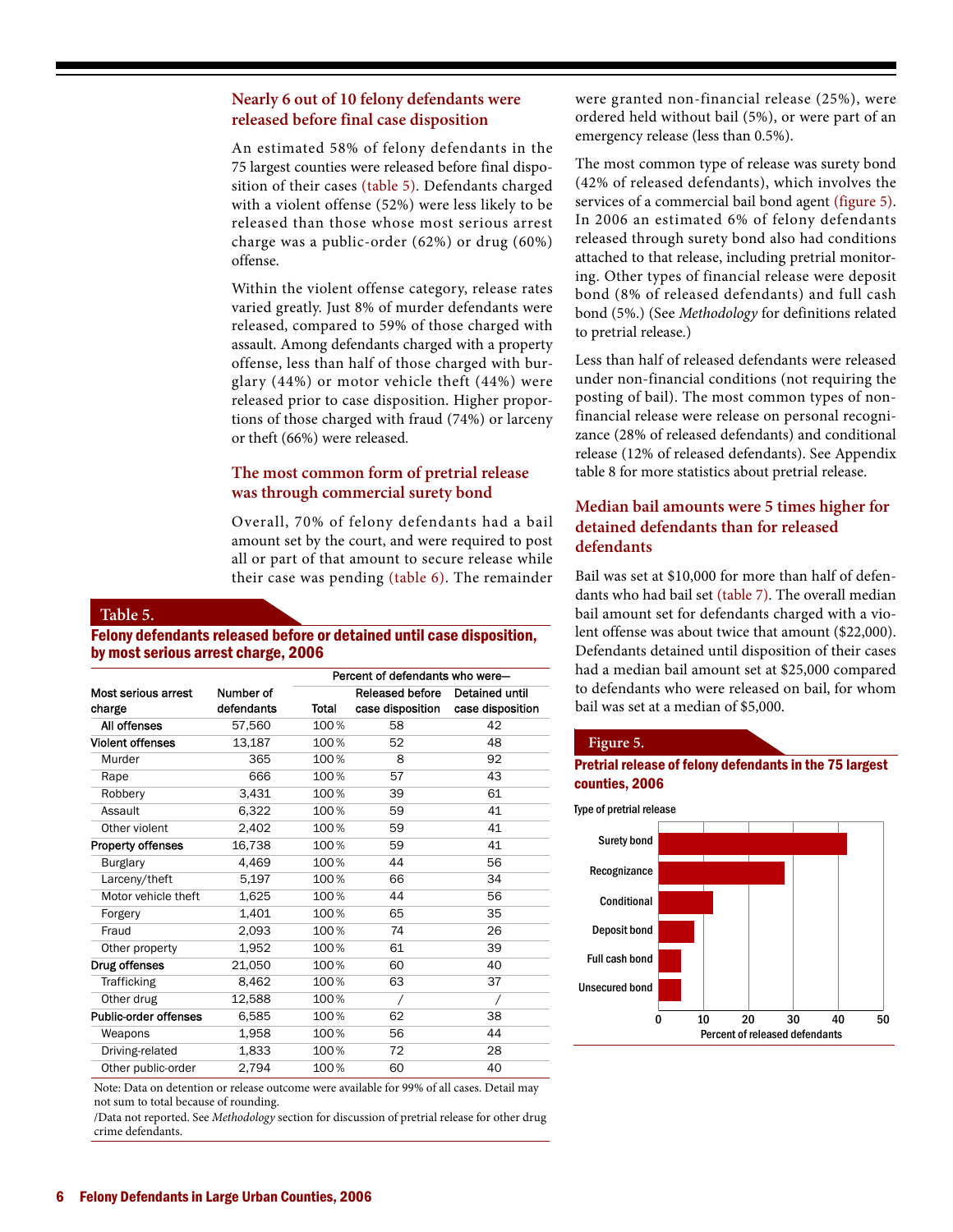## Nearly 6 out of 10 felony defendants were released before final case disposition

An estimated 58% of felony defendants in the 75 largest counties were released before final disposition of their cases (table 5). Defendants charged with a violent offense (52%) were less likely to be released than those whose most serious arrest charge was a public-order (62%) or drug (60%) offense.

Within the violent offense category, release rates varied greatly. Just 8% of murder defendants were released, compared to 59% of those charged with assault. Among defendants charged with a property offense, less than half of those charged with burglary (44%) or motor vehicle theft (44%) were released prior to case disposition. Higher proportions of those charged with fraud (74%) or larceny or theft (66%) were released.

## The most common form of pretrial release was through commercial surety bond

Overall, 70% of felony defendants had a bail amount set by the court, and were required to post all or part of that amount to secure release while their case was pending (table 6). The remainder were granted non-financial release (25%), were ordered held without bail (5%), or were part of an emergency release (less than 0.5%).

The most common type of release was surety bond (42% of released defendants), which involves the services of a commercial bail bond agent (figure 5). In 2006 an estimated 6% of felony defendants released through surety bond also had conditions attached to that release, including pretrial monitoring. Other types of financial release were deposit bond (8% of released defendants) and full cash bond (5%.) (See *Methodology* for definitions related to pretrial release.)

Less than half of released defendants were released under non-financial conditions (not requiring the posting of bail). The most common types of non-financial release were release on personal recognizance (28% of released defendants) and conditional release (12% of released defendants). See Appendix table 8 for more statistics about pretrial release.

**Table 5.**
**Felony defendants released before or detained until case disposition, by most serious arrest charge, 2006**

| | | Percent of defendants who were— | | |
|---|---|---|---|---|
| Most serious arrest charge | Number of defendants | Total | Released before case disposition | Detained until case disposition |
| All offenses | 57,560 | 100% | 58 | 42 |
| Violent offenses | 13,187 | 100% | 52 | 48 |
| Murder | 365 | 100% | 8 | 92 |
| Rape | 666 | 100% | 57 | 43 |
| Robbery | 3,431 | 100% | 39 | 61 |
| Assault | 6,322 | 100% | 59 | 41 |
| Other violent | 2,402 | 100% | 59 | 41 |
| Property offenses | 16,738 | 100% | 59 | 41 |
| Burglary | 4,469 | 100% | 44 | 56 |
| Larceny/theft | 5,197 | 100% | 66 | 34 |
| Motor vehicle theft | 1,625 | 100% | 44 | 56 |
| Forgery | 1,401 | 100% | 65 | 35 |
| Fraud | 2,093 | 100% | 74 | 26 |
| Other property | 1,952 | 100% | 61 | 39 |
| Drug offenses | 21,050 | 100% | 60 | 40 |
| Trafficking | 8,462 | 100% | 63 | 37 |
| Other drug | 12,588 | 100% | / | / |
| Public-order offenses | 6,585 | 100% | 62 | 38 |
| Weapons | 1,958 | 100% | 56 | 44 |
| Driving-related | 1,833 | 100% | 72 | 28 |
| Other public-order | 2,794 | 100% | 60 | 40 |

Note: Data on detention or release outcome were available for 99% of all cases. Detail may not sum to total because of rounding.
/Data not reported. See *Methodology* section for discussion of pretrial release for other drug crime defendants.

## Median bail amounts were 5 times higher for detained defendants than for released defendants

Bail was set at $10,000 for more than half of defendants who had bail set (table 7). The overall median bail amount set for defendants charged with a violent offense was about twice that amount ($22,000). Defendants detained until disposition of their cases had a median bail amount set at $25,000 compared to defendants who were released on bail, for whom bail was set at a median of $5,000.

**Figure 5.**
**Pretrial release of felony defendants in the 75 largest counties, 2006**

| Type of pretrial release | Percent of released defendants |
|---|---|
| Surety bond | 42 |
| Recognizance | 28 |
| Conditional | 12 |
| Deposit bond | 8 |
| Full cash bond | 5 |
| Unsecured bond | 5 |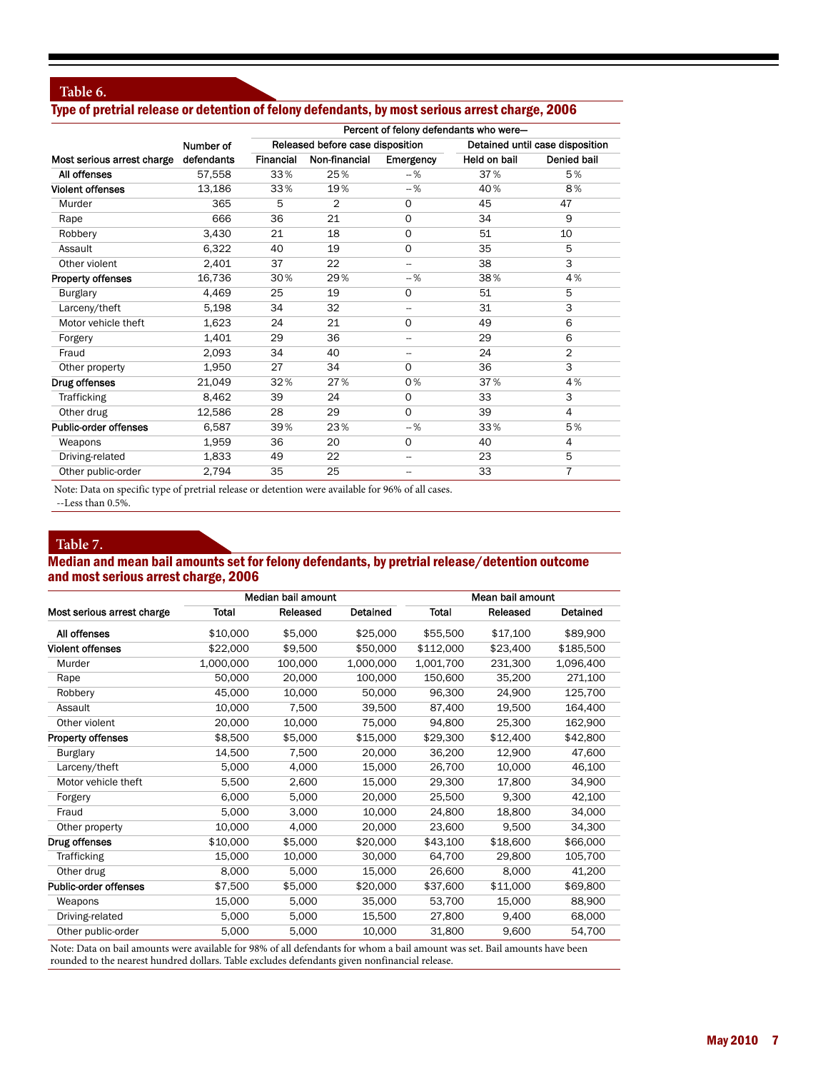## Table 6.

### Type of pretrial release or detention of felony defendants, by most serious arrest charge, 2006

| | | Percent of felony defendants who were— | | | | |
|---|---|---|---|---|---|---|
| | | Released before case disposition | | | Detained until case disposition | |
| Most serious arrest charge | Number of defendants | Financial | Non-financial | Emergency | Held on bail | Denied bail |
| All offenses | 57,558 | 33% | 25% | --% | 37% | 5% |
| Violent offenses | 13,186 | 33% | 19% | --% | 40% | 8% |
| Murder | 365 | 5 | 2 | 0 | 45 | 47 |
| Rape | 666 | 36 | 21 | 0 | 34 | 9 |
| Robbery | 3,430 | 21 | 18 | 0 | 51 | 10 |
| Assault | 6,322 | 40 | 19 | 0 | 35 | 5 |
| Other violent | 2,401 | 37 | 22 | -- | 38 | 3 |
| Property offenses | 16,736 | 30% | 29% | --% | 38% | 4% |
| Burglary | 4,469 | 25 | 19 | 0 | 51 | 5 |
| Larceny/theft | 5,198 | 34 | 32 | -- | 31 | 3 |
| Motor vehicle theft | 1,623 | 24 | 21 | 0 | 49 | 6 |
| Forgery | 1,401 | 29 | 36 | -- | 29 | 6 |
| Fraud | 2,093 | 34 | 40 | -- | 24 | 2 |
| Other property | 1,950 | 27 | 34 | 0 | 36 | 3 |
| Drug offenses | 21,049 | 32% | 27% | 0% | 37% | 4% |
| Trafficking | 8,462 | 39 | 24 | 0 | 33 | 3 |
| Other drug | 12,586 | 28 | 29 | 0 | 39 | 4 |
| Public-order offenses | 6,587 | 39% | 23% | --% | 33% | 5% |
| Weapons | 1,959 | 36 | 20 | 0 | 40 | 4 |
| Driving-related | 1,833 | 49 | 22 | -- | 23 | 5 |
| Other public-order | 2,794 | 35 | 25 | -- | 33 | 7 |

Note: Data on specific type of pretrial release or detention were available for 96% of all cases.
--Less than 0.5%.

## Table 7.

### Median and mean bail amounts set for felony defendants, by pretrial release/detention outcome and most serious arrest charge, 2006

| | Median bail amount | | | Mean bail amount | | |
|---|---|---|---|---|---|---|
| Most serious arrest charge | Total | Released | Detained | Total | Released | Detained |
| All offenses | $10,000 | $5,000 | $25,000 | $55,500 | $17,100 | $89,900 |
| Violent offenses | $22,000 | $9,500 | $50,000 | $112,000 | $23,400 | $185,500 |
| Murder | 1,000,000 | 100,000 | 1,000,000 | 1,001,700 | 231,300 | 1,096,400 |
| Rape | 50,000 | 20,000 | 100,000 | 150,600 | 35,200 | 271,100 |
| Robbery | 45,000 | 10,000 | 50,000 | 96,300 | 24,900 | 125,700 |
| Assault | 10,000 | 7,500 | 39,500 | 87,400 | 19,500 | 164,400 |
| Other violent | 20,000 | 10,000 | 75,000 | 94,800 | 25,300 | 162,900 |
| Property offenses | $8,500 | $5,000 | $15,000 | $29,300 | $12,400 | $42,800 |
| Burglary | 14,500 | 7,500 | 20,000 | 36,200 | 12,900 | 47,600 |
| Larceny/theft | 5,000 | 4,000 | 15,000 | 26,700 | 10,000 | 46,100 |
| Motor vehicle theft | 5,500 | 2,600 | 15,000 | 29,300 | 17,800 | 34,900 |
| Forgery | 6,000 | 5,000 | 20,000 | 25,500 | 9,300 | 42,100 |
| Fraud | 5,000 | 3,000 | 10,000 | 24,800 | 18,800 | 34,000 |
| Other property | 10,000 | 4,000 | 20,000 | 23,600 | 9,500 | 34,300 |
| Drug offenses | $10,000 | $5,000 | $20,000 | $43,100 | $18,600 | $66,000 |
| Trafficking | 15,000 | 10,000 | 30,000 | 64,700 | 29,800 | 105,700 |
| Other drug | 8,000 | 5,000 | 15,000 | 26,600 | 8,000 | 41,200 |
| Public-order offenses | $7,500 | $5,000 | $20,000 | $37,600 | $11,000 | $69,800 |
| Weapons | 15,000 | 5,000 | 35,000 | 53,700 | 15,000 | 88,900 |
| Driving-related | 5,000 | 5,000 | 15,500 | 27,800 | 9,400 | 68,000 |
| Other public-order | 5,000 | 5,000 | 10,000 | 31,800 | 9,600 | 54,700 |

Note: Data on bail amounts were available for 98% of all defendants for whom a bail amount was set. Bail amounts have been rounded to the nearest hundred dollars. Table excludes defendants given nonfinancial release.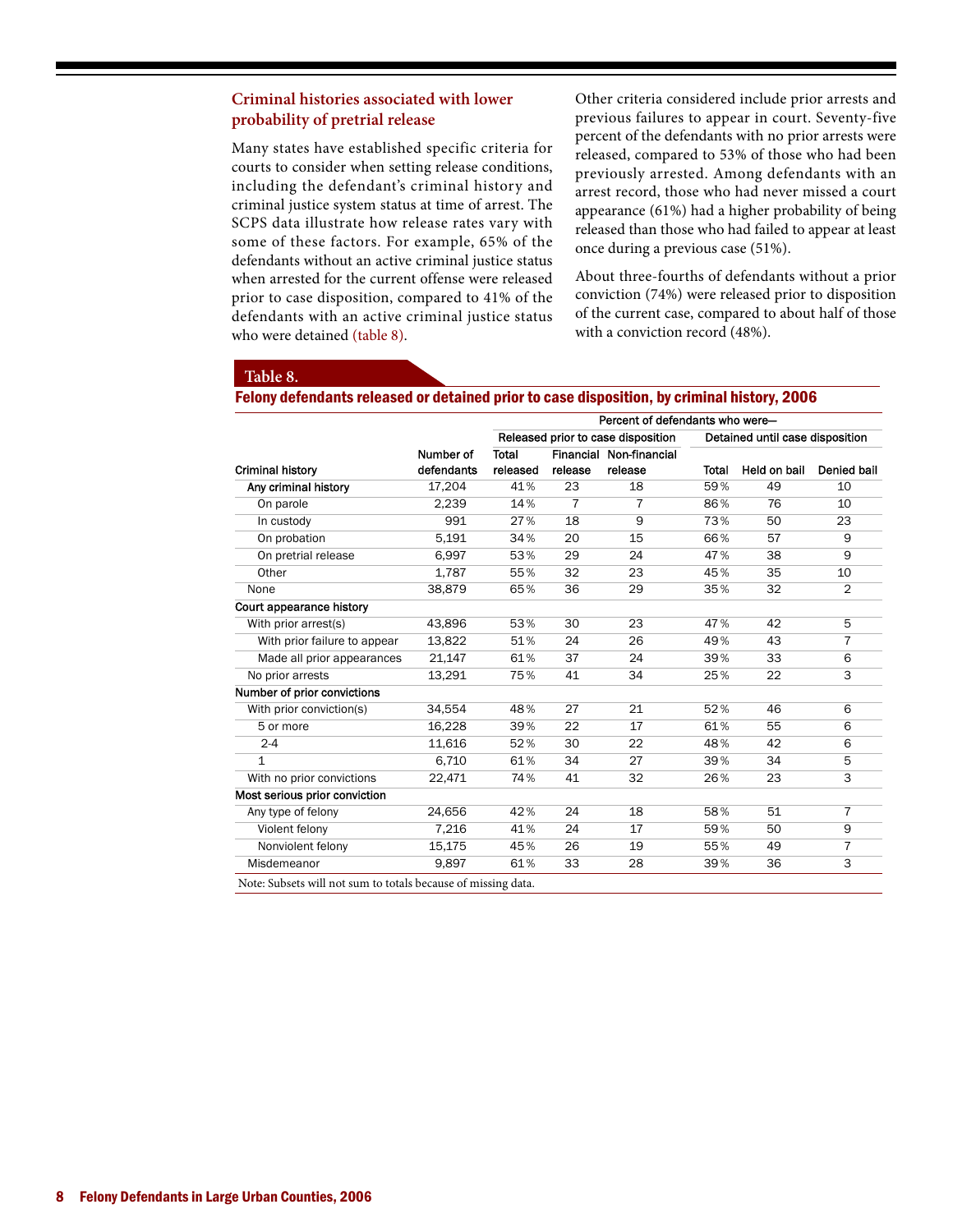## Criminal histories associated with lower probability of pretrial release

Many states have established specific criteria for courts to consider when setting release conditions, including the defendant's criminal history and criminal justice system status at time of arrest. The SCPS data illustrate how release rates vary with some of these factors. For example, 65% of the defendants without an active criminal justice status when arrested for the current offense were released prior to case disposition, compared to 41% of the defendants with an active criminal justice status who were detained (table 8).

Other criteria considered include prior arrests and previous failures to appear in court. Seventy-five percent of the defendants with no prior arrests were released, compared to 53% of those who had been previously arrested. Among defendants with an arrest record, those who had never missed a court appearance (61%) had a higher probability of being released than those who had failed to appear at least once during a previous case (51%).

About three-fourths of defendants without a prior conviction (74%) were released prior to disposition of the current case, compared to about half of those with a conviction record (48%).

**Table 8.**

**Felony defendants released or detained prior to case disposition, by criminal history, 2006**

| | | Percent of defendants who were— | | | | | |
|---|---|---|---|---|---|---|---|
| | | Released prior to case disposition | | | Detained until case disposition | | |
| Criminal history | Number of defendants | Total released | Financial release | Non-financial release | Total | Held on bail | Denied bail |
| Any criminal history | 17,204 | 41% | 23 | 18 | 59% | 49 | 10 |
| On parole | 2,239 | 14% | 7 | 7 | 86% | 76 | 10 |
| In custody | 991 | 27% | 18 | 9 | 73% | 50 | 23 |
| On probation | 5,191 | 34% | 20 | 15 | 66% | 57 | 9 |
| On pretrial release | 6,997 | 53% | 29 | 24 | 47% | 38 | 9 |
| Other | 1,787 | 55% | 32 | 23 | 45% | 35 | 10 |
| None | 38,879 | 65% | 36 | 29 | 35% | 32 | 2 |
| Court appearance history | | | | | | | |
| With prior arrest(s) | 43,896 | 53% | 30 | 23 | 47% | 42 | 5 |
| With prior failure to appear | 13,822 | 51% | 24 | 26 | 49% | 43 | 7 |
| Made all prior appearances | 21,147 | 61% | 37 | 24 | 39% | 33 | 6 |
| No prior arrests | 13,291 | 75% | 41 | 34 | 25% | 22 | 3 |
| Number of prior convictions | | | | | | | |
| With prior conviction(s) | 34,554 | 48% | 27 | 21 | 52% | 46 | 6 |
| 5 or more | 16,228 | 39% | 22 | 17 | 61% | 55 | 6 |
| 2-4 | 11,616 | 52% | 30 | 22 | 48% | 42 | 6 |
| 1 | 6,710 | 61% | 34 | 27 | 39% | 34 | 5 |
| With no prior convictions | 22,471 | 74% | 41 | 32 | 26% | 23 | 3 |
| Most serious prior conviction | | | | | | | |
| Any type of felony | 24,656 | 42% | 24 | 18 | 58% | 51 | 7 |
| Violent felony | 7,216 | 41% | 24 | 17 | 59% | 50 | 9 |
| Nonviolent felony | 15,175 | 45% | 26 | 19 | 55% | 49 | 7 |
| Misdemeanor | 9,897 | 61% | 33 | 28 | 39% | 36 | 3 |

Note: Subsets will not sum to totals because of missing data.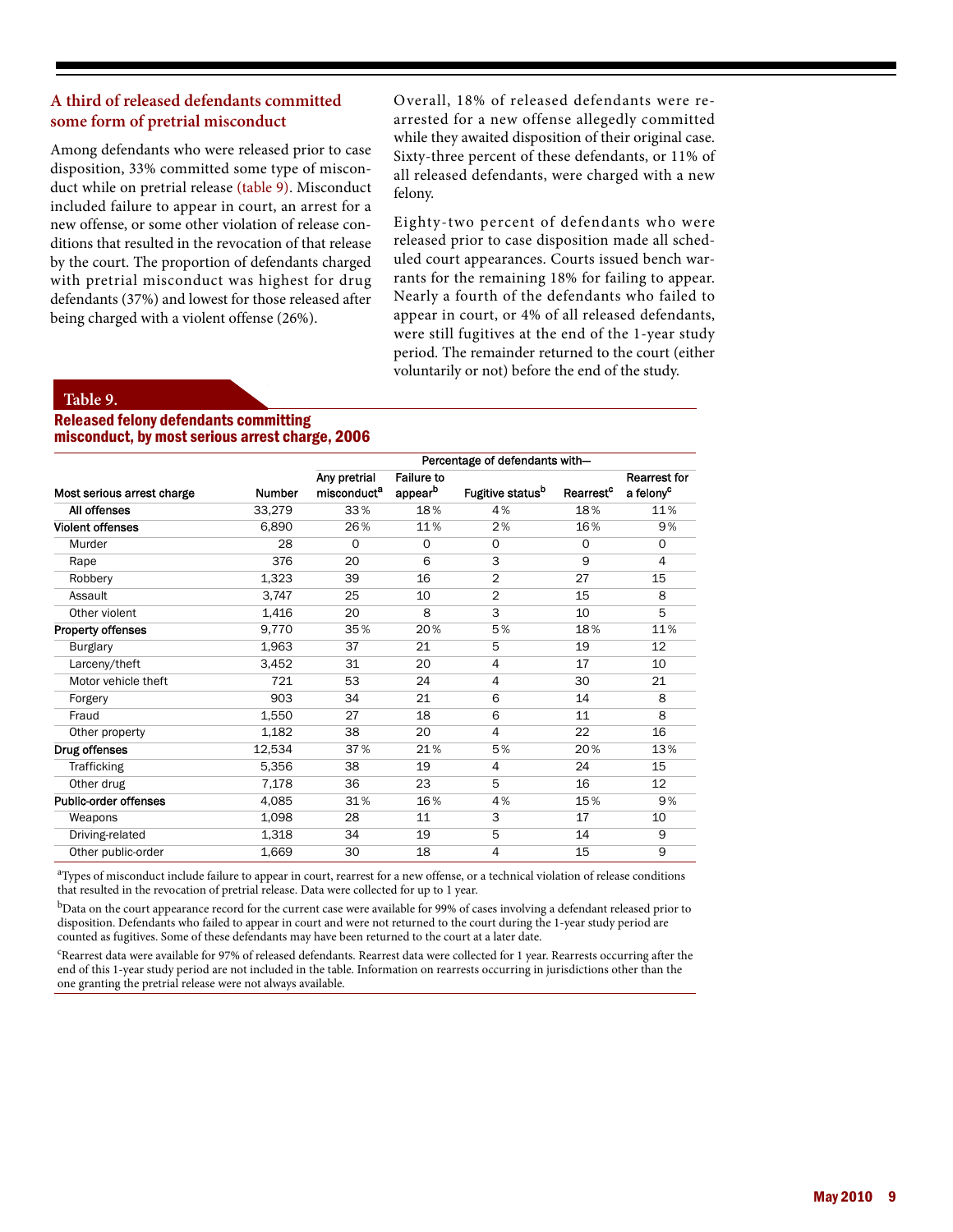## A third of released defendants committed some form of pretrial misconduct

Among defendants who were released prior to case disposition, 33% committed some type of misconduct while on pretrial release (table 9). Misconduct included failure to appear in court, an arrest for a new offense, or some other violation of release conditions that resulted in the revocation of that release by the court. The proportion of defendants charged with pretrial misconduct was highest for drug defendants (37%) and lowest for those released after being charged with a violent offense (26%).

Overall, 18% of released defendants were rearrested for a new offense allegedly committed while they awaited disposition of their original case. Sixty-three percent of these defendants, or 11% of all released defendants, were charged with a new felony.

Eighty-two percent of defendants who were released prior to case disposition made all scheduled court appearances. Courts issued bench warrants for the remaining 18% for failing to appear. Nearly a fourth of the defendants who failed to appear in court, or 4% of all released defendants, were still fugitives at the end of the 1-year study period. The remainder returned to the court (either voluntarily or not) before the end of the study.

**Table 9.**
**Released felony defendants committing misconduct, by most serious arrest charge, 2006**

| | | Percentage of defendants with— | | | | |
|---|---|---|---|---|---|---|
| Most serious arrest charge | Number | Any pretrial misconduct[a] | Failure to appear[b] | Fugitive status[b] | Rearrest[c] | Rearrest for a felony[c] |
| All offenses | 33,279 | 33% | 18% | 4% | 18% | 11% |
| **Violent offenses** | 6,890 | 26% | 11% | 2% | 16% | 9% |
| Murder | 28 | 0 | 0 | 0 | 0 | 0 |
| Rape | 376 | 20 | 6 | 3 | 9 | 4 |
| Robbery | 1,323 | 39 | 16 | 2 | 27 | 15 |
| Assault | 3,747 | 25 | 10 | 2 | 15 | 8 |
| Other violent | 1,416 | 20 | 8 | 3 | 10 | 5 |
| **Property offenses** | 9,770 | 35% | 20% | 5% | 18% | 11% |
| Burglary | 1,963 | 37 | 21 | 5 | 19 | 12 |
| Larceny/theft | 3,452 | 31 | 20 | 4 | 17 | 10 |
| Motor vehicle theft | 721 | 53 | 24 | 4 | 30 | 21 |
| Forgery | 903 | 34 | 21 | 6 | 14 | 8 |
| Fraud | 1,550 | 27 | 18 | 6 | 11 | 8 |
| Other property | 1,182 | 38 | 20 | 4 | 22 | 16 |
| **Drug offenses** | 12,534 | 37% | 21% | 5% | 20% | 13% |
| Trafficking | 5,356 | 38 | 19 | 4 | 24 | 15 |
| Other drug | 7,178 | 36 | 23 | 5 | 16 | 12 |
| **Public-order offenses** | 4,085 | 31% | 16% | 4% | 15% | 9% |
| Weapons | 1,098 | 28 | 11 | 3 | 17 | 10 |
| Driving-related | 1,318 | 34 | 19 | 5 | 14 | 9 |
| Other public-order | 1,669 | 30 | 18 | 4 | 15 | 9 |

[a]Types of misconduct include failure to appear in court, rearrest for a new offense, or a technical violation of release conditions that resulted in the revocation of pretrial release. Data were collected for up to 1 year.

[b]Data on the court appearance record for the current case were available for 99% of cases involving a defendant released prior to disposition. Defendants who failed to appear in court and were not returned to the court during the 1-year study period are counted as fugitives. Some of these defendants may have been returned to the court at a later date.

[c]Rearrest data were available for 97% of released defendants. Rearrest data were collected for 1 year. Rearrests occurring after the end of this 1-year study period are not included in the table. Information on rearrests occurring in jurisdictions other than the one granting the pretrial release were not always available.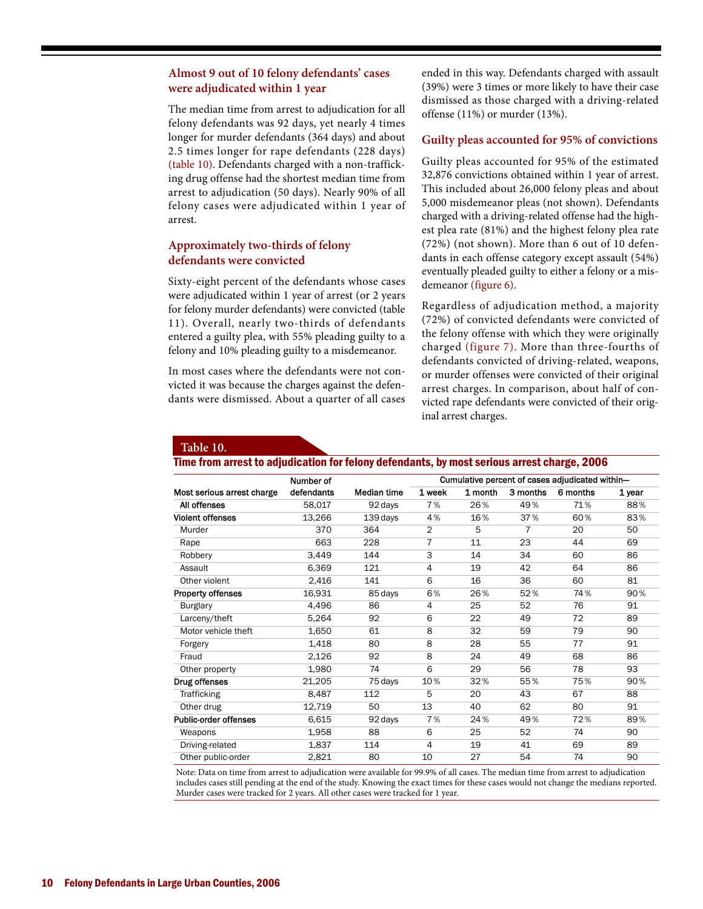### Almost 9 out of 10 felony defendants' cases were adjudicated within 1 year

The median time from arrest to adjudication for all felony defendants was 92 days, yet nearly 4 times longer for murder defendants (364 days) and about 2.5 times longer for rape defendants (228 days) (table 10). Defendants charged with a non-trafficking drug offense had the shortest median time from arrest to adjudication (50 days). Nearly 90% of all felony cases were adjudicated within 1 year of arrest.

### Approximately two-thirds of felony defendants were convicted

Sixty-eight percent of the defendants whose cases were adjudicated within 1 year of arrest (or 2 years for felony murder defendants) were convicted (table 11). Overall, nearly two-thirds of defendants entered a guilty plea, with 55% pleading guilty to a felony and 10% pleading guilty to a misdemeanor.

In most cases where the defendants were not convicted it was because the charges against the defendants were dismissed. About a quarter of all cases ended in this way. Defendants charged with assault (39%) were 3 times or more likely to have their case dismissed as those charged with a driving-related offense (11%) or murder (13%).

### Guilty pleas accounted for 95% of convictions

Guilty pleas accounted for 95% of the estimated 32,876 convictions obtained within 1 year of arrest. This included about 26,000 felony pleas and about 5,000 misdemeanor pleas (not shown). Defendants charged with a driving-related offense had the highest plea rate (81%) and the highest felony plea rate (72%) (not shown). More than 6 out of 10 defendants in each offense category except assault (54%) eventually pleaded guilty to either a felony or a misdemeanor (figure 6).

Regardless of adjudication method, a majority (72%) of convicted defendants were convicted of the felony offense with which they were originally charged (figure 7). More than three-fourths of defendants convicted of driving-related, weapons, or murder offenses were convicted of their original arrest charges. In comparison, about half of convicted rape defendants were convicted of their original arrest charges.

**Table 10.**
**Time from arrest to adjudication for felony defendants, by most serious arrest charge, 2006**

| | | | Cumulative percent of cases adjudicated within— | | | | |
|---|---|---|---|---|---|---|---|
| Most serious arrest charge | Number of defendants | Median time | 1 week | 1 month | 3 months | 6 months | 1 year |
| All offenses | 58,017 | 92 days | 7% | 26% | 49% | 71% | 88% |
| Violent offenses | 13,266 | 139 days | 4% | 16% | 37% | 60% | 83% |
| Murder | 370 | 364 | 2 | 5 | 7 | 20 | 50 |
| Rape | 663 | 228 | 7 | 11 | 23 | 44 | 69 |
| Robbery | 3,449 | 144 | 3 | 14 | 34 | 60 | 86 |
| Assault | 6,369 | 121 | 4 | 19 | 42 | 64 | 86 |
| Other violent | 2,416 | 141 | 6 | 16 | 36 | 60 | 81 |
| Property offenses | 16,931 | 85 days | 6% | 26% | 52% | 74% | 90% |
| Burglary | 4,496 | 86 | 4 | 25 | 52 | 76 | 91 |
| Larceny/theft | 5,264 | 92 | 6 | 22 | 49 | 72 | 89 |
| Motor vehicle theft | 1,650 | 61 | 8 | 32 | 59 | 79 | 90 |
| Forgery | 1,418 | 80 | 8 | 28 | 55 | 77 | 91 |
| Fraud | 2,126 | 92 | 8 | 24 | 49 | 68 | 86 |
| Other property | 1,980 | 74 | 6 | 29 | 56 | 78 | 93 |
| Drug offenses | 21,205 | 75 days | 10% | 32% | 55% | 75% | 90% |
| Trafficking | 8,487 | 112 | 5 | 20 | 43 | 67 | 88 |
| Other drug | 12,719 | 50 | 13 | 40 | 62 | 80 | 91 |
| Public-order offenses | 6,615 | 92 days | 7% | 24% | 49% | 72% | 89% |
| Weapons | 1,958 | 88 | 6 | 25 | 52 | 74 | 90 |
| Driving-related | 1,837 | 114 | 4 | 19 | 41 | 69 | 89 |
| Other public-order | 2,821 | 80 | 10 | 27 | 54 | 74 | 90 |

Note: Data on time from arrest to adjudication were available for 99.9% of all cases. The median time from arrest to adjudication includes cases still pending at the end of the study. Knowing the exact times for these cases would not change the medians reported. Murder cases were tracked for 2 years. All other cases were tracked for 1 year.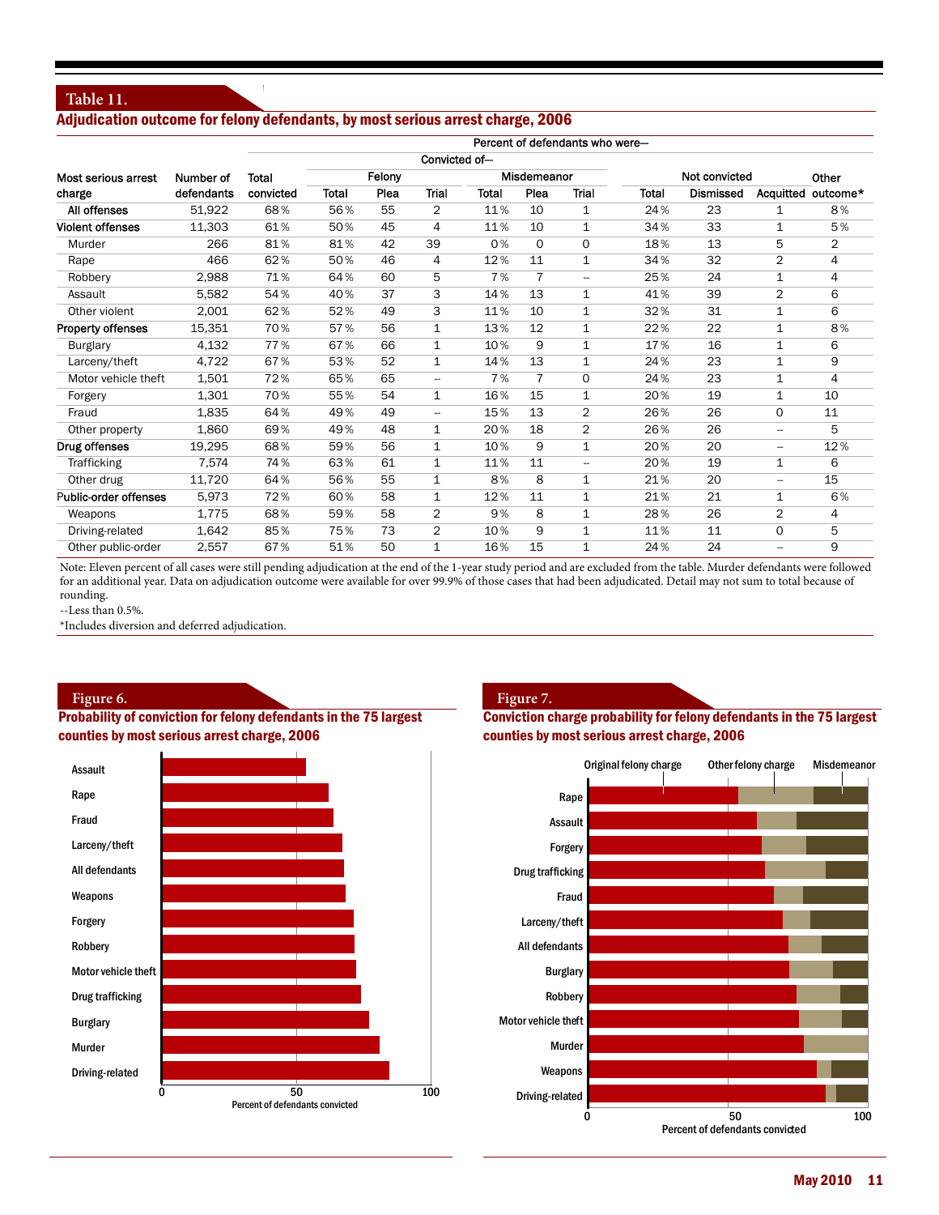**Table 11.**

**Adjudication outcome for felony defendants, by most serious arrest charge, 2006**

| Most serious arrest charge | Number of defendants | Percent of defendants who were— Convicted of— Total convicted | Felony Total | Felony Plea | Felony Trial | Misdemeanor Total | Misdemeanor Plea | Misdemeanor Trial | Not convicted Total | Not convicted Dismissed | Not convicted Acquitted | Other outcome* |
|---|---|---|---|---|---|---|---|---|---|---|---|---|
| All offenses | 51,922 | 68% | 56% | 55 | 2 | 11% | 10 | 1 | 24% | 23 | 1 | 8% |
| Violent offenses | 11,303 | 61% | 50% | 45 | 4 | 11% | 10 | 1 | 34% | 33 | 1 | 5% |
| Murder | 266 | 81% | 81% | 42 | 39 | 0% | 0 | 0 | 18% | 13 | 5 | 2 |
| Rape | 466 | 62% | 50% | 46 | 4 | 12% | 11 | 1 | 34% | 32 | 2 | 4 |
| Robbery | 2,988 | 71% | 64% | 60 | 5 | 7% | 7 | -- | 25% | 24 | 1 | 4 |
| Assault | 5,582 | 54% | 40% | 37 | 3 | 14% | 13 | 1 | 41% | 39 | 2 | 6 |
| Other violent | 2,001 | 62% | 52% | 49 | 3 | 11% | 10 | 1 | 32% | 31 | 1 | 6 |
| Property offenses | 15,351 | 70% | 57% | 56 | 1 | 13% | 12 | 1 | 22% | 22 | 1 | 8% |
| Burglary | 4,132 | 77% | 67% | 66 | 1 | 10% | 9 | 1 | 17% | 16 | 1 | 6 |
| Larceny/theft | 4,722 | 67% | 53% | 52 | 1 | 14% | 13 | 1 | 24% | 23 | 1 | 9 |
| Motor vehicle theft | 1,501 | 72% | 65% | 65 | -- | 7% | 7 | 0 | 24% | 23 | 1 | 4 |
| Forgery | 1,301 | 70% | 55% | 54 | 1 | 16% | 15 | 1 | 20% | 19 | 1 | 10 |
| Fraud | 1,835 | 64% | 49% | 49 | -- | 15% | 13 | 2 | 26% | 26 | 0 | 11 |
| Other property | 1,860 | 69% | 49% | 48 | 1 | 20% | 18 | 2 | 26% | 26 | -- | 5 |
| Drug offenses | 19,295 | 68% | 59% | 56 | 1 | 10% | 9 | 1 | 20% | 20 | -- | 12% |
| Trafficking | 7,574 | 74% | 63% | 61 | 1 | 11% | 11 | -- | 20% | 19 | 1 | 6 |
| Other drug | 11,720 | 64% | 56% | 55 | 1 | 8% | 8 | 1 | 21% | 20 | -- | 15 |
| Public-order offenses | 5,973 | 72% | 60% | 58 | 1 | 12% | 11 | 1 | 21% | 21 | 1 | 6% |
| Weapons | 1,775 | 68% | 59% | 58 | 2 | 9% | 8 | 1 | 28% | 26 | 2 | 4 |
| Driving-related | 1,642 | 85% | 75% | 73 | 2 | 10% | 9 | 1 | 11% | 11 | 0 | 5 |
| Other public-order | 2,557 | 67% | 51% | 50 | 1 | 16% | 15 | 1 | 24% | 24 | -- | 9 |

Note: Eleven percent of all cases were still pending adjudication at the end of the 1-year study period and are excluded from the table. Murder defendants were followed for an additional year. Data on adjudication outcome were available for over 99.9% of those cases that had been adjudicated. Detail may not sum to total because of rounding.

--Less than 0.5%.

*Includes diversion and deferred adjudication.

**Figure 6.**

**Probability of conviction for felony defendants in the 75 largest counties by most serious arrest charge, 2006**

Assault
Rape
Fraud
Larceny/theft
All defendants
Weapons
Forgery
Robbery
Motor vehicle theft
Drug trafficking
Burglary
Murder
Driving-related

0
50
100
Percent of defendants convicted

**Figure 7.**

**Conviction charge probability for felony defendants in the 75 largest counties by most serious arrest charge, 2006**

Original felony charge
Other felony charge
Misdemeanor

Rape
Assault
Forgery
Drug trafficking
Fraud
Larceny/theft
All defendants
Burglary
Robbery
Motor vehicle theft
Murder
Weapons
Driving-related

0
50
100
Percent of defendants convicted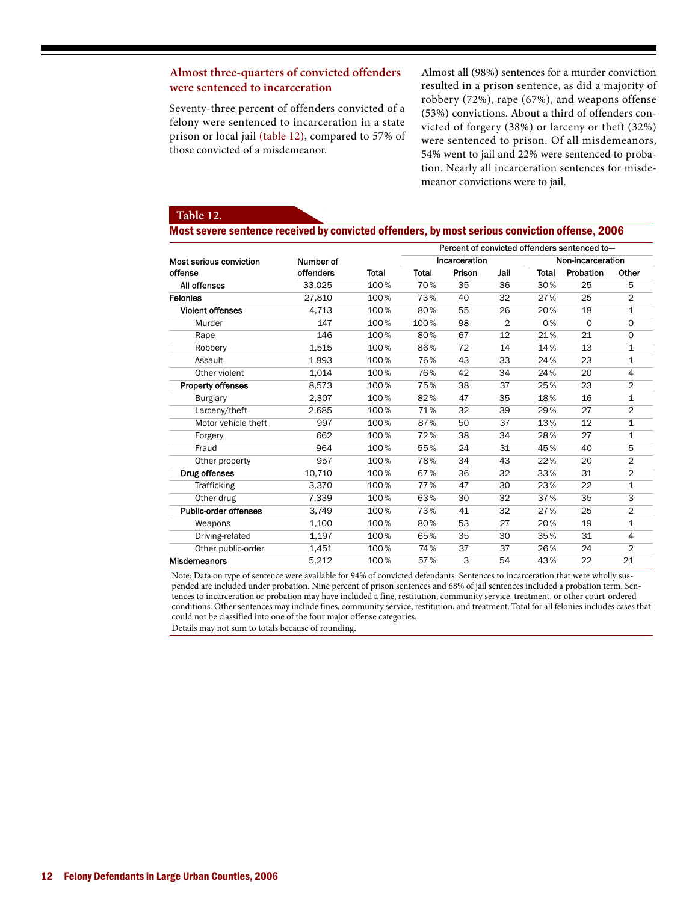## Almost three-quarters of convicted offenders were sentenced to incarceration

Seventy-three percent of offenders convicted of a felony were sentenced to incarceration in a state prison or local jail (table 12), compared to 57% of those convicted of a misdemeanor.

Almost all (98%) sentences for a murder conviction resulted in a prison sentence, as did a majority of robbery (72%), rape (67%), and weapons offense (53%) convictions. About a third of offenders convicted of forgery (38%) or larceny or theft (32%) were sentenced to prison. Of all misdemeanors, 54% went to jail and 22% were sentenced to probation. Nearly all incarceration sentences for misdemeanor convictions were to jail.

**Table 12.**

**Most severe sentence received by convicted offenders, by most serious conviction offense, 2006**

| Most serious conviction offense | Number of offenders | Total | Percent of convicted offenders sentenced to— Incarceration Total | Prison | Jail | Non-incarceration Total | Probation | Other |
|---|---|---|---|---|---|---|---|---|
| All offenses | 33,025 | 100% | 70% | 35 | 36 | 30% | 25 | 5 |
| Felonies | 27,810 | 100% | 73% | 40 | 32 | 27% | 25 | 2 |
| Violent offenses | 4,713 | 100% | 80% | 55 | 26 | 20% | 18 | 1 |
| Murder | 147 | 100% | 100% | 98 | 2 | 0% | 0 | 0 |
| Rape | 146 | 100% | 80% | 67 | 12 | 21% | 21 | 0 |
| Robbery | 1,515 | 100% | 86% | 72 | 14 | 14% | 13 | 1 |
| Assault | 1,893 | 100% | 76% | 43 | 33 | 24% | 23 | 1 |
| Other violent | 1,014 | 100% | 76% | 42 | 34 | 24% | 20 | 4 |
| Property offenses | 8,573 | 100% | 75% | 38 | 37 | 25% | 23 | 2 |
| Burglary | 2,307 | 100% | 82% | 47 | 35 | 18% | 16 | 1 |
| Larceny/theft | 2,685 | 100% | 71% | 32 | 39 | 29% | 27 | 2 |
| Motor vehicle theft | 997 | 100% | 87% | 50 | 37 | 13% | 12 | 1 |
| Forgery | 662 | 100% | 72% | 38 | 34 | 28% | 27 | 1 |
| Fraud | 964 | 100% | 55% | 24 | 31 | 45% | 40 | 5 |
| Other property | 957 | 100% | 78% | 34 | 43 | 22% | 20 | 2 |
| Drug offenses | 10,710 | 100% | 67% | 36 | 32 | 33% | 31 | 2 |
| Trafficking | 3,370 | 100% | 77% | 47 | 30 | 23% | 22 | 1 |
| Other drug | 7,339 | 100% | 63% | 30 | 32 | 37% | 35 | 3 |
| Public-order offenses | 3,749 | 100% | 73% | 41 | 32 | 27% | 25 | 2 |
| Weapons | 1,100 | 100% | 80% | 53 | 27 | 20% | 19 | 1 |
| Driving-related | 1,197 | 100% | 65% | 35 | 30 | 35% | 31 | 4 |
| Other public-order | 1,451 | 100% | 74% | 37 | 37 | 26% | 24 | 2 |
| Misdemeanors | 5,212 | 100% | 57% | 3 | 54 | 43% | 22 | 21 |

Note: Data on type of sentence were available for 94% of convicted defendants. Sentences to incarceration that were wholly suspended are included under probation. Nine percent of prison sentences and 68% of jail sentences included a probation term. Sentences to incarceration or probation may have included a fine, restitution, community service, treatment, or other court-ordered conditions. Other sentences may include fines, community service, restitution, and treatment. Total for all felonies includes cases that could not be classified into one of the four major offense categories.

Details may not sum to totals because of rounding.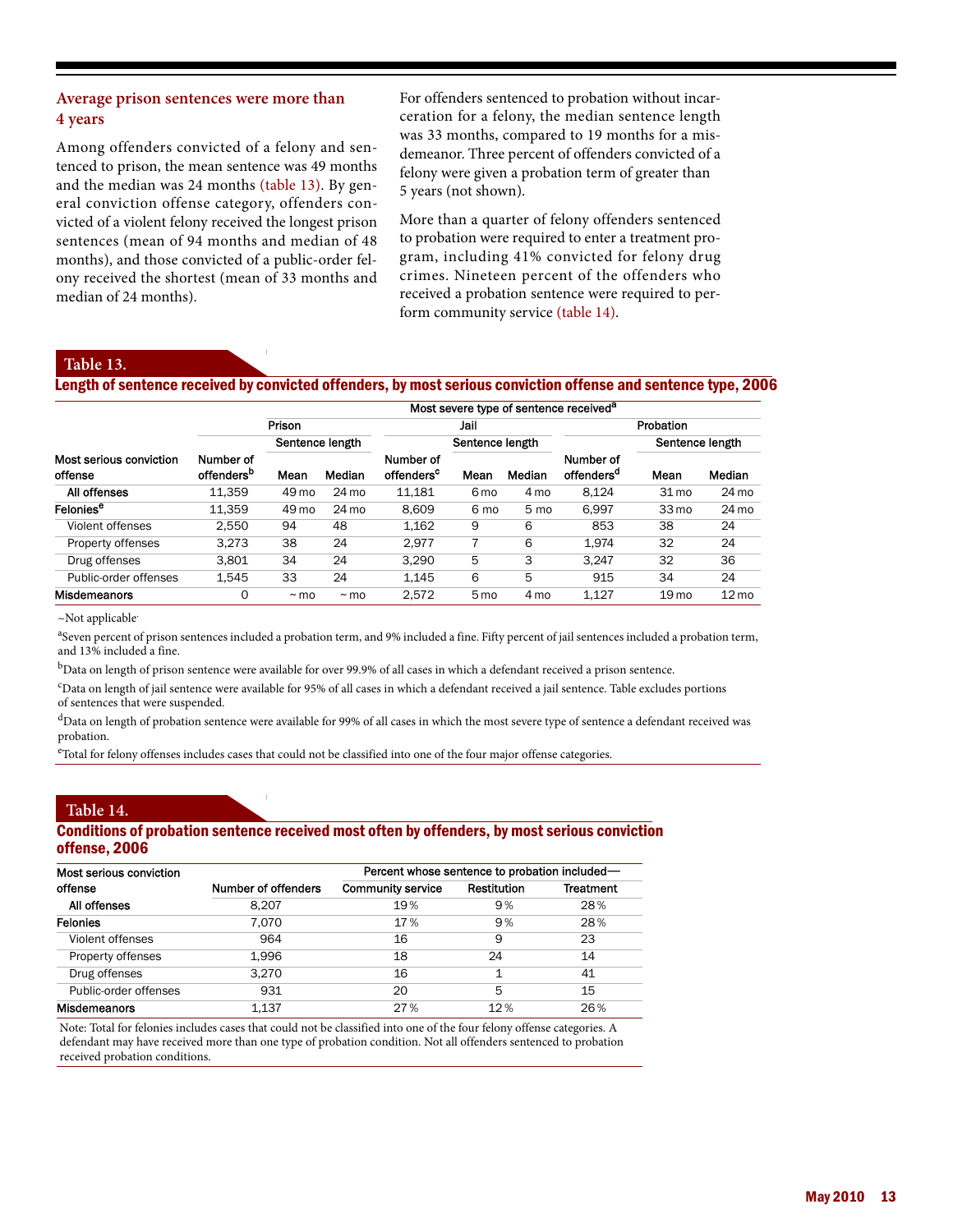## Average prison sentences were more than 4 years

Among offenders convicted of a felony and sentenced to prison, the mean sentence was 49 months and the median was 24 months (table 13). By general conviction offense category, offenders convicted of a violent felony received the longest prison sentences (mean of 94 months and median of 48 months), and those convicted of a public-order felony received the shortest (mean of 33 months and median of 24 months).

For offenders sentenced to probation without incarceration for a felony, the median sentence length was 33 months, compared to 19 months for a misdemeanor. Three percent of offenders convicted of a felony were given a probation term of greater than 5 years (not shown).

More than a quarter of felony offenders sentenced to probation were required to enter a treatment program, including 41% convicted for felony drug crimes. Nineteen percent of the offenders who received a probation sentence were required to perform community service (table 14).

**Table 13.**
**Length of sentence received by convicted offenders, by most serious conviction offense and sentence type, 2006**

| | Most severe type of sentence received[a] | | | | | | | | |
|---|---|---|---|---|---|---|---|---|---|
| | Prison | | | Jail | | | Probation | | |
| | | Sentence length | | | Sentence length | | | Sentence length | |
| Most serious conviction offense | Number of offenders[b] | Mean | Median | Number of offenders[c] | Mean | Median | Number of offenders[d] | Mean | Median |
| All offenses | 11,359 | 49 mo | 24 mo | 11,181 | 6 mo | 4 mo | 8,124 | 31 mo | 24 mo |
| Felonies[e] | 11,359 | 49 mo | 24 mo | 8,609 | 6 mo | 5 mo | 6,997 | 33 mo | 24 mo |
| Violent offenses | 2,550 | 94 | 48 | 1,162 | 9 | 6 | 853 | 38 | 24 |
| Property offenses | 3,273 | 38 | 24 | 2,977 | 7 | 6 | 1,974 | 32 | 24 |
| Drug offenses | 3,801 | 34 | 24 | 3,290 | 5 | 3 | 3,247 | 32 | 36 |
| Public-order offenses | 1,545 | 33 | 24 | 1,145 | 6 | 5 | 915 | 34 | 24 |
| Misdemeanors | 0 | ~ mo | ~ mo | 2,572 | 5 mo | 4 mo | 1,127 | 19 mo | 12 mo |

~Not applicable.

[a]Seven percent of prison sentences included a probation term, and 9% included a fine. Fifty percent of jail sentences included a probation term, and 13% included a fine.

[b]Data on length of prison sentence were available for over 99.9% of all cases in which a defendant received a prison sentence.

[c]Data on length of jail sentence were available for 95% of all cases in which a defendant received a jail sentence. Table excludes portions of sentences that were suspended.

[d]Data on length of probation sentence were available for 99% of all cases in which the most severe type of sentence a defendant received was probation.

[e]Total for felony offenses includes cases that could not be classified into one of the four major offense categories.

**Table 14.**
**Conditions of probation sentence received most often by offenders, by most serious conviction offense, 2006**

| | | Percent whose sentence to probation included— | | |
|---|---|---|---|---|
| Most serious conviction offense | Number of offenders | Community service | Restitution | Treatment |
| All offenses | 8,207 | 19% | 9% | 28% |
| Felonies | 7,070 | 17% | 9% | 28% |
| Violent offenses | 964 | 16 | 9 | 23 |
| Property offenses | 1,996 | 18 | 24 | 14 |
| Drug offenses | 3,270 | 16 | 1 | 41 |
| Public-order offenses | 931 | 20 | 5 | 15 |
| Misdemeanors | 1,137 | 27% | 12% | 26% |

Note: Total for felonies includes cases that could not be classified into one of the four felony offense categories. A defendant may have received more than one type of probation condition. Not all offenders sentenced to probation received probation conditions.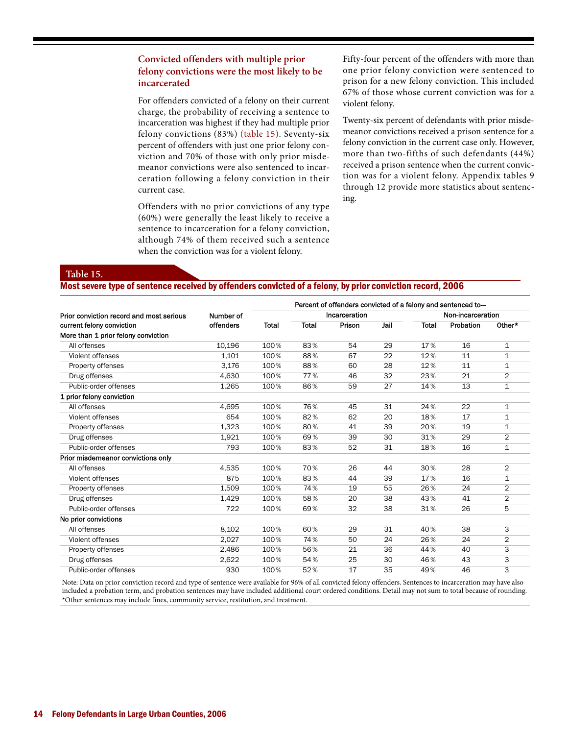### Convicted offenders with multiple prior felony convictions were the most likely to be incarcerated

For offenders convicted of a felony on their current charge, the probability of receiving a sentence to incarceration was highest if they had multiple prior felony convictions (83%) (table 15). Seventy-six percent of offenders with just one prior felony conviction and 70% of those with only prior misdemeanor convictions were also sentenced to incarceration following a felony conviction in their current case.

Offenders with no prior convictions of any type (60%) were generally the least likely to receive a sentence to incarceration for a felony conviction, although 74% of them received such a sentence when the conviction was for a violent felony.

Fifty-four percent of the offenders with more than one prior felony conviction were sentenced to prison for a new felony conviction. This included 67% of those whose current conviction was for a violent felony.

Twenty-six percent of defendants with prior misdemeanor convictions received a prison sentence for a felony conviction in the current case only. However, more than two-fifths of such defendants (44%) received a prison sentence when the current conviction was for a violent felony. Appendix tables 9 through 12 provide more statistics about sentencing.

**Table 15.**

**Most severe type of sentence received by offenders convicted of a felony, by prior conviction record, 2006**

| Prior conviction record and most serious current felony conviction | Number of offenders | Percent of offenders convicted of a felony and sentenced to— | | | | | | |
|---|---|---|---|---|---|---|---|---|
| | | | Incarceration | | | Non-incarceration | | |
| | | Total | Total | Prison | Jail | Total | Probation | Other* |
| **More than 1 prior felony conviction** | | | | | | | | |
| All offenses | 10,196 | 100% | 83% | 54 | 29 | 17% | 16 | 1 |
| Violent offenses | 1,101 | 100% | 88% | 67 | 22 | 12% | 11 | 1 |
| Property offenses | 3,176 | 100% | 88% | 60 | 28 | 12% | 11 | 1 |
| Drug offenses | 4,630 | 100% | 77% | 46 | 32 | 23% | 21 | 2 |
| Public-order offenses | 1,265 | 100% | 86% | 59 | 27 | 14% | 13 | 1 |
| **1 prior felony conviction** | | | | | | | | |
| All offenses | 4,695 | 100% | 76% | 45 | 31 | 24% | 22 | 1 |
| Violent offenses | 654 | 100% | 82% | 62 | 20 | 18% | 17 | 1 |
| Property offenses | 1,323 | 100% | 80% | 41 | 39 | 20% | 19 | 1 |
| Drug offenses | 1,921 | 100% | 69% | 39 | 30 | 31% | 29 | 2 |
| Public-order offenses | 793 | 100% | 83% | 52 | 31 | 18% | 16 | 1 |
| **Prior misdemeanor convictions only** | | | | | | | | |
| All offenses | 4,535 | 100% | 70% | 26 | 44 | 30% | 28 | 2 |
| Violent offenses | 875 | 100% | 83% | 44 | 39 | 17% | 16 | 1 |
| Property offenses | 1,509 | 100% | 74% | 19 | 55 | 26% | 24 | 2 |
| Drug offenses | 1,429 | 100% | 58% | 20 | 38 | 43% | 41 | 2 |
| Public-order offenses | 722 | 100% | 69% | 32 | 38 | 31% | 26 | 5 |
| **No prior convictions** | | | | | | | | |
| All offenses | 8,102 | 100% | 60% | 29 | 31 | 40% | 38 | 3 |
| Violent offenses | 2,027 | 100% | 74% | 50 | 24 | 26% | 24 | 2 |
| Property offenses | 2,486 | 100% | 56% | 21 | 36 | 44% | 40 | 3 |
| Drug offenses | 2,622 | 100% | 54% | 25 | 30 | 46% | 43 | 3 |
| Public-order offenses | 930 | 100% | 52% | 17 | 35 | 49% | 46 | 3 |

Note: Data on prior conviction record and type of sentence were available for 96% of all convicted felony offenders. Sentences to incarceration may have also included a probation term, and probation sentences may have included additional court ordered conditions. Detail may not sum to total because of rounding.
*Other sentences may include fines, community service, restitution, and treatment.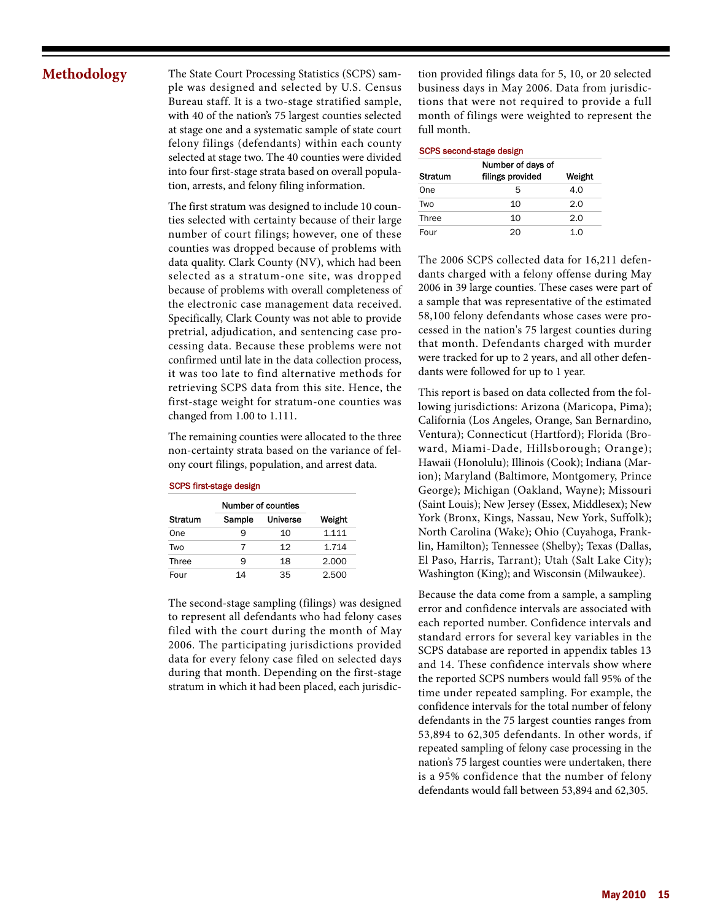## Methodology

The State Court Processing Statistics (SCPS) sample was designed and selected by U.S. Census Bureau staff. It is a two-stage stratified sample, with 40 of the nation's 75 largest counties selected at stage one and a systematic sample of state court felony filings (defendants) within each county selected at stage two. The 40 counties were divided into four first-stage strata based on overall population, arrests, and felony filing information.

The first stratum was designed to include 10 counties selected with certainty because of their large number of court filings; however, one of these counties was dropped because of problems with data quality. Clark County (NV), which had been selected as a stratum-one site, was dropped because of problems with overall completeness of the electronic case management data received. Specifically, Clark County was not able to provide pretrial, adjudication, and sentencing case processing data. Because these problems were not confirmed until late in the data collection process, it was too late to find alternative methods for retrieving SCPS data from this site. Hence, the first-stage weight for stratum-one counties was changed from 1.00 to 1.111.

The remaining counties were allocated to the three non-certainty strata based on the variance of felony court filings, population, and arrest data.

SCPS first-stage design

| Stratum | Number of counties | | Weight |
|---|---|---|---|
| | Sample | Universe | |
| One | 9 | 10 | 1.111 |
| Two | 7 | 12 | 1.714 |
| Three | 9 | 18 | 2.000 |
| Four | 14 | 35 | 2.500 |

The second-stage sampling (filings) was designed to represent all defendants who had felony cases filed with the court during the month of May 2006. The participating jurisdictions provided data for every felony case filed on selected days during that month. Depending on the first-stage stratum in which it had been placed, each jurisdiction provided filings data for 5, 10, or 20 selected business days in May 2006. Data from jurisdictions that were not required to provide a full month of filings were weighted to represent the full month.

SCPS second-stage design

| Stratum | Number of days of filings provided | Weight |
|---|---|---|
| One | 5 | 4.0 |
| Two | 10 | 2.0 |
| Three | 10 | 2.0 |
| Four | 20 | 1.0 |

The 2006 SCPS collected data for 16,211 defendants charged with a felony offense during May 2006 in 39 large counties. These cases were part of a sample that was representative of the estimated 58,100 felony defendants whose cases were processed in the nation's 75 largest counties during that month. Defendants charged with murder were tracked for up to 2 years, and all other defendants were followed for up to 1 year.

This report is based on data collected from the following jurisdictions: Arizona (Maricopa, Pima); California (Los Angeles, Orange, San Bernardino, Ventura); Connecticut (Hartford); Florida (Broward, Miami-Dade, Hillsborough; Orange); Hawaii (Honolulu); Illinois (Cook); Indiana (Marion); Maryland (Baltimore, Montgomery, Prince George); Michigan (Oakland, Wayne); Missouri (Saint Louis); New Jersey (Essex, Middlesex); New York (Bronx, Kings, Nassau, New York, Suffolk); North Carolina (Wake); Ohio (Cuyahoga, Franklin, Hamilton); Tennessee (Shelby); Texas (Dallas, El Paso, Harris, Tarrant); Utah (Salt Lake City); Washington (King); and Wisconsin (Milwaukee).

Because the data come from a sample, a sampling error and confidence intervals are associated with each reported number. Confidence intervals and standard errors for several key variables in the SCPS database are reported in appendix tables 13 and 14. These confidence intervals show where the reported SCPS numbers would fall 95% of the time under repeated sampling. For example, the confidence intervals for the total number of felony defendants in the 75 largest counties ranges from 53,894 to 62,305 defendants. In other words, if repeated sampling of felony case processing in the nation's 75 largest counties were undertaken, there is a 95% confidence that the number of felony defendants would fall between 53,894 and 62,305.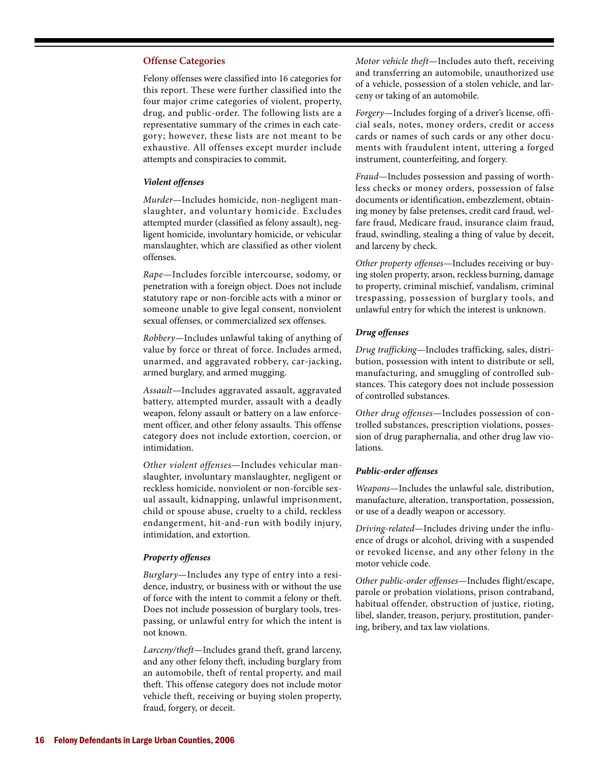## Offense Categories

Felony offenses were classified into 16 categories for this report. These were further classified into the four major crime categories of violent, property, drug, and public-order. The following lists are a representative summary of the crimes in each category; however, these lists are not meant to be exhaustive. All offenses except murder include attempts and conspiracies to commit**.**

### *Violent offenses*

*Murder*—Includes homicide, non-negligent manslaughter, and voluntary homicide. Excludes attempted murder (classified as felony assault), negligent homicide, involuntary homicide, or vehicular manslaughter, which are classified as other violent offenses.

*Rape*—Includes forcible intercourse, sodomy, or penetration with a foreign object. Does not include statutory rape or non-forcible acts with a minor or someone unable to give legal consent, nonviolent sexual offenses, or commercialized sex offenses.

*Robbery*—Includes unlawful taking of anything of value by force or threat of force. Includes armed, unarmed, and aggravated robbery, car-jacking, armed burglary, and armed mugging.

*Assault*—Includes aggravated assault, aggravated battery, attempted murder, assault with a deadly weapon, felony assault or battery on a law enforcement officer, and other felony assaults. This offense category does not include extortion, coercion, or intimidation.

*Other violent offenses*—Includes vehicular manslaughter, involuntary manslaughter, negligent or reckless homicide, nonviolent or non-forcible sexual assault, kidnapping, unlawful imprisonment, child or spouse abuse, cruelty to a child, reckless endangerment, hit-and-run with bodily injury, intimidation, and extortion.

### *Property offenses*

*Burglary*—Includes any type of entry into a residence, industry, or business with or without the use of force with the intent to commit a felony or theft. Does not include possession of burglary tools, trespassing, or unlawful entry for which the intent is not known.

*Larceny/theft*—Includes grand theft, grand larceny, and any other felony theft, including burglary from an automobile, theft of rental property, and mail theft. This offense category does not include motor vehicle theft, receiving or buying stolen property, fraud, forgery, or deceit.

*Motor vehicle theft*—Includes auto theft, receiving and transferring an automobile, unauthorized use of a vehicle, possession of a stolen vehicle, and larceny or taking of an automobile.

*Forgery*—Includes forging of a driver's license, official seals, notes, money orders, credit or access cards or names of such cards or any other documents with fraudulent intent, uttering a forged instrument, counterfeiting, and forgery.

*Fraud*—Includes possession and passing of worthless checks or money orders, possession of false documents or identification, embezzlement, obtaining money by false pretenses, credit card fraud, welfare fraud, Medicare fraud, insurance claim fraud, fraud, swindling, stealing a thing of value by deceit, and larceny by check.

*Other property offenses*—Includes receiving or buying stolen property, arson, reckless burning, damage to property, criminal mischief, vandalism, criminal trespassing, possession of burglary tools, and unlawful entry for which the interest is unknown.

### *Drug offenses*

*Drug trafficking*—Includes trafficking, sales, distribution, possession with intent to distribute or sell, manufacturing, and smuggling of controlled substances. This category does not include possession of controlled substances.

*Other drug offenses*—Includes possession of controlled substances, prescription violations, possession of drug paraphernalia, and other drug law violations.

### *Public-order offenses*

*Weapons*—Includes the unlawful sale, distribution, manufacture, alteration, transportation, possession, or use of a deadly weapon or accessory.

*Driving-related*—Includes driving under the influence of drugs or alcohol, driving with a suspended or revoked license, and any other felony in the motor vehicle code.

*Other public-order offenses*—Includes flight/escape, parole or probation violations, prison contraband, habitual offender, obstruction of justice, rioting, libel, slander, treason, perjury, prostitution, pandering, bribery, and tax law violations.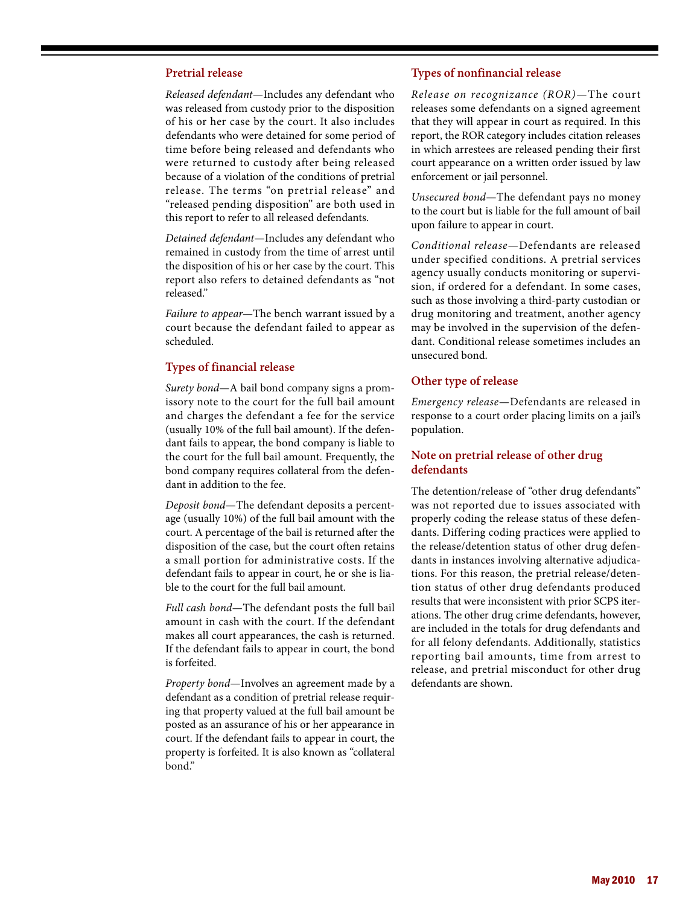### Pretrial release

*Released defendant*—Includes any defendant who was released from custody prior to the disposition of his or her case by the court. It also includes defendants who were detained for some period of time before being released and defendants who were returned to custody after being released because of a violation of the conditions of pretrial release. The terms "on pretrial release" and "released pending disposition" are both used in this report to refer to all released defendants.

*Detained defendant*—Includes any defendant who remained in custody from the time of arrest until the disposition of his or her case by the court. This report also refers to detained defendants as "not released."

*Failure to appear*—The bench warrant issued by a court because the defendant failed to appear as scheduled.

### Types of financial release

*Surety bond*—A bail bond company signs a promissory note to the court for the full bail amount and charges the defendant a fee for the service (usually 10% of the full bail amount). If the defendant fails to appear, the bond company is liable to the court for the full bail amount. Frequently, the bond company requires collateral from the defendant in addition to the fee.

*Deposit bond*—The defendant deposits a percentage (usually 10%) of the full bail amount with the court. A percentage of the bail is returned after the disposition of the case, but the court often retains a small portion for administrative costs. If the defendant fails to appear in court, he or she is liable to the court for the full bail amount.

*Full cash bond*—The defendant posts the full bail amount in cash with the court. If the defendant makes all court appearances, the cash is returned. If the defendant fails to appear in court, the bond is forfeited.

*Property bond*—Involves an agreement made by a defendant as a condition of pretrial release requiring that property valued at the full bail amount be posted as an assurance of his or her appearance in court. If the defendant fails to appear in court, the property is forfeited. It is also known as "collateral bond."

### Types of nonfinancial release

*Release on recognizance (ROR)*—The court releases some defendants on a signed agreement that they will appear in court as required. In this report, the ROR category includes citation releases in which arrestees are released pending their first court appearance on a written order issued by law enforcement or jail personnel.

*Unsecured bond*—The defendant pays no money to the court but is liable for the full amount of bail upon failure to appear in court.

*Conditional release*—Defendants are released under specified conditions. A pretrial services agency usually conducts monitoring or supervision, if ordered for a defendant. In some cases, such as those involving a third-party custodian or drug monitoring and treatment, another agency may be involved in the supervision of the defendant. Conditional release sometimes includes an unsecured bond.

### Other type of release

*Emergency release*—Defendants are released in response to a court order placing limits on a jail's population.

### Note on pretrial release of other drug defendants

The detention/release of "other drug defendants" was not reported due to issues associated with properly coding the release status of these defendants. Differing coding practices were applied to the release/detention status of other drug defendants in instances involving alternative adjudications. For this reason, the pretrial release/detention status of other drug defendants produced results that were inconsistent with prior SCPS iterations. The other drug crime defendants, however, are included in the totals for drug defendants and for all felony defendants. Additionally, statistics reporting bail amounts, time from arrest to release, and pretrial misconduct for other drug defendants are shown.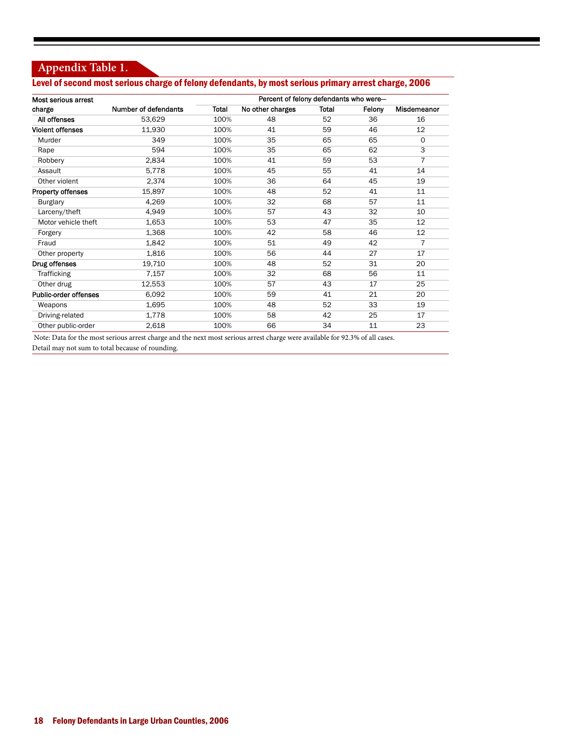## Appendix Table 1.

### Level of second most serious charge of felony defendants, by most serious primary arrest charge, 2006

| Most serious arrest charge | Number of defendants | Percent of felony defendants who were— | | | | |
|---|---|---|---|---|---|---|
| | | Total | No other charges | Total | Felony | Misdemeanor |
| All offenses | 53,629 | 100% | 48 | 52 | 36 | 16 |
| Violent offenses | 11,930 | 100% | 41 | 59 | 46 | 12 |
| Murder | 349 | 100% | 35 | 65 | 65 | 0 |
| Rape | 594 | 100% | 35 | 65 | 62 | 3 |
| Robbery | 2,834 | 100% | 41 | 59 | 53 | 7 |
| Assault | 5,778 | 100% | 45 | 55 | 41 | 14 |
| Other violent | 2,374 | 100% | 36 | 64 | 45 | 19 |
| Property offenses | 15,897 | 100% | 48 | 52 | 41 | 11 |
| Burglary | 4,269 | 100% | 32 | 68 | 57 | 11 |
| Larceny/theft | 4,949 | 100% | 57 | 43 | 32 | 10 |
| Motor vehicle theft | 1,653 | 100% | 53 | 47 | 35 | 12 |
| Forgery | 1,368 | 100% | 42 | 58 | 46 | 12 |
| Fraud | 1,842 | 100% | 51 | 49 | 42 | 7 |
| Other property | 1,816 | 100% | 56 | 44 | 27 | 17 |
| Drug offenses | 19,710 | 100% | 48 | 52 | 31 | 20 |
| Trafficking | 7,157 | 100% | 32 | 68 | 56 | 11 |
| Other drug | 12,553 | 100% | 57 | 43 | 17 | 25 |
| Public-order offenses | 6,092 | 100% | 59 | 41 | 21 | 20 |
| Weapons | 1,695 | 100% | 48 | 52 | 33 | 19 |
| Driving-related | 1,778 | 100% | 58 | 42 | 25 | 17 |
| Other public-order | 2,618 | 100% | 66 | 34 | 11 | 23 |

Note: Data for the most serious arrest charge and the next most serious arrest charge were available for 92.3% of all cases. Detail may not sum to total because of rounding.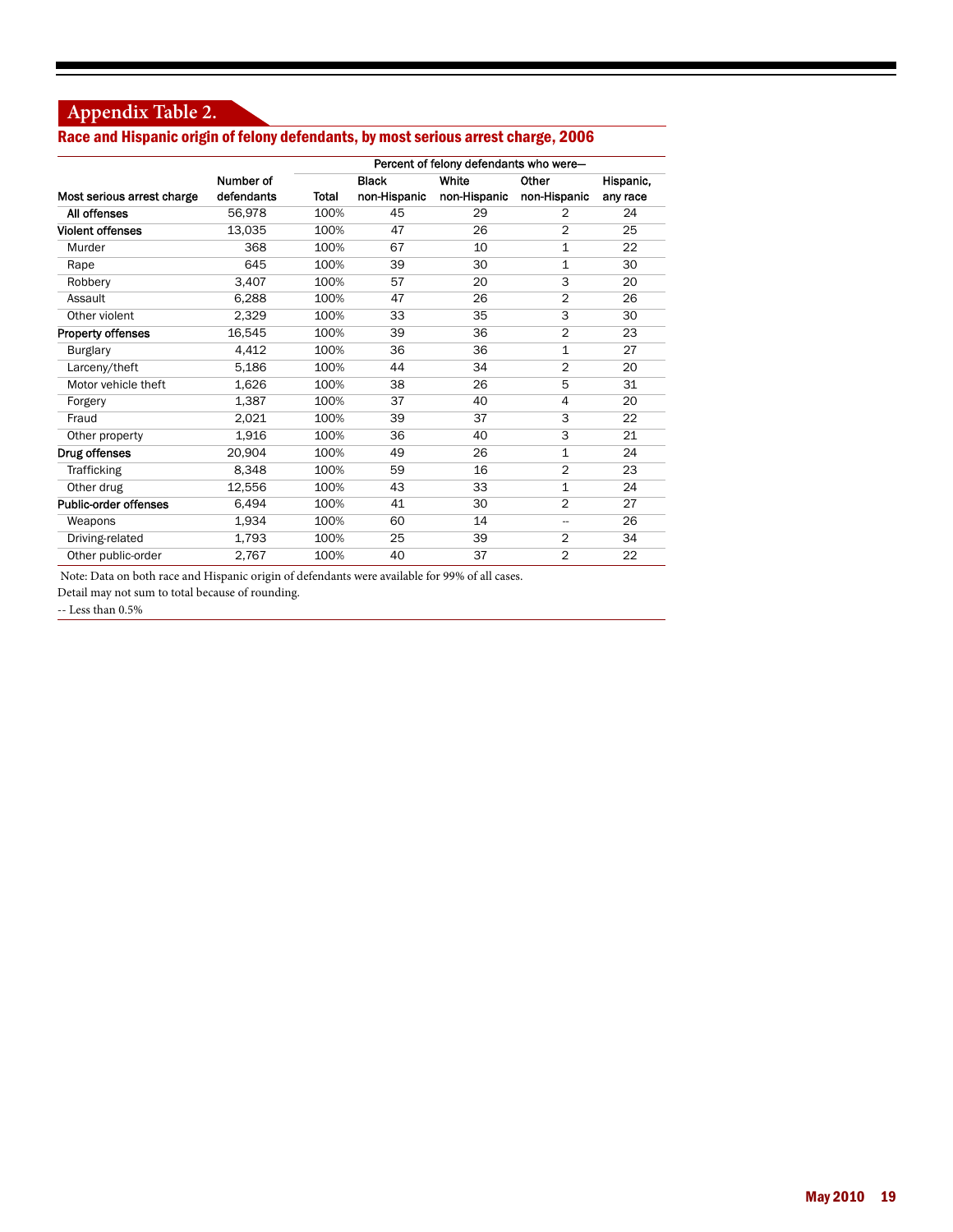## Appendix Table 2.

### Race and Hispanic origin of felony defendants, by most serious arrest charge, 2006

| Most serious arrest charge | Number of defendants | Percent of felony defendants who were— | | | | |
|---|---|---|---|---|---|---|
| | | Total | Black non-Hispanic | White non-Hispanic | Other non-Hispanic | Hispanic, any race |
| **All offenses** | 56,978 | 100% | 45 | 29 | 2 | 24 |
| **Violent offenses** | 13,035 | 100% | 47 | 26 | 2 | 25 |
| Murder | 368 | 100% | 67 | 10 | 1 | 22 |
| Rape | 645 | 100% | 39 | 30 | 1 | 30 |
| Robbery | 3,407 | 100% | 57 | 20 | 3 | 20 |
| Assault | 6,288 | 100% | 47 | 26 | 2 | 26 |
| Other violent | 2,329 | 100% | 33 | 35 | 3 | 30 |
| **Property offenses** | 16,545 | 100% | 39 | 36 | 2 | 23 |
| Burglary | 4,412 | 100% | 36 | 36 | 1 | 27 |
| Larceny/theft | 5,186 | 100% | 44 | 34 | 2 | 20 |
| Motor vehicle theft | 1,626 | 100% | 38 | 26 | 5 | 31 |
| Forgery | 1,387 | 100% | 37 | 40 | 4 | 20 |
| Fraud | 2,021 | 100% | 39 | 37 | 3 | 22 |
| Other property | 1,916 | 100% | 36 | 40 | 3 | 21 |
| **Drug offenses** | 20,904 | 100% | 49 | 26 | 1 | 24 |
| Trafficking | 8,348 | 100% | 59 | 16 | 2 | 23 |
| Other drug | 12,556 | 100% | 43 | 33 | 1 | 24 |
| **Public-order offenses** | 6,494 | 100% | 41 | 30 | 2 | 27 |
| Weapons | 1,934 | 100% | 60 | 14 | -- | 26 |
| Driving-related | 1,793 | 100% | 25 | 39 | 2 | 34 |
| Other public-order | 2,767 | 100% | 40 | 37 | 2 | 22 |

Note: Data on both race and Hispanic origin of defendants were available for 99% of all cases.

Detail may not sum to total because of rounding.

-- Less than 0.5%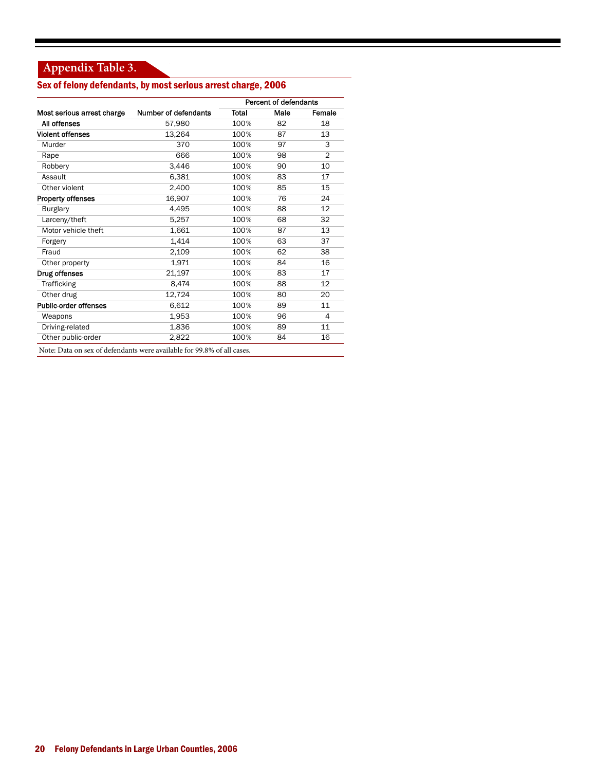## Appendix Table 3.

### Sex of felony defendants, by most serious arrest charge, 2006

| Most serious arrest charge | Number of defendants | Percent of defendants | | |
|---|---|---|---|---|
| | | Total | Male | Female |
| All offenses | 57,980 | 100% | 82 | 18 |
| **Violent offenses** | 13,264 | 100% | 87 | 13 |
| Murder | 370 | 100% | 97 | 3 |
| Rape | 666 | 100% | 98 | 2 |
| Robbery | 3,446 | 100% | 90 | 10 |
| Assault | 6,381 | 100% | 83 | 17 |
| Other violent | 2,400 | 100% | 85 | 15 |
| **Property offenses** | 16,907 | 100% | 76 | 24 |
| Burglary | 4,495 | 100% | 88 | 12 |
| Larceny/theft | 5,257 | 100% | 68 | 32 |
| Motor vehicle theft | 1,661 | 100% | 87 | 13 |
| Forgery | 1,414 | 100% | 63 | 37 |
| Fraud | 2,109 | 100% | 62 | 38 |
| Other property | 1,971 | 100% | 84 | 16 |
| **Drug offenses** | 21,197 | 100% | 83 | 17 |
| Trafficking | 8,474 | 100% | 88 | 12 |
| Other drug | 12,724 | 100% | 80 | 20 |
| **Public-order offenses** | 6,612 | 100% | 89 | 11 |
| Weapons | 1,953 | 100% | 96 | 4 |
| Driving-related | 1,836 | 100% | 89 | 11 |
| Other public-order | 2,822 | 100% | 84 | 16 |

Note: Data on sex of defendants were available for 99.8% of all cases.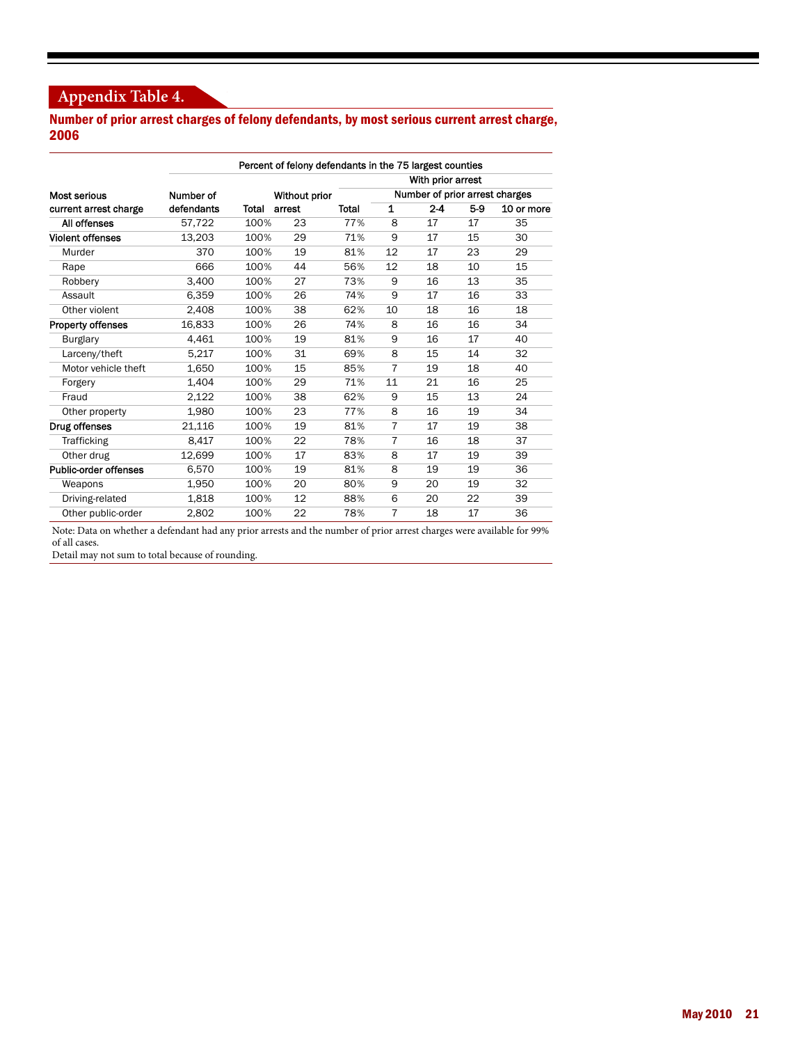## Appendix Table 4.

### Number of prior arrest charges of felony defendants, by most serious current arrest charge, 2006

| | | Percent of felony defendants in the 75 largest counties | | | | | | |
|---|---|---|---|---|---|---|---|---|
| | | | | With prior arrest | | | | |
| | | | | | Number of prior arrest charges | | | |
| Most serious current arrest charge | Number of defendants | Total | Without prior arrest | Total | 1 | 2-4 | 5-9 | 10 or more |
| **All offenses** | 57,722 | 100% | 23 | 77% | 8 | 17 | 17 | 35 |
| **Violent offenses** | 13,203 | 100% | 29 | 71% | 9 | 17 | 15 | 30 |
| Murder | 370 | 100% | 19 | 81% | 12 | 17 | 23 | 29 |
| Rape | 666 | 100% | 44 | 56% | 12 | 18 | 10 | 15 |
| Robbery | 3,400 | 100% | 27 | 73% | 9 | 16 | 13 | 35 |
| Assault | 6,359 | 100% | 26 | 74% | 9 | 17 | 16 | 33 |
| Other violent | 2,408 | 100% | 38 | 62% | 10 | 18 | 16 | 18 |
| **Property offenses** | 16,833 | 100% | 26 | 74% | 8 | 16 | 16 | 34 |
| Burglary | 4,461 | 100% | 19 | 81% | 9 | 16 | 17 | 40 |
| Larceny/theft | 5,217 | 100% | 31 | 69% | 8 | 15 | 14 | 32 |
| Motor vehicle theft | 1,650 | 100% | 15 | 85% | 7 | 19 | 18 | 40 |
| Forgery | 1,404 | 100% | 29 | 71% | 11 | 21 | 16 | 25 |
| Fraud | 2,122 | 100% | 38 | 62% | 9 | 15 | 13 | 24 |
| Other property | 1,980 | 100% | 23 | 77% | 8 | 16 | 19 | 34 |
| **Drug offenses** | 21,116 | 100% | 19 | 81% | 7 | 17 | 19 | 38 |
| Trafficking | 8,417 | 100% | 22 | 78% | 7 | 16 | 18 | 37 |
| Other drug | 12,699 | 100% | 17 | 83% | 8 | 17 | 19 | 39 |
| **Public-order offenses** | 6,570 | 100% | 19 | 81% | 8 | 19 | 19 | 36 |
| Weapons | 1,950 | 100% | 20 | 80% | 9 | 20 | 19 | 32 |
| Driving-related | 1,818 | 100% | 12 | 88% | 6 | 20 | 22 | 39 |
| Other public-order | 2,802 | 100% | 22 | 78% | 7 | 18 | 17 | 36 |

Note: Data on whether a defendant had any prior arrests and the number of prior arrest charges were available for 99% of all cases.

Detail may not sum to total because of rounding.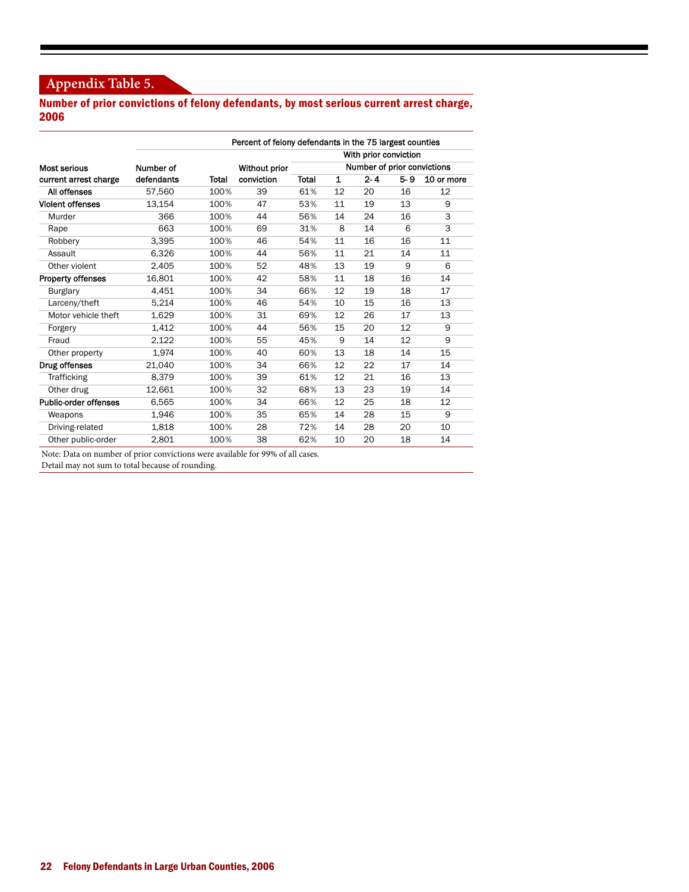## Appendix Table 5.

### Number of prior convictions of felony defendants, by most serious current arrest charge, 2006

| Most serious current arrest charge | Number of defendants | Percent of felony defendants in the 75 largest counties | | | | | | |
|---|---|---|---|---|---|---|---|---|
| | | | | With prior conviction | | | | |
| | | | | | Number of prior convictions | | | |
| | | Total | Without prior conviction | Total | 1 | 2- 4 | 5- 9 | 10 or more |
| All offenses | 57,560 | 100% | 39 | 61% | 12 | 20 | 16 | 12 |
| **Violent offenses** | 13,154 | 100% | 47 | 53% | 11 | 19 | 13 | 9 |
| Murder | 366 | 100% | 44 | 56% | 14 | 24 | 16 | 3 |
| Rape | 663 | 100% | 69 | 31% | 8 | 14 | 6 | 3 |
| Robbery | 3,395 | 100% | 46 | 54% | 11 | 16 | 16 | 11 |
| Assault | 6,326 | 100% | 44 | 56% | 11 | 21 | 14 | 11 |
| Other violent | 2,405 | 100% | 52 | 48% | 13 | 19 | 9 | 6 |
| **Property offenses** | 16,801 | 100% | 42 | 58% | 11 | 18 | 16 | 14 |
| Burglary | 4,451 | 100% | 34 | 66% | 12 | 19 | 18 | 17 |
| Larceny/theft | 5,214 | 100% | 46 | 54% | 10 | 15 | 16 | 13 |
| Motor vehicle theft | 1,629 | 100% | 31 | 69% | 12 | 26 | 17 | 13 |
| Forgery | 1,412 | 100% | 44 | 56% | 15 | 20 | 12 | 9 |
| Fraud | 2,122 | 100% | 55 | 45% | 9 | 14 | 12 | 9 |
| Other property | 1,974 | 100% | 40 | 60% | 13 | 18 | 14 | 15 |
| **Drug offenses** | 21,040 | 100% | 34 | 66% | 12 | 22 | 17 | 14 |
| Trafficking | 8,379 | 100% | 39 | 61% | 12 | 21 | 16 | 13 |
| Other drug | 12,661 | 100% | 32 | 68% | 13 | 23 | 19 | 14 |
| **Public-order offenses** | 6,565 | 100% | 34 | 66% | 12 | 25 | 18 | 12 |
| Weapons | 1,946 | 100% | 35 | 65% | 14 | 28 | 15 | 9 |
| Driving-related | 1,818 | 100% | 28 | 72% | 14 | 28 | 20 | 10 |
| Other public-order | 2,801 | 100% | 38 | 62% | 10 | 20 | 18 | 14 |

Note: Data on number of prior convictions were available for 99% of all cases.
Detail may not sum to total because of rounding.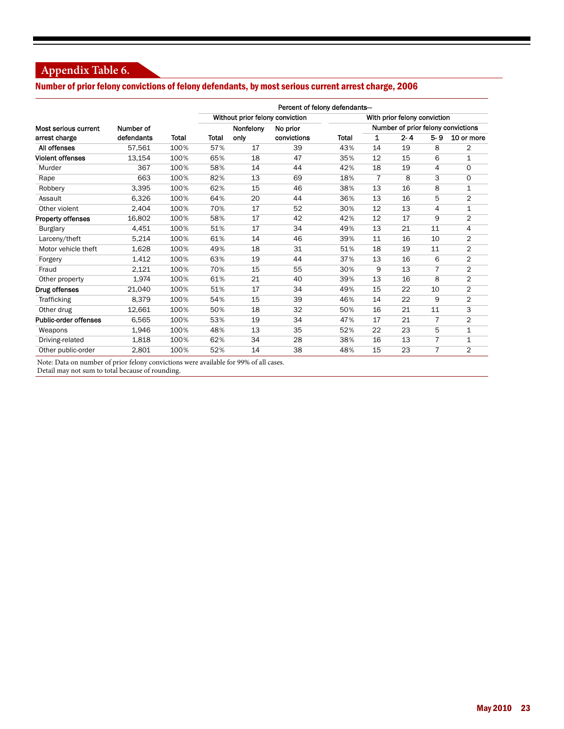## Appendix Table 6.

### Number of prior felony convictions of felony defendants, by most serious current arrest charge, 2006

| Most serious current arrest charge | Number of defendants | Total | Percent of felony defendants— Without prior felony conviction: Total | Nonfelony only | No prior convictions | With prior felony conviction: Total | Number of prior felony convictions: 1 | 2-4 | 5-9 | 10 or more |
|---|---|---|---|---|---|---|---|---|---|---|
| All offenses | 57,561 | 100% | 57% | 17 | 39 | 43% | 14 | 19 | 8 | 2 |
| **Violent offenses** | 13,154 | 100% | 65% | 18 | 47 | 35% | 12 | 15 | 6 | 1 |
| Murder | 367 | 100% | 58% | 14 | 44 | 42% | 18 | 19 | 4 | 0 |
| Rape | 663 | 100% | 82% | 13 | 69 | 18% | 7 | 8 | 3 | 0 |
| Robbery | 3,395 | 100% | 62% | 15 | 46 | 38% | 13 | 16 | 8 | 1 |
| Assault | 6,326 | 100% | 64% | 20 | 44 | 36% | 13 | 16 | 5 | 2 |
| Other violent | 2,404 | 100% | 70% | 17 | 52 | 30% | 12 | 13 | 4 | 1 |
| **Property offenses** | 16,802 | 100% | 58% | 17 | 42 | 42% | 12 | 17 | 9 | 2 |
| Burglary | 4,451 | 100% | 51% | 17 | 34 | 49% | 13 | 21 | 11 | 4 |
| Larceny/theft | 5,214 | 100% | 61% | 14 | 46 | 39% | 11 | 16 | 10 | 2 |
| Motor vehicle theft | 1,628 | 100% | 49% | 18 | 31 | 51% | 18 | 19 | 11 | 2 |
| Forgery | 1,412 | 100% | 63% | 19 | 44 | 37% | 13 | 16 | 6 | 2 |
| Fraud | 2,121 | 100% | 70% | 15 | 55 | 30% | 9 | 13 | 7 | 2 |
| Other property | 1,974 | 100% | 61% | 21 | 40 | 39% | 13 | 16 | 8 | 2 |
| **Drug offenses** | 21,040 | 100% | 51% | 17 | 34 | 49% | 15 | 22 | 10 | 2 |
| Trafficking | 8,379 | 100% | 54% | 15 | 39 | 46% | 14 | 22 | 9 | 2 |
| Other drug | 12,661 | 100% | 50% | 18 | 32 | 50% | 16 | 21 | 11 | 3 |
| **Public-order offenses** | 6,565 | 100% | 53% | 19 | 34 | 47% | 17 | 21 | 7 | 2 |
| Weapons | 1,946 | 100% | 48% | 13 | 35 | 52% | 22 | 23 | 5 | 1 |
| Driving-related | 1,818 | 100% | 62% | 34 | 28 | 38% | 16 | 13 | 7 | 1 |
| Other public-order | 2,801 | 100% | 52% | 14 | 38 | 48% | 15 | 23 | 7 | 2 |

Note: Data on number of prior felony convictions were available for 99% of all cases.
Detail may not sum to total because of rounding.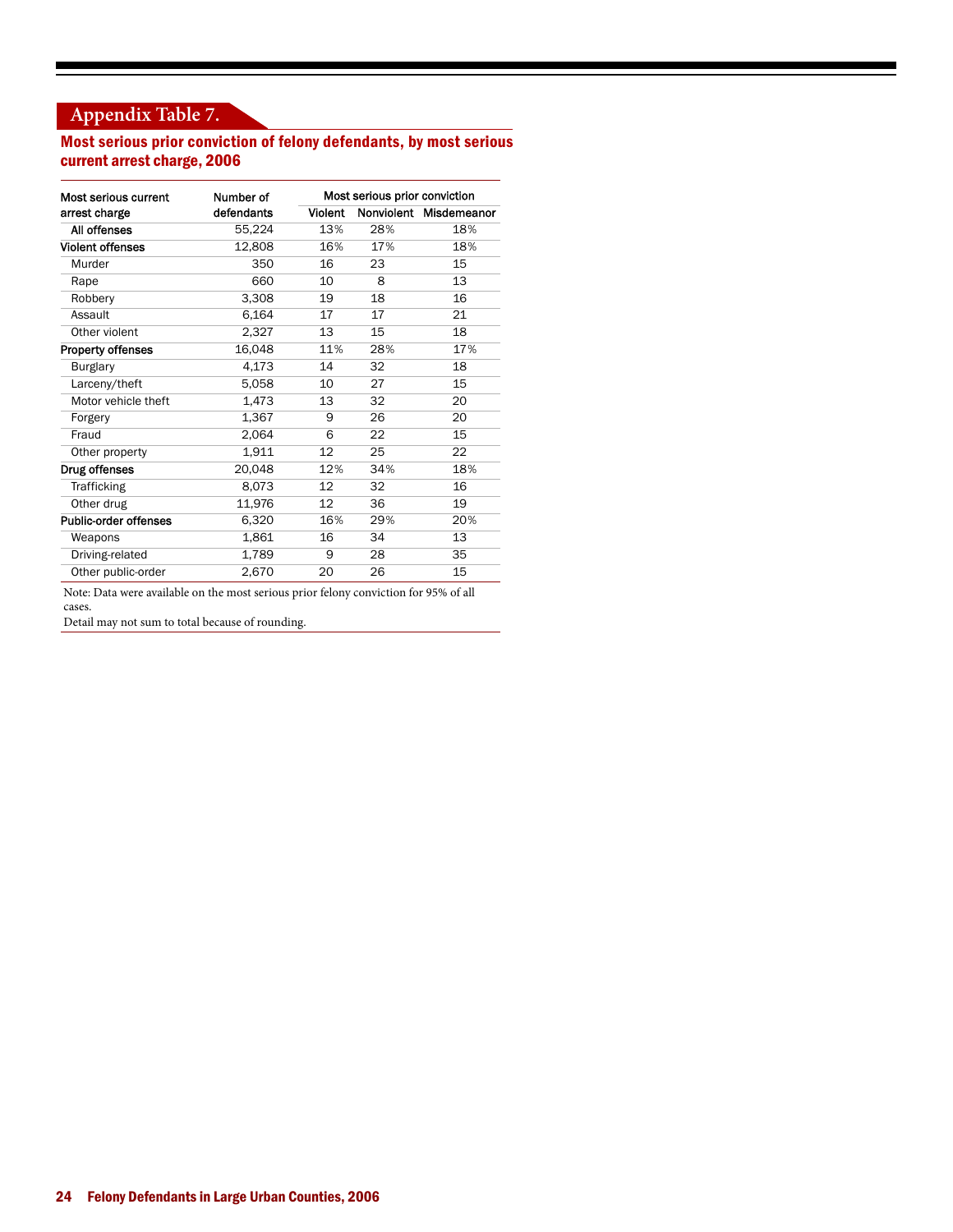## Appendix Table 7.

### Most serious prior conviction of felony defendants, by most serious current arrest charge, 2006

| Most serious current arrest charge | Number of defendants | Most serious prior conviction | | |
|---|---|---|---|---|
| | | Violent | Nonviolent | Misdemeanor |
| All offenses | 55,224 | 13% | 28% | 18% |
| **Violent offenses** | 12,808 | 16% | 17% | 18% |
| Murder | 350 | 16 | 23 | 15 |
| Rape | 660 | 10 | 8 | 13 |
| Robbery | 3,308 | 19 | 18 | 16 |
| Assault | 6,164 | 17 | 17 | 21 |
| Other violent | 2,327 | 13 | 15 | 18 |
| **Property offenses** | 16,048 | 11% | 28% | 17% |
| Burglary | 4,173 | 14 | 32 | 18 |
| Larceny/theft | 5,058 | 10 | 27 | 15 |
| Motor vehicle theft | 1,473 | 13 | 32 | 20 |
| Forgery | 1,367 | 9 | 26 | 20 |
| Fraud | 2,064 | 6 | 22 | 15 |
| Other property | 1,911 | 12 | 25 | 22 |
| **Drug offenses** | 20,048 | 12% | 34% | 18% |
| Trafficking | 8,073 | 12 | 32 | 16 |
| Other drug | 11,976 | 12 | 36 | 19 |
| **Public-order offenses** | 6,320 | 16% | 29% | 20% |
| Weapons | 1,861 | 16 | 34 | 13 |
| Driving-related | 1,789 | 9 | 28 | 35 |
| Other public-order | 2,670 | 20 | 26 | 15 |

Note: Data were available on the most serious prior felony conviction for 95% of all cases.

Detail may not sum to total because of rounding.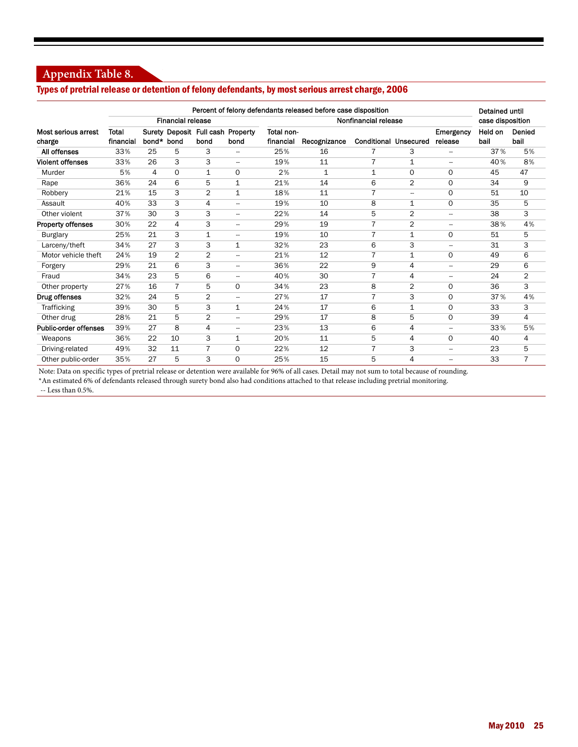## Appendix Table 8.

### Types of pretrial release or detention of felony defendants, by most serious arrest charge, 2006

| | Percent of felony defendants released before case disposition | | | | | | | | | | Detained until case disposition | |
|---|---|---|---|---|---|---|---|---|---|---|---|---|
| | Financial release | | | | | Nonfinancial release | | | | | | |
| Most serious arrest charge | Total financial | Surety bond* | Deposit bond | Full cash bond | Property bond | Total non-financial | Recognizance | Conditional | Unsecured | Emergency release | Held on bail | Denied bail |
| **All offenses** | 33% | 25 | 5 | 3 | -- | 25% | 16 | 7 | 3 | -- | 37% | 5% |
| **Violent offenses** | 33% | 26 | 3 | 3 | -- | 19% | 11 | 7 | 1 | -- | 40% | 8% |
| Murder | 5% | 4 | 0 | 1 | 0 | 2% | 1 | 1 | 0 | 0 | 45 | 47 |
| Rape | 36% | 24 | 6 | 5 | 1 | 21% | 14 | 6 | 2 | 0 | 34 | 9 |
| Robbery | 21% | 15 | 3 | 2 | 1 | 18% | 11 | 7 | -- | 0 | 51 | 10 |
| Assault | 40% | 33 | 3 | 4 | -- | 19% | 10 | 8 | 1 | 0 | 35 | 5 |
| Other violent | 37% | 30 | 3 | 3 | -- | 22% | 14 | 5 | 2 | -- | 38 | 3 |
| **Property offenses** | 30% | 22 | 4 | 3 | -- | 29% | 19 | 7 | 2 | -- | 38% | 4% |
| Burglary | 25% | 21 | 3 | 1 | -- | 19% | 10 | 7 | 1 | 0 | 51 | 5 |
| Larceny/theft | 34% | 27 | 3 | 3 | 1 | 32% | 23 | 6 | 3 | -- | 31 | 3 |
| Motor vehicle theft | 24% | 19 | 2 | 2 | -- | 21% | 12 | 7 | 1 | 0 | 49 | 6 |
| Forgery | 29% | 21 | 6 | 3 | -- | 36% | 22 | 9 | 4 | -- | 29 | 6 |
| Fraud | 34% | 23 | 5 | 6 | -- | 40% | 30 | 7 | 4 | -- | 24 | 2 |
| Other property | 27% | 16 | 7 | 5 | 0 | 34% | 23 | 8 | 2 | 0 | 36 | 3 |
| **Drug offenses** | 32% | 24 | 5 | 2 | -- | 27% | 17 | 7 | 3 | 0 | 37% | 4% |
| Trafficking | 39% | 30 | 5 | 3 | 1 | 24% | 17 | 6 | 1 | 0 | 33 | 3 |
| Other drug | 28% | 21 | 5 | 2 | -- | 29% | 17 | 8 | 5 | 0 | 39 | 4 |
| **Public-order offenses** | 39% | 27 | 8 | 4 | -- | 23% | 13 | 6 | 4 | -- | 33% | 5% |
| Weapons | 36% | 22 | 10 | 3 | 1 | 20% | 11 | 5 | 4 | 0 | 40 | 4 |
| Driving-related | 49% | 32 | 11 | 7 | 0 | 22% | 12 | 7 | 3 | -- | 23 | 5 |
| Other public-order | 35% | 27 | 5 | 3 | 0 | 25% | 15 | 5 | 4 | -- | 33 | 7 |

Note: Data on specific types of pretrial release or detention were available for 96% of all cases. Detail may not sum to total because of rounding.

*An estimated 6% of defendants released through surety bond also had conditions attached to that release including pretrial monitoring.

-- Less than 0.5%.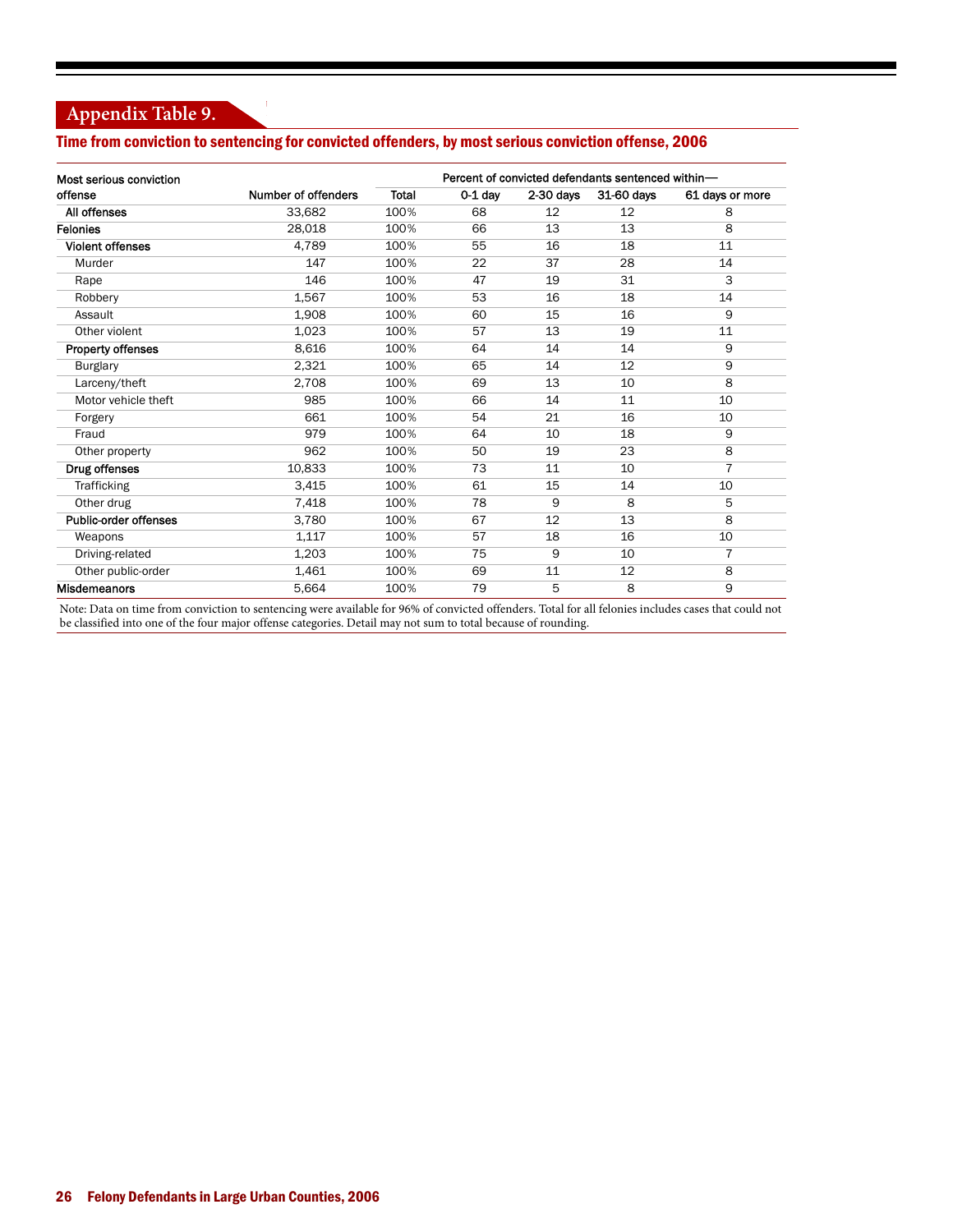## Appendix Table 9.

### Time from conviction to sentencing for convicted offenders, by most serious conviction offense, 2006

| Most serious conviction offense | Number of offenders | Percent of convicted defendants sentenced within— | | | | |
|---|---|---|---|---|---|---|
| | | Total | 0-1 day | 2-30 days | 31-60 days | 61 days or more |
| All offenses | 33,682 | 100% | 68 | 12 | 12 | 8 |
| Felonies | 28,018 | 100% | 66 | 13 | 13 | 8 |
| Violent offenses | 4,789 | 100% | 55 | 16 | 18 | 11 |
| Murder | 147 | 100% | 22 | 37 | 28 | 14 |
| Rape | 146 | 100% | 47 | 19 | 31 | 3 |
| Robbery | 1,567 | 100% | 53 | 16 | 18 | 14 |
| Assault | 1,908 | 100% | 60 | 15 | 16 | 9 |
| Other violent | 1,023 | 100% | 57 | 13 | 19 | 11 |
| Property offenses | 8,616 | 100% | 64 | 14 | 14 | 9 |
| Burglary | 2,321 | 100% | 65 | 14 | 12 | 9 |
| Larceny/theft | 2,708 | 100% | 69 | 13 | 10 | 8 |
| Motor vehicle theft | 985 | 100% | 66 | 14 | 11 | 10 |
| Forgery | 661 | 100% | 54 | 21 | 16 | 10 |
| Fraud | 979 | 100% | 64 | 10 | 18 | 9 |
| Other property | 962 | 100% | 50 | 19 | 23 | 8 |
| Drug offenses | 10,833 | 100% | 73 | 11 | 10 | 7 |
| Trafficking | 3,415 | 100% | 61 | 15 | 14 | 10 |
| Other drug | 7,418 | 100% | 78 | 9 | 8 | 5 |
| Public-order offenses | 3,780 | 100% | 67 | 12 | 13 | 8 |
| Weapons | 1,117 | 100% | 57 | 18 | 16 | 10 |
| Driving-related | 1,203 | 100% | 75 | 9 | 10 | 7 |
| Other public-order | 1,461 | 100% | 69 | 11 | 12 | 8 |
| Misdemeanors | 5,664 | 100% | 79 | 5 | 8 | 9 |

Note: Data on time from conviction to sentencing were available for 96% of convicted offenders. Total for all felonies includes cases that could not be classified into one of the four major offense categories. Detail may not sum to total because of rounding.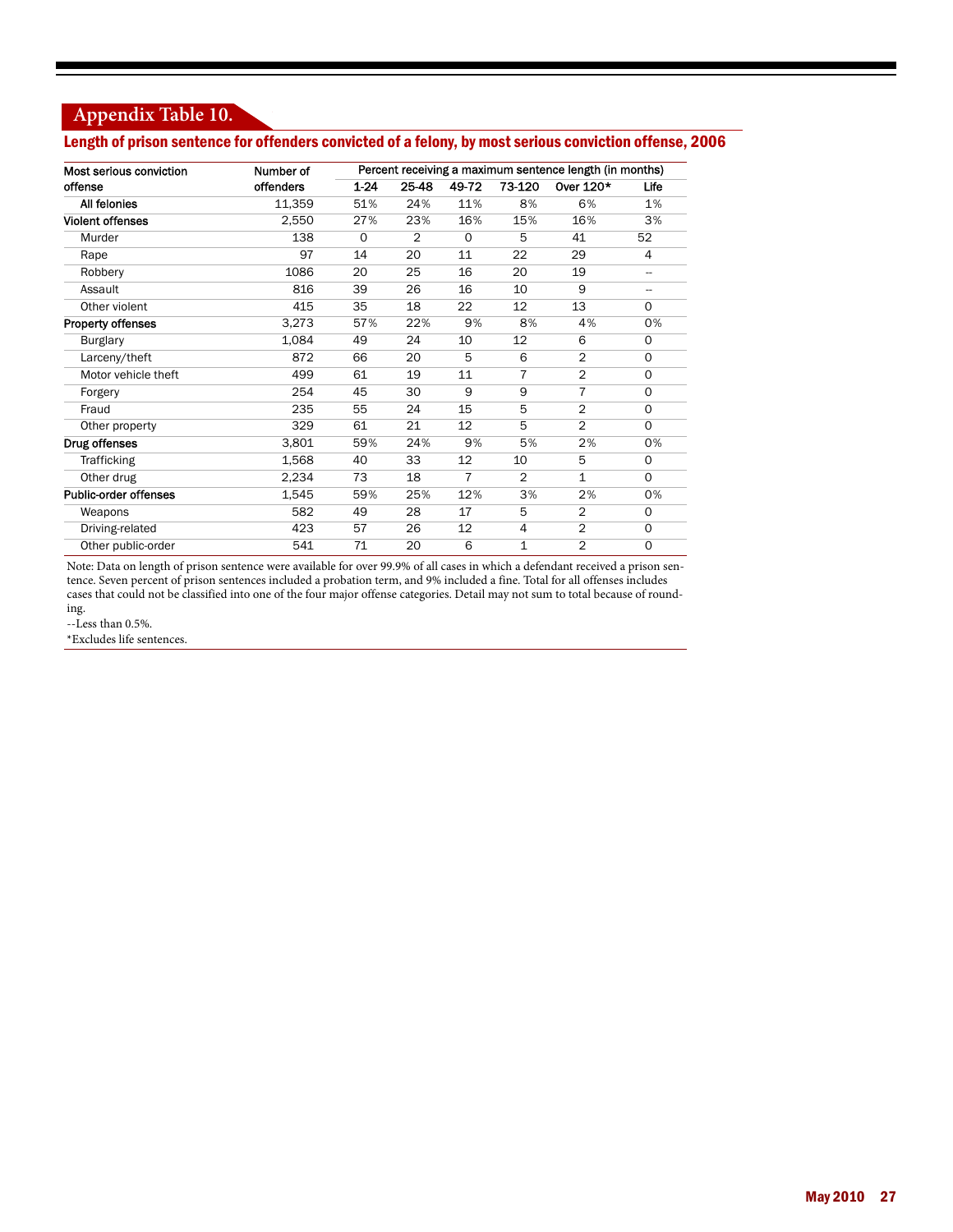## Appendix Table 10.

### Length of prison sentence for offenders convicted of a felony, by most serious conviction offense, 2006

| Most serious conviction offense | Number of offenders | Percent receiving a maximum sentence length (in months) | | | | | |
|---|---|---|---|---|---|---|---|
| | | 1-24 | 25-48 | 49-72 | 73-120 | Over 120* | Life |
| **All felonies** | 11,359 | 51% | 24% | 11% | 8% | 6% | 1% |
| **Violent offenses** | 2,550 | 27% | 23% | 16% | 15% | 16% | 3% |
| Murder | 138 | 0 | 2 | 0 | 5 | 41 | 52 |
| Rape | 97 | 14 | 20 | 11 | 22 | 29 | 4 |
| Robbery | 1086 | 20 | 25 | 16 | 20 | 19 | -- |
| Assault | 816 | 39 | 26 | 16 | 10 | 9 | -- |
| Other violent | 415 | 35 | 18 | 22 | 12 | 13 | 0 |
| **Property offenses** | 3,273 | 57% | 22% | 9% | 8% | 4% | 0% |
| Burglary | 1,084 | 49 | 24 | 10 | 12 | 6 | 0 |
| Larceny/theft | 872 | 66 | 20 | 5 | 6 | 2 | 0 |
| Motor vehicle theft | 499 | 61 | 19 | 11 | 7 | 2 | 0 |
| Forgery | 254 | 45 | 30 | 9 | 9 | 7 | 0 |
| Fraud | 235 | 55 | 24 | 15 | 5 | 2 | 0 |
| Other property | 329 | 61 | 21 | 12 | 5 | 2 | 0 |
| **Drug offenses** | 3,801 | 59% | 24% | 9% | 5% | 2% | 0% |
| Trafficking | 1,568 | 40 | 33 | 12 | 10 | 5 | 0 |
| Other drug | 2,234 | 73 | 18 | 7 | 2 | 1 | 0 |
| **Public-order offenses** | 1,545 | 59% | 25% | 12% | 3% | 2% | 0% |
| Weapons | 582 | 49 | 28 | 17 | 5 | 2 | 0 |
| Driving-related | 423 | 57 | 26 | 12 | 4 | 2 | 0 |
| Other public-order | 541 | 71 | 20 | 6 | 1 | 2 | 0 |

Note: Data on length of prison sentence were available for over 99.9% of all cases in which a defendant received a prison sentence. Seven percent of prison sentences included a probation term, and 9% included a fine. Total for all offenses includes cases that could not be classified into one of the four major offense categories. Detail may not sum to total because of rounding.

--Less than 0.5%.

*Excludes life sentences.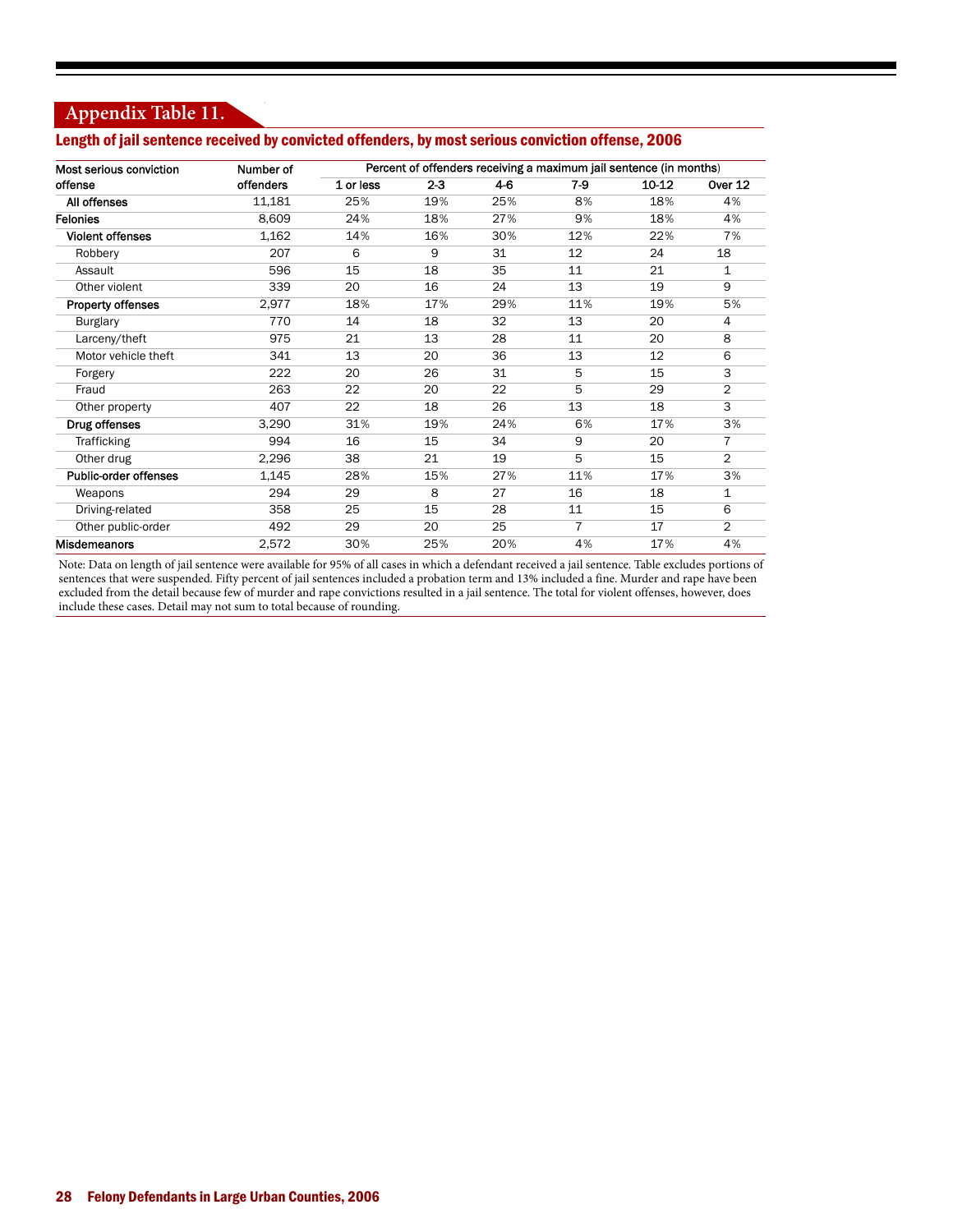## Appendix Table 11.

### Length of jail sentence received by convicted offenders, by most serious conviction offense, 2006

| Most serious conviction offense | Number of offenders | Percent of offenders receiving a maximum jail sentence (in months) | | | | | |
|---|---|---|---|---|---|---|---|
| | | 1 or less | 2-3 | 4-6 | 7-9 | 10-12 | Over 12 |
| **All offenses** | 11,181 | 25% | 19% | 25% | 8% | 18% | 4% |
| **Felonies** | 8,609 | 24% | 18% | 27% | 9% | 18% | 4% |
| **Violent offenses** | 1,162 | 14% | 16% | 30% | 12% | 22% | 7% |
| Robbery | 207 | 6 | 9 | 31 | 12 | 24 | 18 |
| Assault | 596 | 15 | 18 | 35 | 11 | 21 | 1 |
| Other violent | 339 | 20 | 16 | 24 | 13 | 19 | 9 |
| **Property offenses** | 2,977 | 18% | 17% | 29% | 11% | 19% | 5% |
| Burglary | 770 | 14 | 18 | 32 | 13 | 20 | 4 |
| Larceny/theft | 975 | 21 | 13 | 28 | 11 | 20 | 8 |
| Motor vehicle theft | 341 | 13 | 20 | 36 | 13 | 12 | 6 |
| Forgery | 222 | 20 | 26 | 31 | 5 | 15 | 3 |
| Fraud | 263 | 22 | 20 | 22 | 5 | 29 | 2 |
| Other property | 407 | 22 | 18 | 26 | 13 | 18 | 3 |
| **Drug offenses** | 3,290 | 31% | 19% | 24% | 6% | 17% | 3% |
| Trafficking | 994 | 16 | 15 | 34 | 9 | 20 | 7 |
| Other drug | 2,296 | 38 | 21 | 19 | 5 | 15 | 2 |
| **Public-order offenses** | 1,145 | 28% | 15% | 27% | 11% | 17% | 3% |
| Weapons | 294 | 29 | 8 | 27 | 16 | 18 | 1 |
| Driving-related | 358 | 25 | 15 | 28 | 11 | 15 | 6 |
| Other public-order | 492 | 29 | 20 | 25 | 7 | 17 | 2 |
| **Misdemeanors** | 2,572 | 30% | 25% | 20% | 4% | 17% | 4% |

Note: Data on length of jail sentence were available for 95% of all cases in which a defendant received a jail sentence. Table excludes portions of sentences that were suspended. Fifty percent of jail sentences included a probation term and 13% included a fine. Murder and rape have been excluded from the detail because few of murder and rape convictions resulted in a jail sentence. The total for violent offenses, however, does include these cases. Detail may not sum to total because of rounding.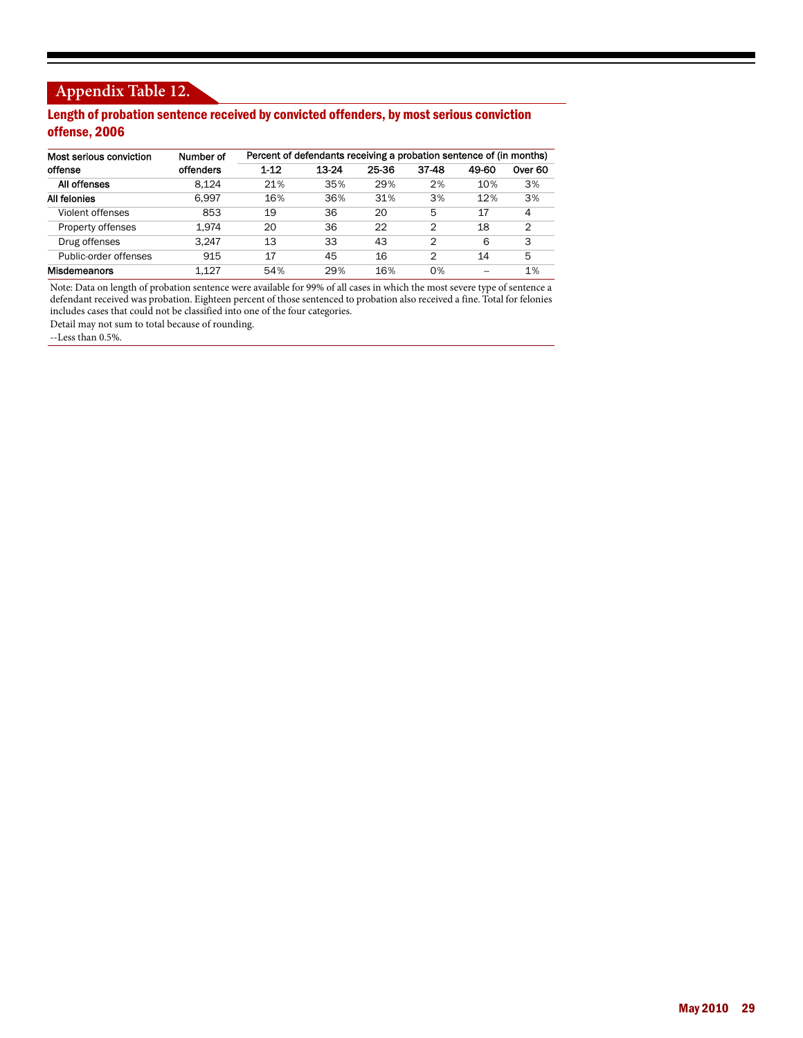## Appendix Table 12.

### Length of probation sentence received by convicted offenders, by most serious conviction offense, 2006

| Most serious conviction offense | Number of offenders | Percent of defendants receiving a probation sentence of (in months) | | | | | |
|---|---|---|---|---|---|---|---|
| | | 1-12 | 13-24 | 25-36 | 37-48 | 49-60 | Over 60 |
| All offenses | 8,124 | 21% | 35% | 29% | 2% | 10% | 3% |
| All felonies | 6,997 | 16% | 36% | 31% | 3% | 12% | 3% |
| Violent offenses | 853 | 19 | 36 | 20 | 5 | 17 | 4 |
| Property offenses | 1,974 | 20 | 36 | 22 | 2 | 18 | 2 |
| Drug offenses | 3,247 | 13 | 33 | 43 | 2 | 6 | 3 |
| Public-order offenses | 915 | 17 | 45 | 16 | 2 | 14 | 5 |
| Misdemeanors | 1,127 | 54% | 29% | 16% | 0% | -- | 1% |

Note: Data on length of probation sentence were available for 99% of all cases in which the most severe type of sentence a defendant received was probation. Eighteen percent of those sentenced to probation also received a fine. Total for felonies includes cases that could not be classified into one of the four categories.

Detail may not sum to total because of rounding.

--Less than 0.5%.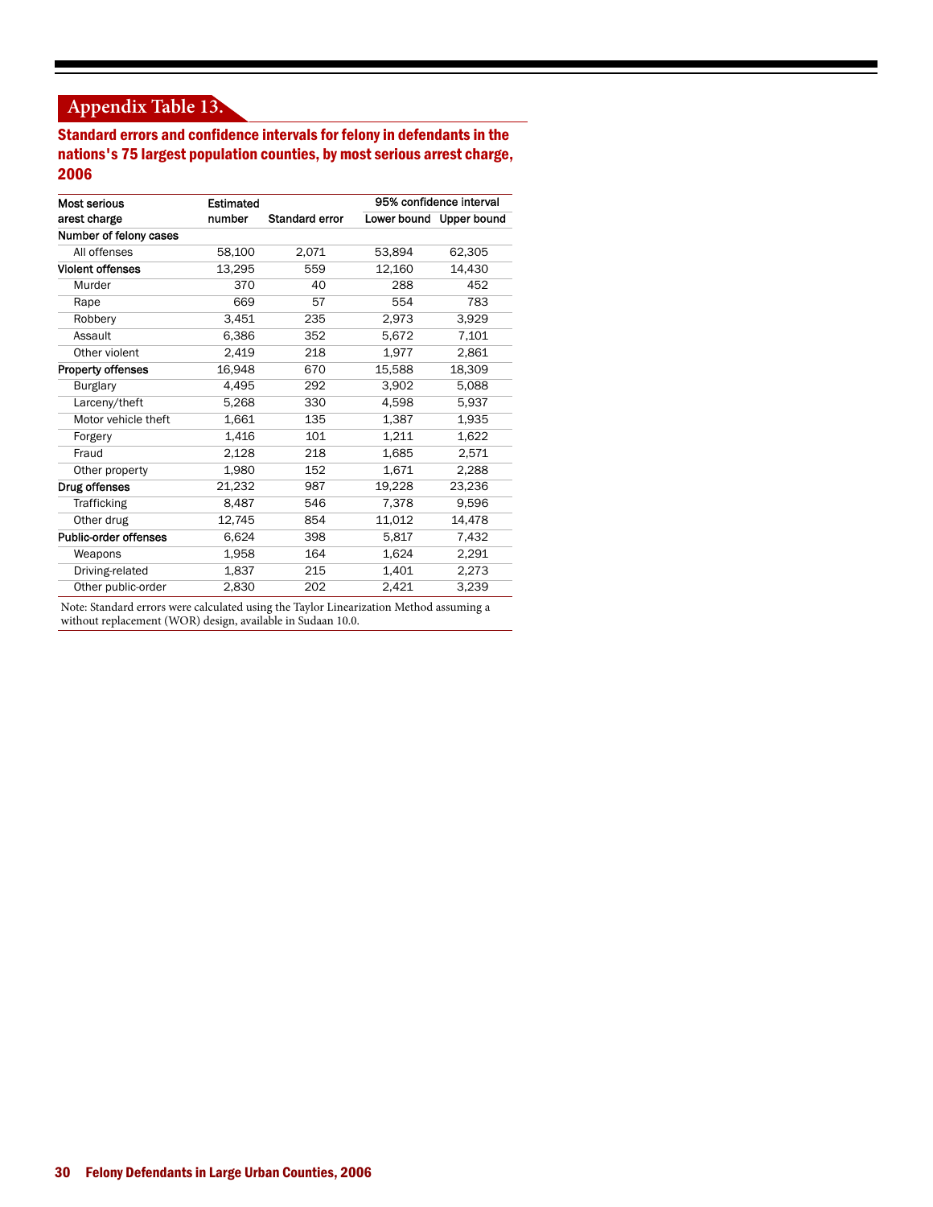## Appendix Table 13.

**Standard errors and confidence intervals for felony in defendants in the nations's 75 largest population counties, by most serious arrest charge, 2006**

| Most serious arest charge | Estimated number | Standard error | 95% confidence interval | |
|---|---|---|---|---|
| | | | Lower bound | Upper bound |
| **Number of felony cases** | | | | |
| All offenses | 58,100 | 2,071 | 53,894 | 62,305 |
| **Violent offenses** | 13,295 | 559 | 12,160 | 14,430 |
| Murder | 370 | 40 | 288 | 452 |
| Rape | 669 | 57 | 554 | 783 |
| Robbery | 3,451 | 235 | 2,973 | 3,929 |
| Assault | 6,386 | 352 | 5,672 | 7,101 |
| Other violent | 2,419 | 218 | 1,977 | 2,861 |
| **Property offenses** | 16,948 | 670 | 15,588 | 18,309 |
| Burglary | 4,495 | 292 | 3,902 | 5,088 |
| Larceny/theft | 5,268 | 330 | 4,598 | 5,937 |
| Motor vehicle theft | 1,661 | 135 | 1,387 | 1,935 |
| Forgery | 1,416 | 101 | 1,211 | 1,622 |
| Fraud | 2,128 | 218 | 1,685 | 2,571 |
| Other property | 1,980 | 152 | 1,671 | 2,288 |
| **Drug offenses** | 21,232 | 987 | 19,228 | 23,236 |
| Trafficking | 8,487 | 546 | 7,378 | 9,596 |
| Other drug | 12,745 | 854 | 11,012 | 14,478 |
| **Public-order offenses** | 6,624 | 398 | 5,817 | 7,432 |
| Weapons | 1,958 | 164 | 1,624 | 2,291 |
| Driving-related | 1,837 | 215 | 1,401 | 2,273 |
| Other public-order | 2,830 | 202 | 2,421 | 3,239 |

Note: Standard errors were calculated using the Taylor Linearization Method assuming a without replacement (WOR) design, available in Sudaan 10.0.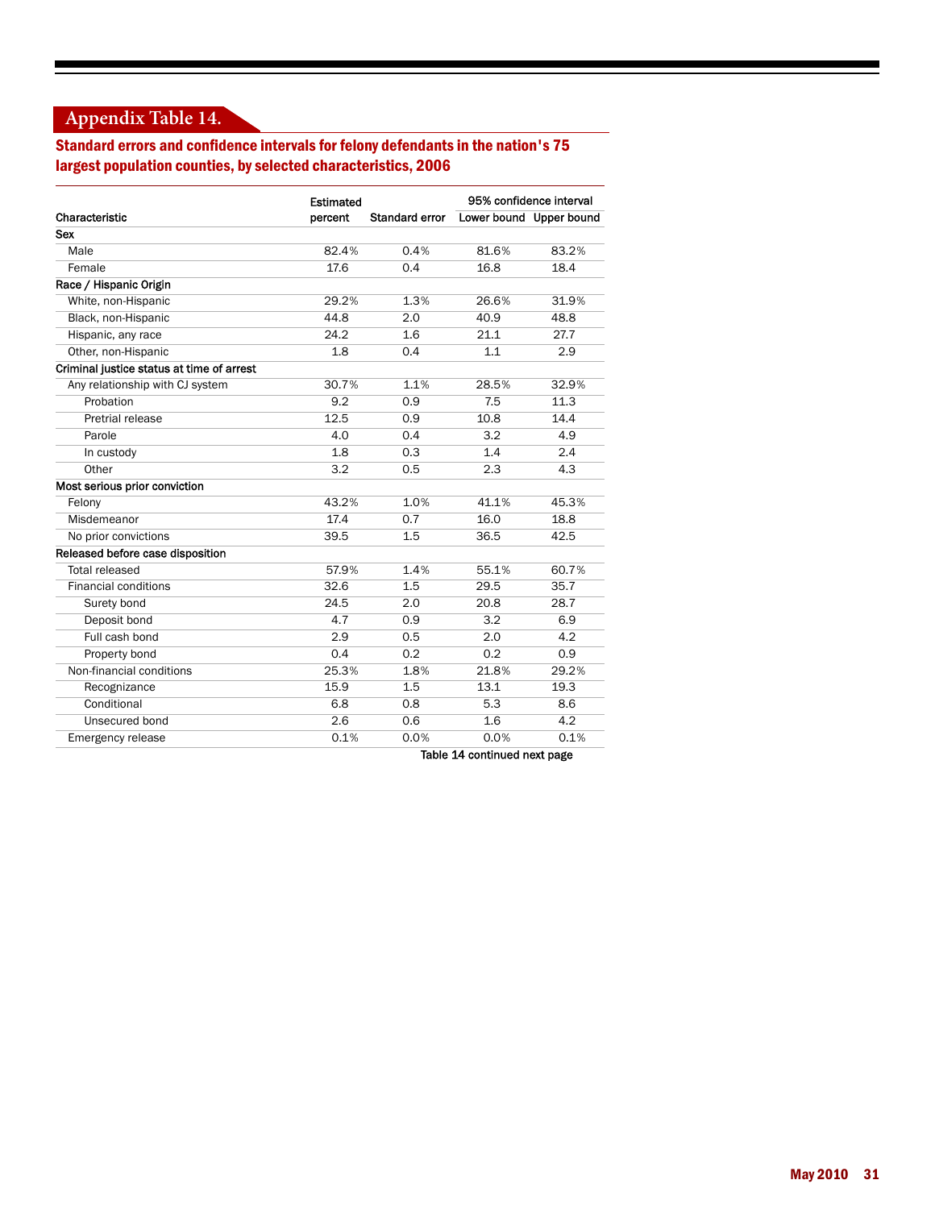## Appendix Table 14.

**Standard errors and confidence intervals for felony defendants in the nation's 75 largest population counties, by selected characteristics, 2006**

| Characteristic | Estimated percent | Standard error | 95% confidence interval | |
|---|---|---|---|---|
| | | | Lower bound | Upper bound |
| **Sex** | | | | |
| Male | 82.4% | 0.4% | 81.6% | 83.2% |
| Female | 17.6 | 0.4 | 16.8 | 18.4 |
| **Race / Hispanic Origin** | | | | |
| White, non-Hispanic | 29.2% | 1.3% | 26.6% | 31.9% |
| Black, non-Hispanic | 44.8 | 2.0 | 40.9 | 48.8 |
| Hispanic, any race | 24.2 | 1.6 | 21.1 | 27.7 |
| Other, non-Hispanic | 1.8 | 0.4 | 1.1 | 2.9 |
| **Criminal justice status at time of arrest** | | | | |
| Any relationship with CJ system | 30.7% | 1.1% | 28.5% | 32.9% |
| Probation | 9.2 | 0.9 | 7.5 | 11.3 |
| Pretrial release | 12.5 | 0.9 | 10.8 | 14.4 |
| Parole | 4.0 | 0.4 | 3.2 | 4.9 |
| In custody | 1.8 | 0.3 | 1.4 | 2.4 |
| Other | 3.2 | 0.5 | 2.3 | 4.3 |
| **Most serious prior conviction** | | | | |
| Felony | 43.2% | 1.0% | 41.1% | 45.3% |
| Misdemeanor | 17.4 | 0.7 | 16.0 | 18.8 |
| No prior convictions | 39.5 | 1.5 | 36.5 | 42.5 |
| **Released before case disposition** | | | | |
| Total released | 57.9% | 1.4% | 55.1% | 60.7% |
| Financial conditions | 32.6 | 1.5 | 29.5 | 35.7 |
| Surety bond | 24.5 | 2.0 | 20.8 | 28.7 |
| Deposit bond | 4.7 | 0.9 | 3.2 | 6.9 |
| Full cash bond | 2.9 | 0.5 | 2.0 | 4.2 |
| Property bond | 0.4 | 0.2 | 0.2 | 0.9 |
| Non-financial conditions | 25.3% | 1.8% | 21.8% | 29.2% |
| Recognizance | 15.9 | 1.5 | 13.1 | 19.3 |
| Conditional | 6.8 | 0.8 | 5.3 | 8.6 |
| Unsecured bond | 2.6 | 0.6 | 1.6 | 4.2 |
| Emergency release | 0.1% | 0.0% | 0.0% | 0.1% |

Table 14 continued next page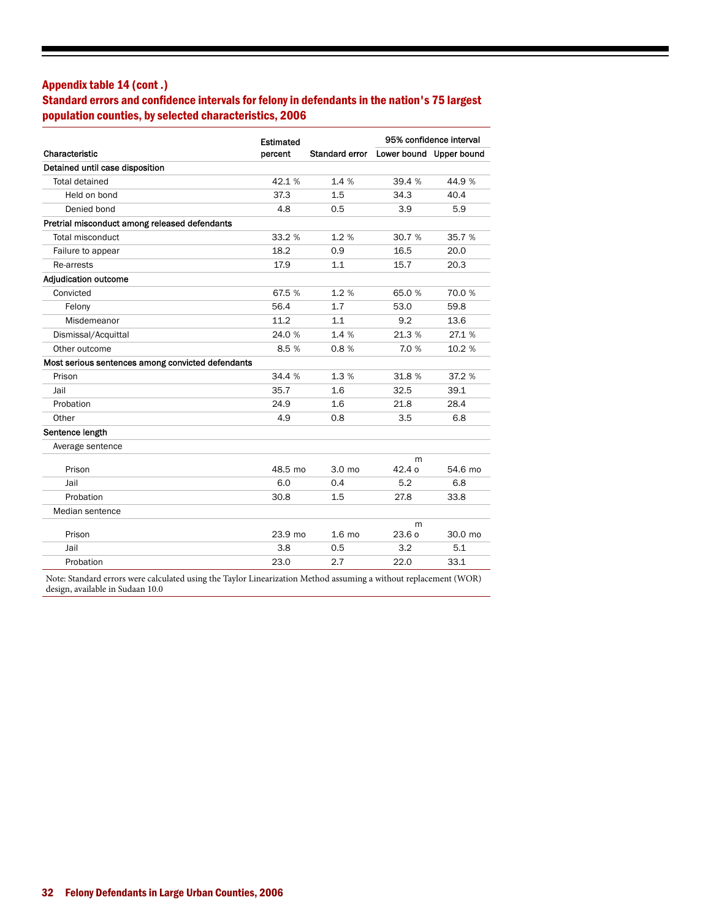## Appendix table 14 (cont .)

## Standard errors and confidence intervals for felony in defendants in the nation's 75 largest population counties, by selected characteristics, 2006

| Characteristic | Estimated percent | Standard error | 95% confidence interval | |
|---|---|---|---|---|
| | | | Lower bound | Upper bound |
| **Detained until case disposition** | | | | |
| Total detained | 42.1 % | 1.4 % | 39.4 % | 44.9 % |
| Held on bond | 37.3 | 1.5 | 34.3 | 40.4 |
| Denied bond | 4.8 | 0.5 | 3.9 | 5.9 |
| **Pretrial misconduct among released defendants** | | | | |
| Total misconduct | 33.2 % | 1.2 % | 30.7 % | 35.7 % |
| Failure to appear | 18.2 | 0.9 | 16.5 | 20.0 |
| Re-arrests | 17.9 | 1.1 | 15.7 | 20.3 |
| **Adjudication outcome** | | | | |
| Convicted | 67.5 % | 1.2 % | 65.0 % | 70.0 % |
| Felony | 56.4 | 1.7 | 53.0 | 59.8 |
| Misdemeanor | 11.2 | 1.1 | 9.2 | 13.6 |
| Dismissal/Acquittal | 24.0 % | 1.4 % | 21.3 % | 27.1 % |
| Other outcome | 8.5 % | 0.8 % | 7.0 % | 10.2 % |
| **Most serious sentences among convicted defendants** | | | | |
| Prison | 34.4 % | 1.3 % | 31.8 % | 37.2 % |
| Jail | 35.7 | 1.6 | 32.5 | 39.1 |
| Probation | 24.9 | 1.6 | 21.8 | 28.4 |
| Other | 4.9 | 0.8 | 3.5 | 6.8 |
| **Sentence length** | | | | |
| Average sentence | | | | |
| Prison | 48.5 mo | 3.0 mo | 42.4 mo | 54.6 mo |
| Jail | 6.0 | 0.4 | 5.2 | 6.8 |
| Probation | 30.8 | 1.5 | 27.8 | 33.8 |
| Median sentence | | | | |
| Prison | 23.9 mo | 1.6 mo | 23.6 mo | 30.0 mo |
| Jail | 3.8 | 0.5 | 3.2 | 5.1 |
| Probation | 23.0 | 2.7 | 22.0 | 33.1 |

Note: Standard errors were calculated using the Taylor Linearization Method assuming a without replacement (WOR) design, available in Sudaan 10.0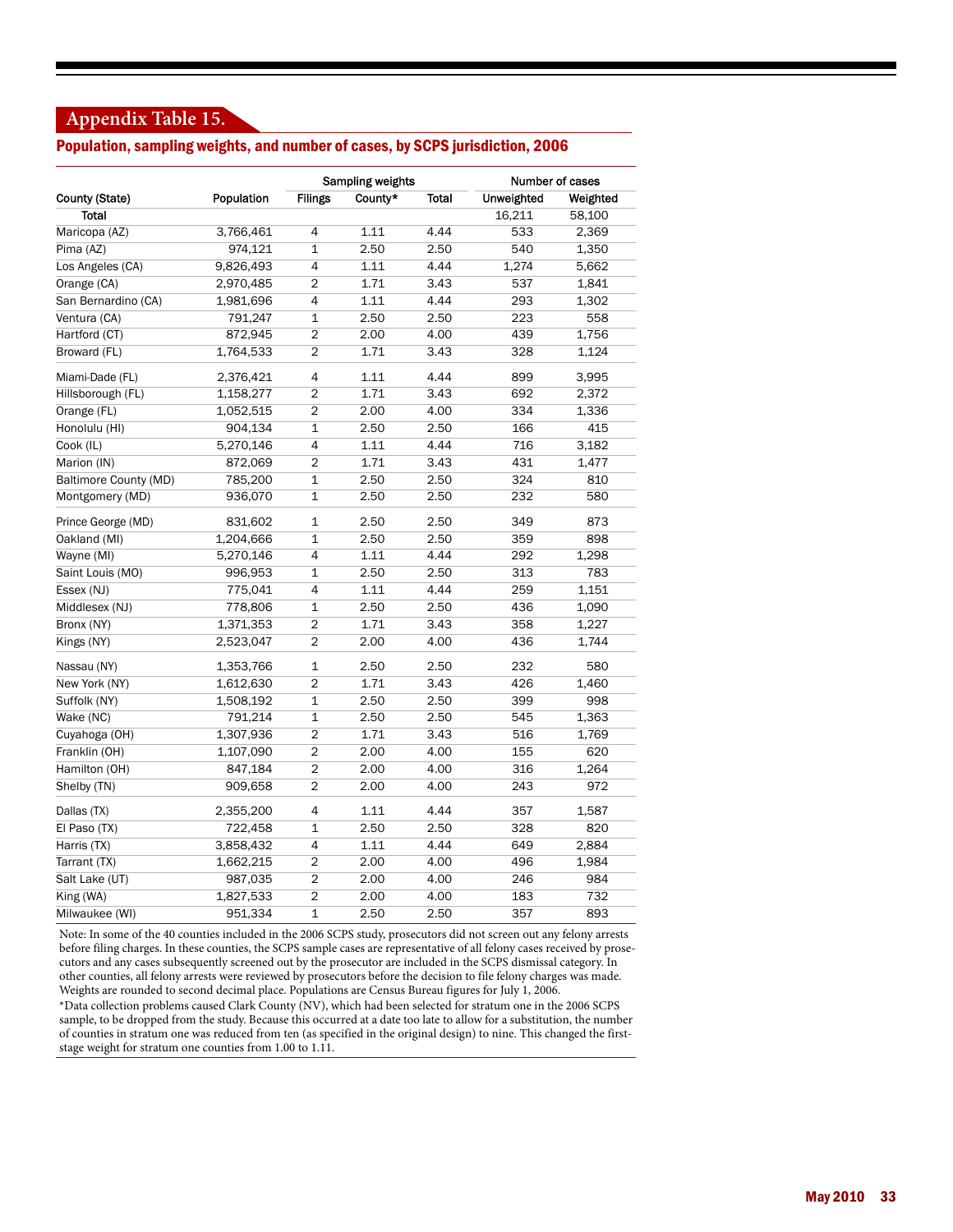## Appendix Table 15.

### Population, sampling weights, and number of cases, by SCPS jurisdiction, 2006

| County (State) | Population | Sampling weights | | | Number of cases | |
|---|---|---|---|---|---|---|
| | | Filings | County* | Total | Unweighted | Weighted |
| Total | | | | | 16,211 | 58,100 |
| Maricopa (AZ) | 3,766,461 | 4 | 1.11 | 4.44 | 533 | 2,369 |
| Pima (AZ) | 974,121 | 1 | 2.50 | 2.50 | 540 | 1,350 |
| Los Angeles (CA) | 9,826,493 | 4 | 1.11 | 4.44 | 1,274 | 5,662 |
| Orange (CA) | 2,970,485 | 2 | 1.71 | 3.43 | 537 | 1,841 |
| San Bernardino (CA) | 1,981,696 | 4 | 1.11 | 4.44 | 293 | 1,302 |
| Ventura (CA) | 791,247 | 1 | 2.50 | 2.50 | 223 | 558 |
| Hartford (CT) | 872,945 | 2 | 2.00 | 4.00 | 439 | 1,756 |
| Broward (FL) | 1,764,533 | 2 | 1.71 | 3.43 | 328 | 1,124 |
| Miami-Dade (FL) | 2,376,421 | 4 | 1.11 | 4.44 | 899 | 3,995 |
| Hillsborough (FL) | 1,158,277 | 2 | 1.71 | 3.43 | 692 | 2,372 |
| Orange (FL) | 1,052,515 | 2 | 2.00 | 4.00 | 334 | 1,336 |
| Honolulu (HI) | 904,134 | 1 | 2.50 | 2.50 | 166 | 415 |
| Cook (IL) | 5,270,146 | 4 | 1.11 | 4.44 | 716 | 3,182 |
| Marion (IN) | 872,069 | 2 | 1.71 | 3.43 | 431 | 1,477 |
| Baltimore County (MD) | 785,200 | 1 | 2.50 | 2.50 | 324 | 810 |
| Montgomery (MD) | 936,070 | 1 | 2.50 | 2.50 | 232 | 580 |
| Prince George (MD) | 831,602 | 1 | 2.50 | 2.50 | 349 | 873 |
| Oakland (MI) | 1,204,666 | 1 | 2.50 | 2.50 | 359 | 898 |
| Wayne (MI) | 5,270,146 | 4 | 1.11 | 4.44 | 292 | 1,298 |
| Saint Louis (MO) | 996,953 | 1 | 2.50 | 2.50 | 313 | 783 |
| Essex (NJ) | 775,041 | 4 | 1.11 | 4.44 | 259 | 1,151 |
| Middlesex (NJ) | 778,806 | 1 | 2.50 | 2.50 | 436 | 1,090 |
| Bronx (NY) | 1,371,353 | 2 | 1.71 | 3.43 | 358 | 1,227 |
| Kings (NY) | 2,523,047 | 2 | 2.00 | 4.00 | 436 | 1,744 |
| Nassau (NY) | 1,353,766 | 1 | 2.50 | 2.50 | 232 | 580 |
| New York (NY) | 1,612,630 | 2 | 1.71 | 3.43 | 426 | 1,460 |
| Suffolk (NY) | 1,508,192 | 1 | 2.50 | 2.50 | 399 | 998 |
| Wake (NC) | 791,214 | 1 | 2.50 | 2.50 | 545 | 1,363 |
| Cuyahoga (OH) | 1,307,936 | 2 | 1.71 | 3.43 | 516 | 1,769 |
| Franklin (OH) | 1,107,090 | 2 | 2.00 | 4.00 | 155 | 620 |
| Hamilton (OH) | 847,184 | 2 | 2.00 | 4.00 | 316 | 1,264 |
| Shelby (TN) | 909,658 | 2 | 2.00 | 4.00 | 243 | 972 |
| Dallas (TX) | 2,355,200 | 4 | 1.11 | 4.44 | 357 | 1,587 |
| El Paso (TX) | 722,458 | 1 | 2.50 | 2.50 | 328 | 820 |
| Harris (TX) | 3,858,432 | 4 | 1.11 | 4.44 | 649 | 2,884 |
| Tarrant (TX) | 1,662,215 | 2 | 2.00 | 4.00 | 496 | 1,984 |
| Salt Lake (UT) | 987,035 | 2 | 2.00 | 4.00 | 246 | 984 |
| King (WA) | 1,827,533 | 2 | 2.00 | 4.00 | 183 | 732 |
| Milwaukee (WI) | 951,334 | 1 | 2.50 | 2.50 | 357 | 893 |

Note: In some of the 40 counties included in the 2006 SCPS study, prosecutors did not screen out any felony arrests before filing charges. In these counties, the SCPS sample cases are representative of all felony cases received by prosecutors and any cases subsequently screened out by the prosecutor are included in the SCPS dismissal category. In other counties, all felony arrests were reviewed by prosecutors before the decision to file felony charges was made. Weights are rounded to second decimal place. Populations are Census Bureau figures for July 1, 2006.

*Data collection problems caused Clark County (NV), which had been selected for stratum one in the 2006 SCPS sample, to be dropped from the study. Because this occurred at a date too late to allow for a substitution, the number of counties in stratum one was reduced from ten (as specified in the original design) to nine. This changed the first-stage weight for stratum one counties from 1.00 to 1.11.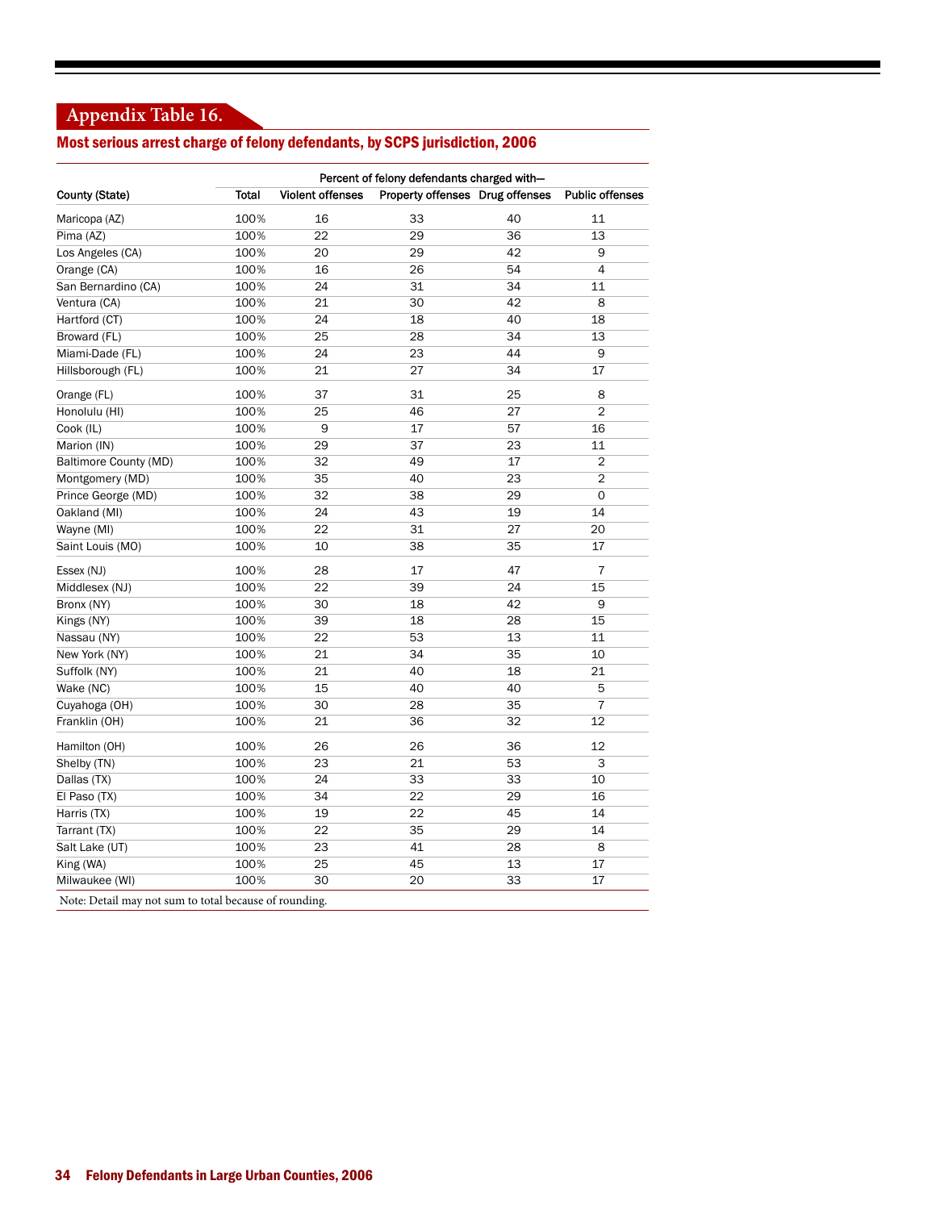## Appendix Table 16.

### Most serious arrest charge of felony defendants, by SCPS jurisdiction, 2006

| | | Percent of felony defendants charged with— | | | |
|---|---|---|---|---|---|
| County (State) | Total | Violent offenses | Property offenses | Drug offenses | Public offenses |
| Maricopa (AZ) | 100% | 16 | 33 | 40 | 11 |
| Pima (AZ) | 100% | 22 | 29 | 36 | 13 |
| Los Angeles (CA) | 100% | 20 | 29 | 42 | 9 |
| Orange (CA) | 100% | 16 | 26 | 54 | 4 |
| San Bernardino (CA) | 100% | 24 | 31 | 34 | 11 |
| Ventura (CA) | 100% | 21 | 30 | 42 | 8 |
| Hartford (CT) | 100% | 24 | 18 | 40 | 18 |
| Broward (FL) | 100% | 25 | 28 | 34 | 13 |
| Miami-Dade (FL) | 100% | 24 | 23 | 44 | 9 |
| Hillsborough (FL) | 100% | 21 | 27 | 34 | 17 |
| Orange (FL) | 100% | 37 | 31 | 25 | 8 |
| Honolulu (HI) | 100% | 25 | 46 | 27 | 2 |
| Cook (IL) | 100% | 9 | 17 | 57 | 16 |
| Marion (IN) | 100% | 29 | 37 | 23 | 11 |
| Baltimore County (MD) | 100% | 32 | 49 | 17 | 2 |
| Montgomery (MD) | 100% | 35 | 40 | 23 | 2 |
| Prince George (MD) | 100% | 32 | 38 | 29 | 0 |
| Oakland (MI) | 100% | 24 | 43 | 19 | 14 |
| Wayne (MI) | 100% | 22 | 31 | 27 | 20 |
| Saint Louis (MO) | 100% | 10 | 38 | 35 | 17 |
| Essex (NJ) | 100% | 28 | 17 | 47 | 7 |
| Middlesex (NJ) | 100% | 22 | 39 | 24 | 15 |
| Bronx (NY) | 100% | 30 | 18 | 42 | 9 |
| Kings (NY) | 100% | 39 | 18 | 28 | 15 |
| Nassau (NY) | 100% | 22 | 53 | 13 | 11 |
| New York (NY) | 100% | 21 | 34 | 35 | 10 |
| Suffolk (NY) | 100% | 21 | 40 | 18 | 21 |
| Wake (NC) | 100% | 15 | 40 | 40 | 5 |
| Cuyahoga (OH) | 100% | 30 | 28 | 35 | 7 |
| Franklin (OH) | 100% | 21 | 36 | 32 | 12 |
| Hamilton (OH) | 100% | 26 | 26 | 36 | 12 |
| Shelby (TN) | 100% | 23 | 21 | 53 | 3 |
| Dallas (TX) | 100% | 24 | 33 | 33 | 10 |
| El Paso (TX) | 100% | 34 | 22 | 29 | 16 |
| Harris (TX) | 100% | 19 | 22 | 45 | 14 |
| Tarrant (TX) | 100% | 22 | 35 | 29 | 14 |
| Salt Lake (UT) | 100% | 23 | 41 | 28 | 8 |
| King (WA) | 100% | 25 | 45 | 13 | 17 |
| Milwaukee (WI) | 100% | 30 | 20 | 33 | 17 |

Note: Detail may not sum to total because of rounding.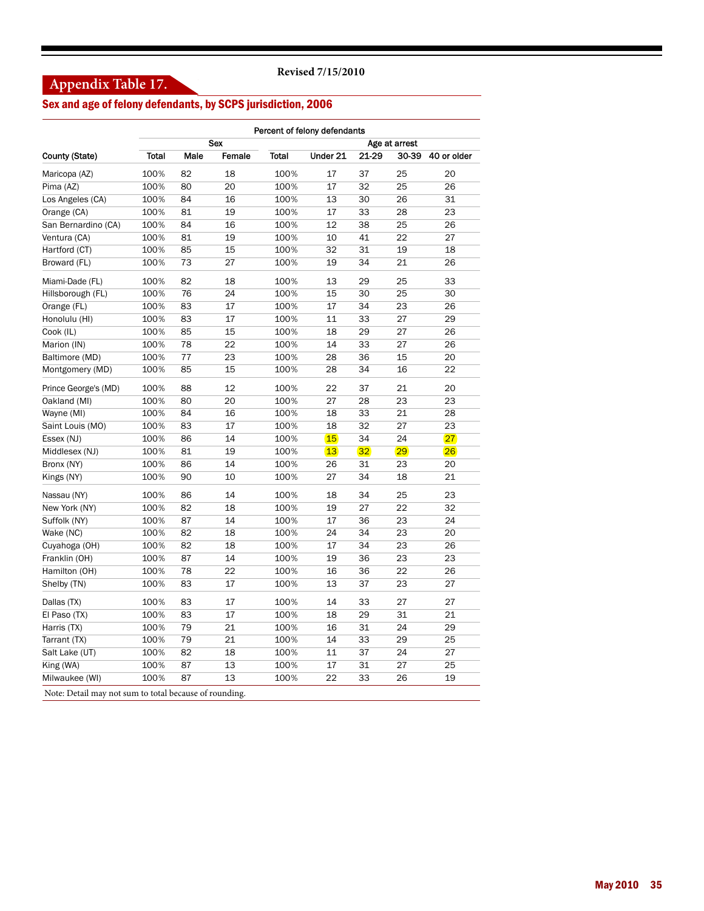Revised 7/15/2010

## Appendix Table 17.

### Sex and age of felony defendants, by SCPS jurisdiction, 2006

| | Percent of felony defendants | | | | | | | |
|---|---|---|---|---|---|---|---|---|
| | Sex | | | Age at arrest | | | | |
| County (State) | Total | Male | Female | Total | Under 21 | 21-29 | 30-39 | 40 or older |
| Maricopa (AZ) | 100% | 82 | 18 | 100% | 17 | 37 | 25 | 20 |
| Pima (AZ) | 100% | 80 | 20 | 100% | 17 | 32 | 25 | 26 |
| Los Angeles (CA) | 100% | 84 | 16 | 100% | 13 | 30 | 26 | 31 |
| Orange (CA) | 100% | 81 | 19 | 100% | 17 | 33 | 28 | 23 |
| San Bernardino (CA) | 100% | 84 | 16 | 100% | 12 | 38 | 25 | 26 |
| Ventura (CA) | 100% | 81 | 19 | 100% | 10 | 41 | 22 | 27 |
| Hartford (CT) | 100% | 85 | 15 | 100% | 32 | 31 | 19 | 18 |
| Broward (FL) | 100% | 73 | 27 | 100% | 19 | 34 | 21 | 26 |
| Miami-Dade (FL) | 100% | 82 | 18 | 100% | 13 | 29 | 25 | 33 |
| Hillsborough (FL) | 100% | 76 | 24 | 100% | 15 | 30 | 25 | 30 |
| Orange (FL) | 100% | 83 | 17 | 100% | 17 | 34 | 23 | 26 |
| Honolulu (HI) | 100% | 83 | 17 | 100% | 11 | 33 | 27 | 29 |
| Cook (IL) | 100% | 85 | 15 | 100% | 18 | 29 | 27 | 26 |
| Marion (IN) | 100% | 78 | 22 | 100% | 14 | 33 | 27 | 26 |
| Baltimore (MD) | 100% | 77 | 23 | 100% | 28 | 36 | 15 | 20 |
| Montgomery (MD) | 100% | 85 | 15 | 100% | 28 | 34 | 16 | 22 |
| Prince George's (MD) | 100% | 88 | 12 | 100% | 22 | 37 | 21 | 20 |
| Oakland (MI) | 100% | 80 | 20 | 100% | 27 | 28 | 23 | 23 |
| Wayne (MI) | 100% | 84 | 16 | 100% | 18 | 33 | 21 | 28 |
| Saint Louis (MO) | 100% | 83 | 17 | 100% | 18 | 32 | 27 | 23 |
| Essex (NJ) | 100% | 86 | 14 | 100% | 15 | 34 | 24 | 27 |
| Middlesex (NJ) | 100% | 81 | 19 | 100% | 13 | 32 | 29 | 26 |
| Bronx (NY) | 100% | 86 | 14 | 100% | 26 | 31 | 23 | 20 |
| Kings (NY) | 100% | 90 | 10 | 100% | 27 | 34 | 18 | 21 |
| Nassau (NY) | 100% | 86 | 14 | 100% | 18 | 34 | 25 | 23 |
| New York (NY) | 100% | 82 | 18 | 100% | 19 | 27 | 22 | 32 |
| Suffolk (NY) | 100% | 87 | 14 | 100% | 17 | 36 | 23 | 24 |
| Wake (NC) | 100% | 82 | 18 | 100% | 24 | 34 | 23 | 20 |
| Cuyahoga (OH) | 100% | 82 | 18 | 100% | 17 | 34 | 23 | 26 |
| Franklin (OH) | 100% | 87 | 14 | 100% | 19 | 36 | 23 | 23 |
| Hamilton (OH) | 100% | 78 | 22 | 100% | 16 | 36 | 22 | 26 |
| Shelby (TN) | 100% | 83 | 17 | 100% | 13 | 37 | 23 | 27 |
| Dallas (TX) | 100% | 83 | 17 | 100% | 14 | 33 | 27 | 27 |
| El Paso (TX) | 100% | 83 | 17 | 100% | 18 | 29 | 31 | 21 |
| Harris (TX) | 100% | 79 | 21 | 100% | 16 | 31 | 24 | 29 |
| Tarrant (TX) | 100% | 79 | 21 | 100% | 14 | 33 | 29 | 25 |
| Salt Lake (UT) | 100% | 82 | 18 | 100% | 11 | 37 | 24 | 27 |
| King (WA) | 100% | 87 | 13 | 100% | 17 | 31 | 27 | 25 |
| Milwaukee (WI) | 100% | 87 | 13 | 100% | 22 | 33 | 26 | 19 |

Note: Detail may not sum to total because of rounding.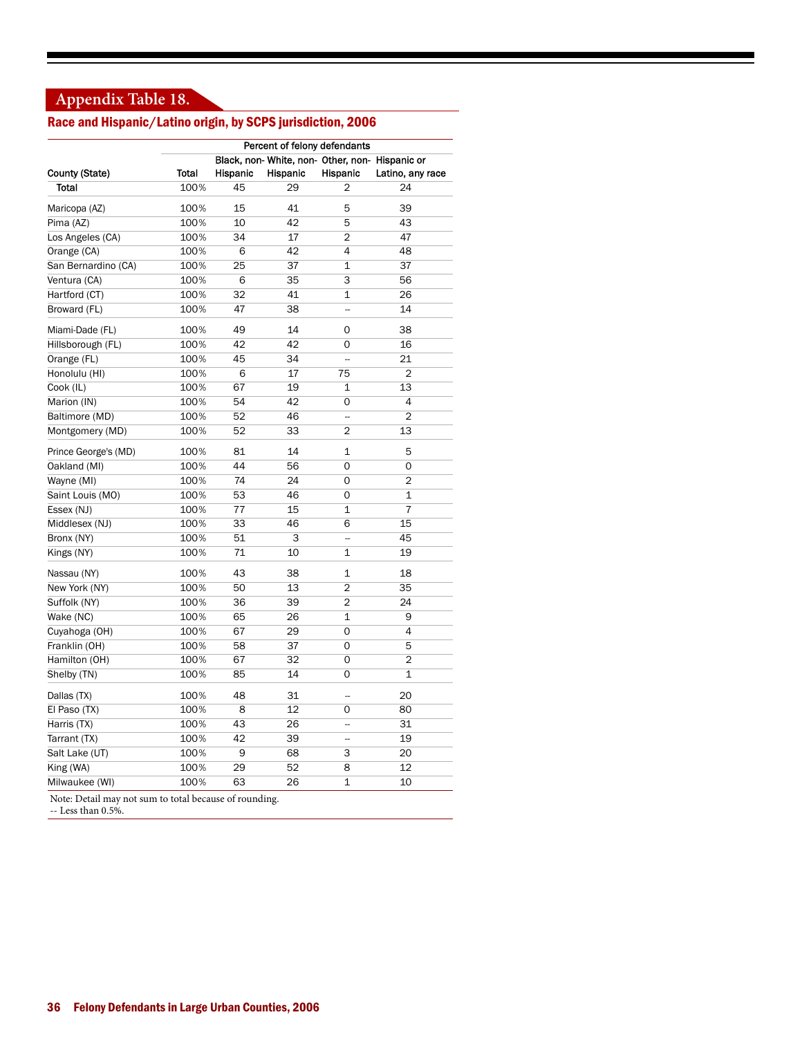## Appendix Table 18.

### Race and Hispanic/Latino origin, by SCPS jurisdiction, 2006

| County (State) | Percent of felony defendants | | | | |
|---|---|---|---|---|---|
| | Total | Black, non-Hispanic | White, non-Hispanic | Other, non-Hispanic | Hispanic or Latino, any race |
| **Total** | 100% | 45 | 29 | 2 | 24 |
| Maricopa (AZ) | 100% | 15 | 41 | 5 | 39 |
| Pima (AZ) | 100% | 10 | 42 | 5 | 43 |
| Los Angeles (CA) | 100% | 34 | 17 | 2 | 47 |
| Orange (CA) | 100% | 6 | 42 | 4 | 48 |
| San Bernardino (CA) | 100% | 25 | 37 | 1 | 37 |
| Ventura (CA) | 100% | 6 | 35 | 3 | 56 |
| Hartford (CT) | 100% | 32 | 41 | 1 | 26 |
| Broward (FL) | 100% | 47 | 38 | -- | 14 |
| Miami-Dade (FL) | 100% | 49 | 14 | 0 | 38 |
| Hillsborough (FL) | 100% | 42 | 42 | 0 | 16 |
| Orange (FL) | 100% | 45 | 34 | -- | 21 |
| Honolulu (HI) | 100% | 6 | 17 | 75 | 2 |
| Cook (IL) | 100% | 67 | 19 | 1 | 13 |
| Marion (IN) | 100% | 54 | 42 | 0 | 4 |
| Baltimore (MD) | 100% | 52 | 46 | -- | 2 |
| Montgomery (MD) | 100% | 52 | 33 | 2 | 13 |
| Prince George's (MD) | 100% | 81 | 14 | 1 | 5 |
| Oakland (MI) | 100% | 44 | 56 | 0 | 0 |
| Wayne (MI) | 100% | 74 | 24 | 0 | 2 |
| Saint Louis (MO) | 100% | 53 | 46 | 0 | 1 |
| Essex (NJ) | 100% | 77 | 15 | 1 | 7 |
| Middlesex (NJ) | 100% | 33 | 46 | 6 | 15 |
| Bronx (NY) | 100% | 51 | 3 | -- | 45 |
| Kings (NY) | 100% | 71 | 10 | 1 | 19 |
| Nassau (NY) | 100% | 43 | 38 | 1 | 18 |
| New York (NY) | 100% | 50 | 13 | 2 | 35 |
| Suffolk (NY) | 100% | 36 | 39 | 2 | 24 |
| Wake (NC) | 100% | 65 | 26 | 1 | 9 |
| Cuyahoga (OH) | 100% | 67 | 29 | 0 | 4 |
| Franklin (OH) | 100% | 58 | 37 | 0 | 5 |
| Hamilton (OH) | 100% | 67 | 32 | 0 | 2 |
| Shelby (TN) | 100% | 85 | 14 | 0 | 1 |
| Dallas (TX) | 100% | 48 | 31 | -- | 20 |
| El Paso (TX) | 100% | 8 | 12 | 0 | 80 |
| Harris (TX) | 100% | 43 | 26 | -- | 31 |
| Tarrant (TX) | 100% | 42 | 39 | -- | 19 |
| Salt Lake (UT) | 100% | 9 | 68 | 3 | 20 |
| King (WA) | 100% | 29 | 52 | 8 | 12 |
| Milwaukee (WI) | 100% | 63 | 26 | 1 | 10 |

Note: Detail may not sum to total because of rounding.
-- Less than 0.5%.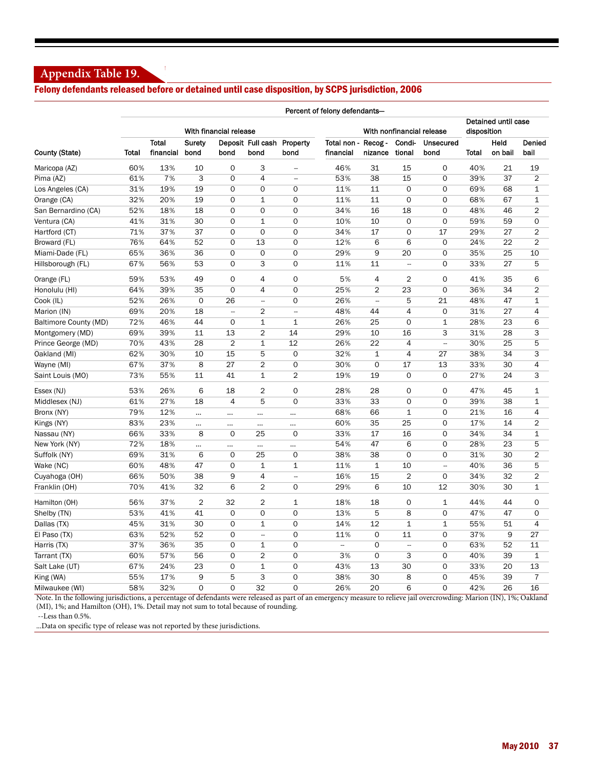## Appendix Table 19.

### Felony defendants released before or detained until case disposition, by SCPS jurisdiction, 2006

| | Percent of felony defendants— | | | | | | | | | | | | | |
|---|---|---|---|---|---|---|---|---|---|---|---|---|---|---|
| | | With financial release | | | | | | With nonfinancial release | | | | Detained until case disposition | | |
| County (State) | Total | Total financial | Surety bond | Deposit bond | Full cash bond | Property bond | Total non-financial | Recog-nizance | Condi-tional | Unsecured bond | Total | Held on bail | Denied bail |
| Maricopa (AZ) | 60% | 13% | 10 | 0 | 3 | -- | 46% | 31 | 15 | 0 | 40% | 21 | 19 |
| Pima (AZ) | 61% | 7% | 3 | 0 | 4 | -- | 53% | 38 | 15 | 0 | 39% | 37 | 2 |
| Los Angeles (CA) | 31% | 19% | 19 | 0 | 0 | 0 | 11% | 11 | 0 | 0 | 69% | 68 | 1 |
| Orange (CA) | 32% | 20% | 19 | 0 | 1 | 0 | 11% | 11 | 0 | 0 | 68% | 67 | 1 |
| San Bernardino (CA) | 52% | 18% | 18 | 0 | 0 | 0 | 34% | 16 | 18 | 0 | 48% | 46 | 2 |
| Ventura (CA) | 41% | 31% | 30 | 0 | 1 | 0 | 10% | 10 | 0 | 0 | 59% | 59 | 0 |
| Hartford (CT) | 71% | 37% | 37 | 0 | 0 | 0 | 34% | 17 | 0 | 17 | 29% | 27 | 2 |
| Broward (FL) | 76% | 64% | 52 | 0 | 13 | 0 | 12% | 6 | 6 | 0 | 24% | 22 | 2 |
| Miami-Dade (FL) | 65% | 36% | 36 | 0 | 0 | 0 | 29% | 9 | 20 | 0 | 35% | 25 | 10 |
| Hillsborough (FL) | 67% | 56% | 53 | 0 | 3 | 0 | 11% | 11 | -- | 0 | 33% | 27 | 5 |
| Orange (FL) | 59% | 53% | 49 | 0 | 4 | 0 | 5% | 4 | 2 | 0 | 41% | 35 | 6 |
| Honolulu (HI) | 64% | 39% | 35 | 0 | 4 | 0 | 25% | 2 | 23 | 0 | 36% | 34 | 2 |
| Cook (IL) | 52% | 26% | 0 | 26 | -- | 0 | 26% | -- | 5 | 21 | 48% | 47 | 1 |
| Marion (IN) | 69% | 20% | 18 | -- | 2 | -- | 48% | 44 | 4 | 0 | 31% | 27 | 4 |
| Baltimore County (MD) | 72% | 46% | 44 | 0 | 1 | 1 | 26% | 25 | 0 | 1 | 28% | 23 | 6 |
| Montgomery (MD) | 69% | 39% | 11 | 13 | 2 | 14 | 29% | 10 | 16 | 3 | 31% | 28 | 3 |
| Prince George (MD) | 70% | 43% | 28 | 2 | 1 | 12 | 26% | 22 | 4 | -- | 30% | 25 | 5 |
| Oakland (MI) | 62% | 30% | 10 | 15 | 5 | 0 | 32% | 1 | 4 | 27 | 38% | 34 | 3 |
| Wayne (MI) | 67% | 37% | 8 | 27 | 2 | 0 | 30% | 0 | 17 | 13 | 33% | 30 | 4 |
| Saint Louis (MO) | 73% | 55% | 11 | 41 | 1 | 2 | 19% | 19 | 0 | 0 | 27% | 24 | 3 |
| Essex (NJ) | 53% | 26% | 6 | 18 | 2 | 0 | 28% | 28 | 0 | 0 | 47% | 45 | 1 |
| Middlesex (NJ) | 61% | 27% | 18 | 4 | 5 | 0 | 33% | 33 | 0 | 0 | 39% | 38 | 1 |
| Bronx (NY) | 79% | 12% | ... | ... | ... | ... | 68% | 66 | 1 | 0 | 21% | 16 | 4 |
| Kings (NY) | 83% | 23% | ... | ... | ... | ... | 60% | 35 | 25 | 0 | 17% | 14 | 2 |
| Nassau (NY) | 66% | 33% | 8 | 0 | 25 | 0 | 33% | 17 | 16 | 0 | 34% | 34 | 1 |
| New York (NY) | 72% | 18% | ... | ... | ... | ... | 54% | 47 | 6 | 0 | 28% | 23 | 5 |
| Suffolk (NY) | 69% | 31% | 6 | 0 | 25 | 0 | 38% | 38 | 0 | 0 | 31% | 30 | 2 |
| Wake (NC) | 60% | 48% | 47 | 0 | 1 | 1 | 11% | 1 | 10 | -- | 40% | 36 | 5 |
| Cuyahoga (OH) | 66% | 50% | 38 | 9 | 4 | -- | 16% | 15 | 2 | 0 | 34% | 32 | 2 |
| Franklin (OH) | 70% | 41% | 32 | 6 | 2 | 0 | 29% | 6 | 10 | 12 | 30% | 30 | 1 |
| Hamilton (OH) | 56% | 37% | 2 | 32 | 2 | 1 | 18% | 18 | 0 | 1 | 44% | 44 | 0 |
| Shelby (TN) | 53% | 41% | 41 | 0 | 0 | 0 | 13% | 5 | 8 | 0 | 47% | 47 | 0 |
| Dallas (TX) | 45% | 31% | 30 | 0 | 1 | 0 | 14% | 12 | 1 | 1 | 55% | 51 | 4 |
| El Paso (TX) | 63% | 52% | 52 | 0 | -- | 0 | 11% | 0 | 11 | 0 | 37% | 9 | 27 |
| Harris (TX) | 37% | 36% | 35 | 0 | 1 | 0 | -- | 0 | -- | 0 | 63% | 52 | 11 |
| Tarrant (TX) | 60% | 57% | 56 | 0 | 2 | 0 | 3% | 0 | 3 | 0 | 40% | 39 | 1 |
| Salt Lake (UT) | 67% | 24% | 23 | 0 | 1 | 0 | 43% | 13 | 30 | 0 | 33% | 20 | 13 |
| King (WA) | 55% | 17% | 9 | 5 | 3 | 0 | 38% | 30 | 8 | 0 | 45% | 39 | 7 |
| Milwaukee (WI) | 58% | 32% | 0 | 0 | 32 | 0 | 26% | 20 | 6 | 0 | 42% | 26 | 16 |

Note. In the following jurisdictions, a percentage of defendants were released as part of an emergency measure to relieve jail overcrowding: Marion (IN), 1%; Oakland (MI), 1%; and Hamilton (OH), 1%. Detail may not sum to total because of rounding.

--Less than 0.5%.

...Data on specific type of release was not reported by these jurisdictions.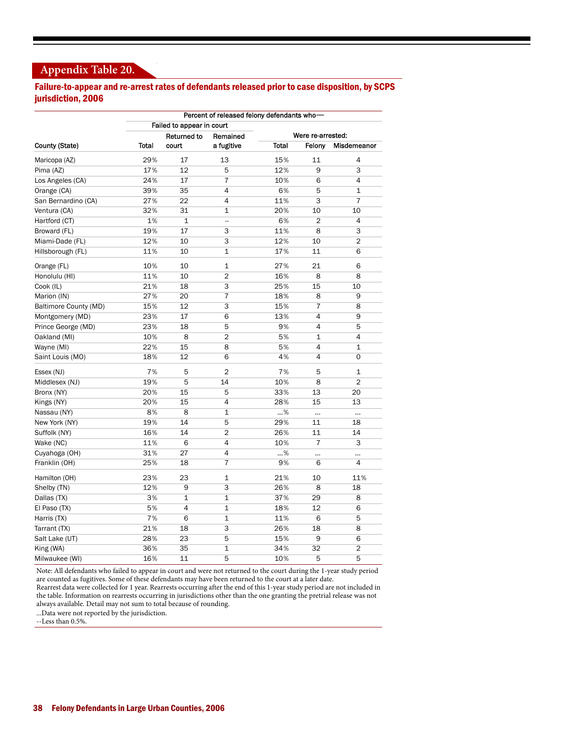## Appendix Table 20.

**Failure-to-appear and re-arrest rates of defendants released prior to case disposition, by SCPS jurisdiction, 2006**

| | Percent of released felony defendants who— | | | | | |
|---|---|---|---|---|---|---|
| | Failed to appear in court | | | Were re-arrested: | | |
| County (State) | Total | Returned to court | Remained a fugitive | Total | Felony | Misdemeanor |
| Maricopa (AZ) | 29% | 17 | 13 | 15% | 11 | 4 |
| Pima (AZ) | 17% | 12 | 5 | 12% | 9 | 3 |
| Los Angeles (CA) | 24% | 17 | 7 | 10% | 6 | 4 |
| Orange (CA) | 39% | 35 | 4 | 6% | 5 | 1 |
| San Bernardino (CA) | 27% | 22 | 4 | 11% | 3 | 7 |
| Ventura (CA) | 32% | 31 | 1 | 20% | 10 | 10 |
| Hartford (CT) | 1% | 1 | -- | 6% | 2 | 4 |
| Broward (FL) | 19% | 17 | 3 | 11% | 8 | 3 |
| Miami-Dade (FL) | 12% | 10 | 3 | 12% | 10 | 2 |
| Hillsborough (FL) | 11% | 10 | 1 | 17% | 11 | 6 |
| Orange (FL) | 10% | 10 | 1 | 27% | 21 | 6 |
| Honolulu (HI) | 11% | 10 | 2 | 16% | 8 | 8 |
| Cook (IL) | 21% | 18 | 3 | 25% | 15 | 10 |
| Marion (IN) | 27% | 20 | 7 | 18% | 8 | 9 |
| Baltimore County (MD) | 15% | 12 | 3 | 15% | 7 | 8 |
| Montgomery (MD) | 23% | 17 | 6 | 13% | 4 | 9 |
| Prince George (MD) | 23% | 18 | 5 | 9% | 4 | 5 |
| Oakland (MI) | 10% | 8 | 2 | 5% | 1 | 4 |
| Wayne (MI) | 22% | 15 | 8 | 5% | 4 | 1 |
| Saint Louis (MO) | 18% | 12 | 6 | 4% | 4 | 0 |
| Essex (NJ) | 7% | 5 | 2 | 7% | 5 | 1 |
| Middlesex (NJ) | 19% | 5 | 14 | 10% | 8 | 2 |
| Bronx (NY) | 20% | 15 | 5 | 33% | 13 | 20 |
| Kings (NY) | 20% | 15 | 4 | 28% | 15 | 13 |
| Nassau (NY) | 8% | 8 | 1 | …% | … | … |
| New York (NY) | 19% | 14 | 5 | 29% | 11 | 18 |
| Suffolk (NY) | 16% | 14 | 2 | 26% | 11 | 14 |
| Wake (NC) | 11% | 6 | 4 | 10% | 7 | 3 |
| Cuyahoga (OH) | 31% | 27 | 4 | …% | … | … |
| Franklin (OH) | 25% | 18 | 7 | 9% | 6 | 4 |
| Hamilton (OH) | 23% | 23 | 1 | 21% | 10 | 11% |
| Shelby (TN) | 12% | 9 | 3 | 26% | 8 | 18 |
| Dallas (TX) | 3% | 1 | 1 | 37% | 29 | 8 |
| El Paso (TX) | 5% | 4 | 1 | 18% | 12 | 6 |
| Harris (TX) | 7% | 6 | 1 | 11% | 6 | 5 |
| Tarrant (TX) | 21% | 18 | 3 | 26% | 18 | 8 |
| Salt Lake (UT) | 28% | 23 | 5 | 15% | 9 | 6 |
| King (WA) | 36% | 35 | 1 | 34% | 32 | 2 |
| Milwaukee (WI) | 16% | 11 | 5 | 10% | 5 | 5 |

Note: All defendants who failed to appear in court and were not returned to the court during the 1-year study period are counted as fugitives. Some of these defendants may have been returned to the court at a later date.
Rearrest data were collected for 1 year. Rearrests occurring after the end of this 1-year study period are not included in the table. Information on rearrests occurring in jurisdictions other than the one granting the pretrial release was not always available. Detail may not sum to total because of rounding.
...Data were not reported by the jurisdiction.
--Less than 0.5%.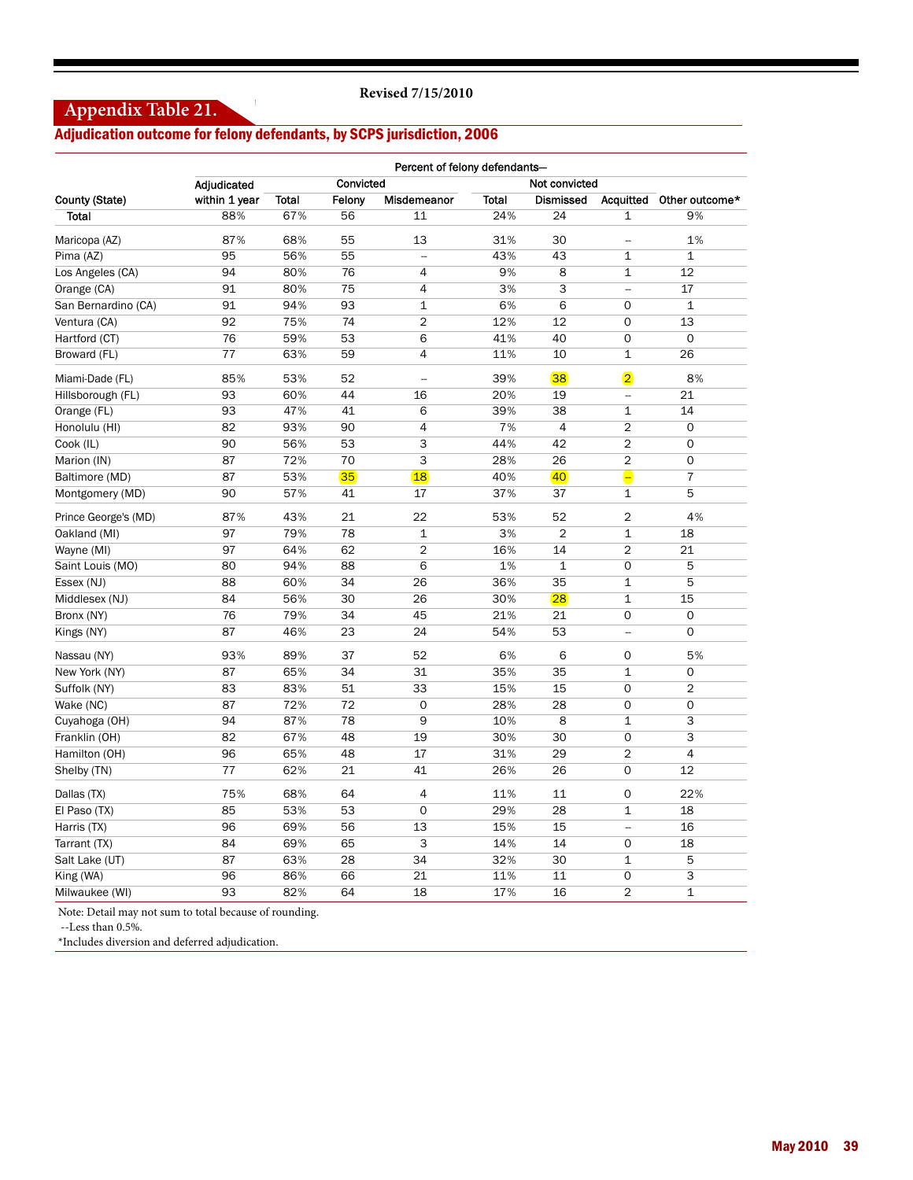Revised 7/15/2010

## Appendix Table 21.

### Adjudication outcome for felony defendants, by SCPS jurisdiction, 2006

| | Percent of felony defendants— | | | | | | | |
|---|---|---|---|---|---|---|---|---|
| | Adjudicated | Convicted | | | Not convicted | | | |
| County (State) | within 1 year | Total | Felony | Misdemeanor | Total | Dismissed | Acquitted | Other outcome* |
| Total | 88% | 67% | 56 | 11 | 24% | 24 | 1 | 9% |
| Maricopa (AZ) | 87% | 68% | 55 | 13 | 31% | 30 | -- | 1% |
| Pima (AZ) | 95 | 56% | 55 | -- | 43% | 43 | 1 | 1 |
| Los Angeles (CA) | 94 | 80% | 76 | 4 | 9% | 8 | 1 | 12 |
| Orange (CA) | 91 | 80% | 75 | 4 | 3% | 3 | -- | 17 |
| San Bernardino (CA) | 91 | 94% | 93 | 1 | 6% | 6 | 0 | 1 |
| Ventura (CA) | 92 | 75% | 74 | 2 | 12% | 12 | 0 | 13 |
| Hartford (CT) | 76 | 59% | 53 | 6 | 41% | 40 | 0 | 0 |
| Broward (FL) | 77 | 63% | 59 | 4 | 11% | 10 | 1 | 26 |
| Miami-Dade (FL) | 85% | 53% | 52 | -- | 39% | 38 | 2 | 8% |
| Hillsborough (FL) | 93 | 60% | 44 | 16 | 20% | 19 | -- | 21 |
| Orange (FL) | 93 | 47% | 41 | 6 | 39% | 38 | 1 | 14 |
| Honolulu (HI) | 82 | 93% | 90 | 4 | 7% | 4 | 2 | 0 |
| Cook (IL) | 90 | 56% | 53 | 3 | 44% | 42 | 2 | 0 |
| Marion (IN) | 87 | 72% | 70 | 3 | 28% | 26 | 2 | 0 |
| Baltimore (MD) | 87 | 53% | 35 | 18 | 40% | 40 | -- | 7 |
| Montgomery (MD) | 90 | 57% | 41 | 17 | 37% | 37 | 1 | 5 |
| Prince George's (MD) | 87% | 43% | 21 | 22 | 53% | 52 | 2 | 4% |
| Oakland (MI) | 97 | 79% | 78 | 1 | 3% | 2 | 1 | 18 |
| Wayne (MI) | 97 | 64% | 62 | 2 | 16% | 14 | 2 | 21 |
| Saint Louis (MO) | 80 | 94% | 88 | 6 | 1% | 1 | 0 | 5 |
| Essex (NJ) | 88 | 60% | 34 | 26 | 36% | 35 | 1 | 5 |
| Middlesex (NJ) | 84 | 56% | 30 | 26 | 30% | 28 | 1 | 15 |
| Bronx (NY) | 76 | 79% | 34 | 45 | 21% | 21 | 0 | 0 |
| Kings (NY) | 87 | 46% | 23 | 24 | 54% | 53 | -- | 0 |
| Nassau (NY) | 93% | 89% | 37 | 52 | 6% | 6 | 0 | 5% |
| New York (NY) | 87 | 65% | 34 | 31 | 35% | 35 | 1 | 0 |
| Suffolk (NY) | 83 | 83% | 51 | 33 | 15% | 15 | 0 | 2 |
| Wake (NC) | 87 | 72% | 72 | 0 | 28% | 28 | 0 | 0 |
| Cuyahoga (OH) | 94 | 87% | 78 | 9 | 10% | 8 | 1 | 3 |
| Franklin (OH) | 82 | 67% | 48 | 19 | 30% | 30 | 0 | 3 |
| Hamilton (OH) | 96 | 65% | 48 | 17 | 31% | 29 | 2 | 4 |
| Shelby (TN) | 77 | 62% | 21 | 41 | 26% | 26 | 0 | 12 |
| Dallas (TX) | 75% | 68% | 64 | 4 | 11% | 11 | 0 | 22% |
| El Paso (TX) | 85 | 53% | 53 | 0 | 29% | 28 | 1 | 18 |
| Harris (TX) | 96 | 69% | 56 | 13 | 15% | 15 | -- | 16 |
| Tarrant (TX) | 84 | 69% | 65 | 3 | 14% | 14 | 0 | 18 |
| Salt Lake (UT) | 87 | 63% | 28 | 34 | 32% | 30 | 1 | 5 |
| King (WA) | 96 | 86% | 66 | 21 | 11% | 11 | 0 | 3 |
| Milwaukee (WI) | 93 | 82% | 64 | 18 | 17% | 16 | 2 | 1 |

Note: Detail may not sum to total because of rounding.

--Less than 0.5%.

*Includes diversion and deferred adjudication.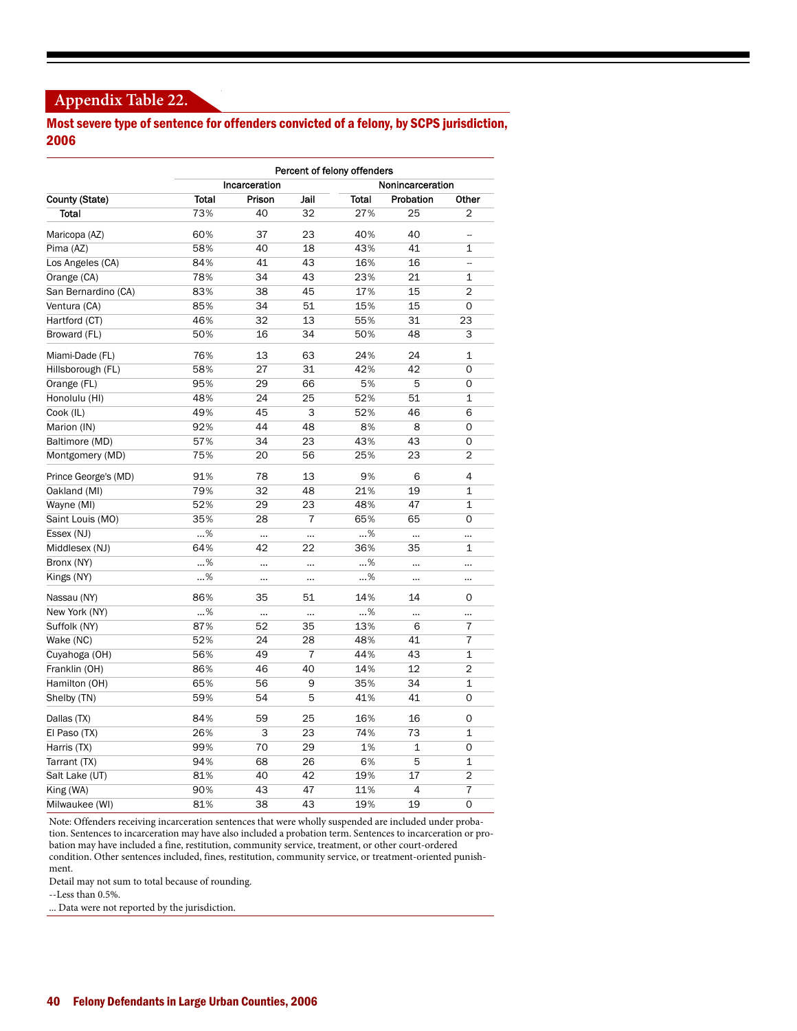## Appendix Table 22.

### Most severe type of sentence for offenders convicted of a felony, by SCPS jurisdiction, 2006

| | Percent of felony offenders | | | | | |
|---|---|---|---|---|---|---|
| | Incarceration | | | Nonincarceration | | |
| County (State) | Total | Prison | Jail | Total | Probation | Other |
| Total | 73% | 40 | 32 | 27% | 25 | 2 |
| Maricopa (AZ) | 60% | 37 | 23 | 40% | 40 | -- |
| Pima (AZ) | 58% | 40 | 18 | 43% | 41 | 1 |
| Los Angeles (CA) | 84% | 41 | 43 | 16% | 16 | -- |
| Orange (CA) | 78% | 34 | 43 | 23% | 21 | 1 |
| San Bernardino (CA) | 83% | 38 | 45 | 17% | 15 | 2 |
| Ventura (CA) | 85% | 34 | 51 | 15% | 15 | 0 |
| Hartford (CT) | 46% | 32 | 13 | 55% | 31 | 23 |
| Broward (FL) | 50% | 16 | 34 | 50% | 48 | 3 |
| Miami-Dade (FL) | 76% | 13 | 63 | 24% | 24 | 1 |
| Hillsborough (FL) | 58% | 27 | 31 | 42% | 42 | 0 |
| Orange (FL) | 95% | 29 | 66 | 5% | 5 | 0 |
| Honolulu (HI) | 48% | 24 | 25 | 52% | 51 | 1 |
| Cook (IL) | 49% | 45 | 3 | 52% | 46 | 6 |
| Marion (IN) | 92% | 44 | 48 | 8% | 8 | 0 |
| Baltimore (MD) | 57% | 34 | 23 | 43% | 43 | 0 |
| Montgomery (MD) | 75% | 20 | 56 | 25% | 23 | 2 |
| Prince George's (MD) | 91% | 78 | 13 | 9% | 6 | 4 |
| Oakland (MI) | 79% | 32 | 48 | 21% | 19 | 1 |
| Wayne (MI) | 52% | 29 | 23 | 48% | 47 | 1 |
| Saint Louis (MO) | 35% | 28 | 7 | 65% | 65 | 0 |
| Essex (NJ) | …% | … | … | …% | … | … |
| Middlesex (NJ) | 64% | 42 | 22 | 36% | 35 | 1 |
| Bronx (NY) | …% | … | … | …% | … | … |
| Kings (NY) | …% | … | … | …% | … | … |
| Nassau (NY) | 86% | 35 | 51 | 14% | 14 | 0 |
| New York (NY) | …% | … | … | …% | … | … |
| Suffolk (NY) | 87% | 52 | 35 | 13% | 6 | 7 |
| Wake (NC) | 52% | 24 | 28 | 48% | 41 | 7 |
| Cuyahoga (OH) | 56% | 49 | 7 | 44% | 43 | 1 |
| Franklin (OH) | 86% | 46 | 40 | 14% | 12 | 2 |
| Hamilton (OH) | 65% | 56 | 9 | 35% | 34 | 1 |
| Shelby (TN) | 59% | 54 | 5 | 41% | 41 | 0 |
| Dallas (TX) | 84% | 59 | 25 | 16% | 16 | 0 |
| El Paso (TX) | 26% | 3 | 23 | 74% | 73 | 1 |
| Harris (TX) | 99% | 70 | 29 | 1% | 1 | 0 |
| Tarrant (TX) | 94% | 68 | 26 | 6% | 5 | 1 |
| Salt Lake (UT) | 81% | 40 | 42 | 19% | 17 | 2 |
| King (WA) | 90% | 43 | 47 | 11% | 4 | 7 |
| Milwaukee (WI) | 81% | 38 | 43 | 19% | 19 | 0 |

Note: Offenders receiving incarceration sentences that were wholly suspended are included under probation. Sentences to incarceration may have also included a probation term. Sentences to incarceration or probation may have included a fine, restitution, community service, treatment, or other court-ordered condition. Other sentences included, fines, restitution, community service, or treatment-oriented punishment.

Detail may not sum to total because of rounding.

--Less than 0.5%.

... Data were not reported by the jurisdiction.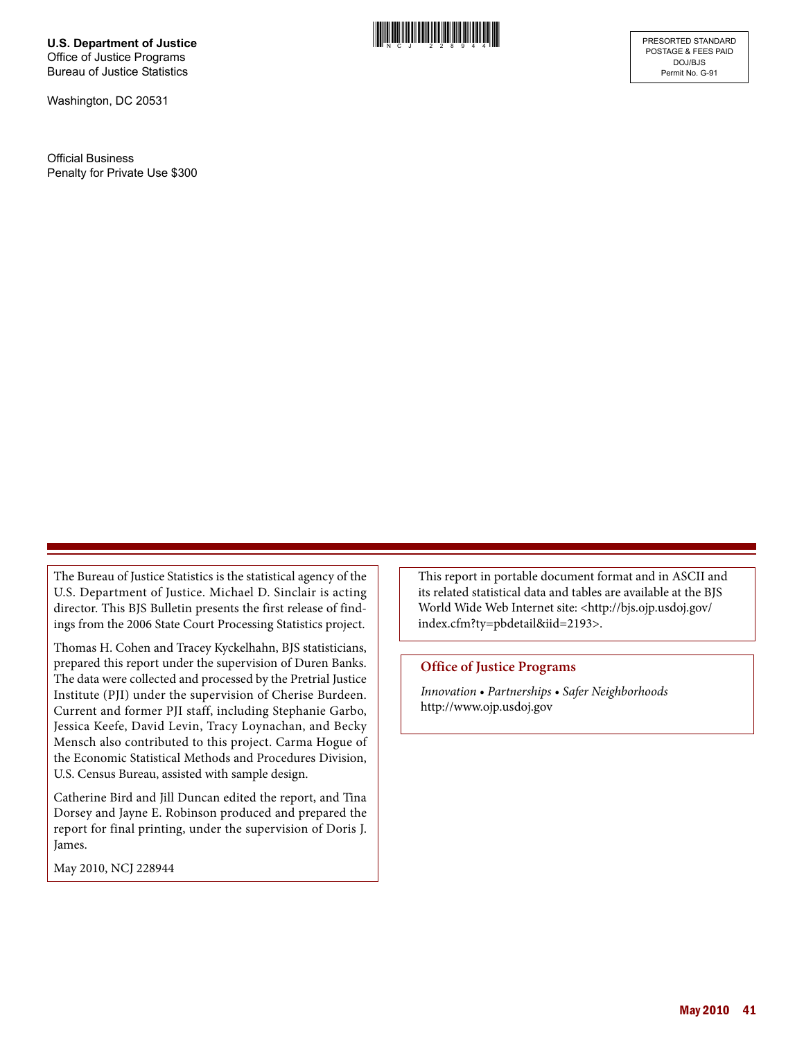**U.S. Department of Justice**
Office of Justice Programs
Bureau of Justice Statistics

Washington, DC 20531

Official Business
Penalty for Private Use $300

PRESORTED STANDARD
POSTAGE & FEES PAID
DOJ/BJS
Permit No. G-91

The Bureau of Justice Statistics is the statistical agency of the U.S. Department of Justice. Michael D. Sinclair is acting director. This BJS Bulletin presents the first release of findings from the 2006 State Court Processing Statistics project.

Thomas H. Cohen and Tracey Kyckelhahn, BJS statisticians, prepared this report under the supervision of Duren Banks. The data were collected and processed by the Pretrial Justice Institute (PJI) under the supervision of Cherise Burdeen. Current and former PJI staff, including Stephanie Garbo, Jessica Keefe, David Levin, Tracy Loynachan, and Becky Mensch also contributed to this project. Carma Hogue of the Economic Statistical Methods and Procedures Division, U.S. Census Bureau, assisted with sample design.

Catherine Bird and Jill Duncan edited the report, and Tina Dorsey and Jayne E. Robinson produced and prepared the report for final printing, under the supervision of Doris J. James.

May 2010, NCJ 228944

This report in portable document format and in ASCII and its related statistical data and tables are available at the BJS World Wide Web Internet site: <http://bjs.ojp.usdoj.gov/index.cfm?ty=pbdetail&iid=2193>.

**Office of Justice Programs**

*Innovation • Partnerships • Safer Neighborhoods*
http://www.ojp.usdoj.gov